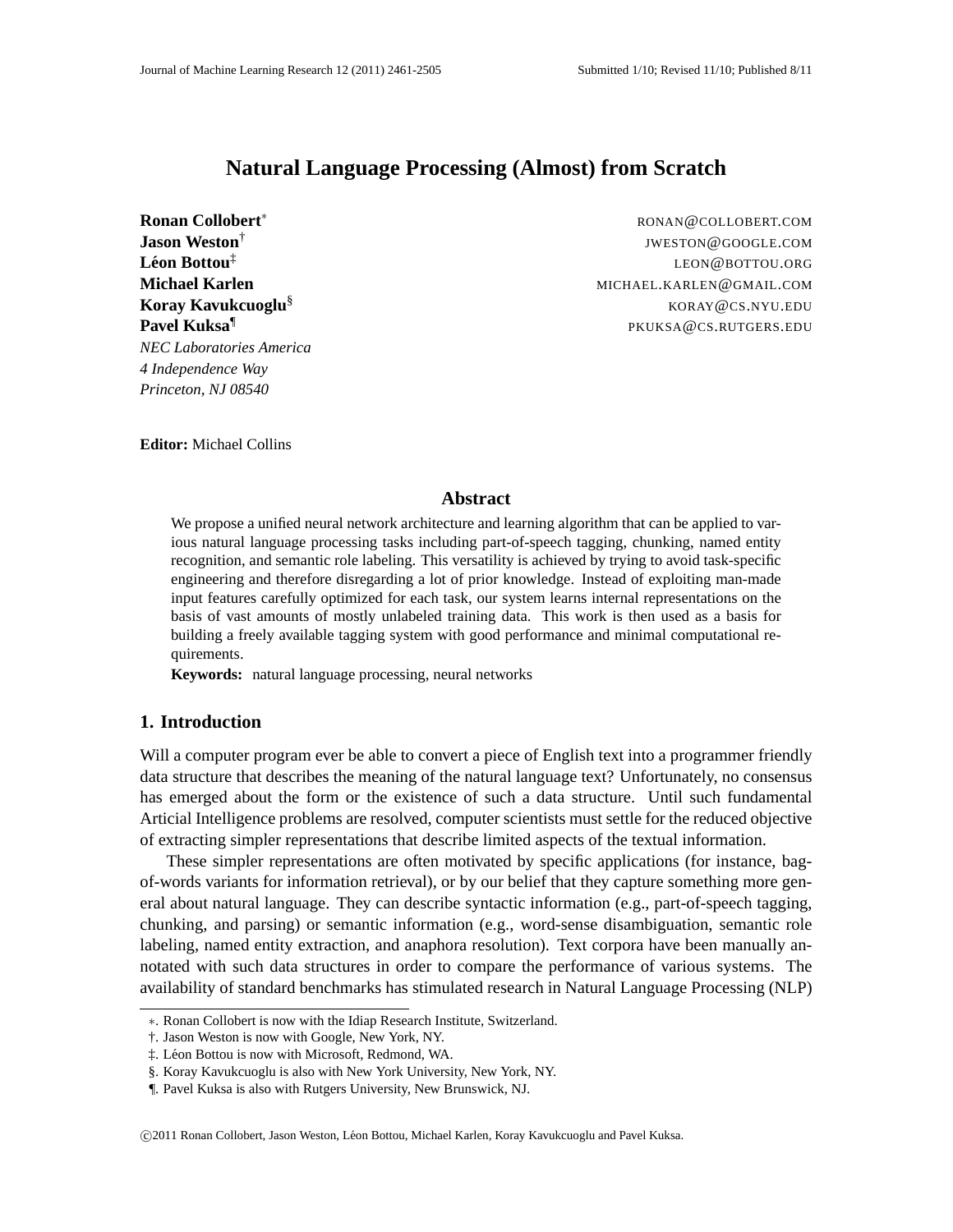# Natural Language Processing (Almost) from Scratch

**Ronan Collobert**[*] RONAN@COLLOBERT.COM
**Jason Weston**[†] JWESTON@GOOGLE.COM
**Léon Bottou**[‡] LEON@BOTTOU.ORG
**Michael Karlen** MICHAEL.KARLEN@GMAIL.COM
**Koray Kavukcuoglu**[§] KORAY@CS.NYU.EDU
**Pavel Kuksa**[¶] PKUKSA@CS.RUTGERS.EDU

*NEC Laboratories America*
*4 Independence Way*
*Princeton, NJ 08540*

**Editor:** Michael Collins

## Abstract

We propose a unified neural network architecture and learning algorithm that can be applied to various natural language processing tasks including part-of-speech tagging, chunking, named entity recognition, and semantic role labeling. This versatility is achieved by trying to avoid task-specific engineering and therefore disregarding a lot of prior knowledge. Instead of exploiting man-made input features carefully optimized for each task, our system learns internal representations on the basis of vast amounts of mostly unlabeled training data. This work is then used as a basis for building a freely available tagging system with good performance and minimal computational requirements.

**Keywords:** natural language processing, neural networks

## 1. Introduction

Will a computer program ever be able to convert a piece of English text into a programmer friendly data structure that describes the meaning of the natural language text? Unfortunately, no consensus has emerged about the form or the existence of such a data structure. Until such fundamental Articial Intelligence problems are resolved, computer scientists must settle for the reduced objective of extracting simpler representations that describe limited aspects of the textual information.

These simpler representations are often motivated by specific applications (for instance, bag-of-words variants for information retrieval), or by our belief that they capture something more general about natural language. They can describe syntactic information (e.g., part-of-speech tagging, chunking, and parsing) or semantic information (e.g., word-sense disambiguation, semantic role labeling, named entity extraction, and anaphora resolution). Text corpora have been manually annotated with such data structures in order to compare the performance of various systems. The availability of standard benchmarks has stimulated research in Natural Language Processing (NLP)

---

[*]. Ronan Collobert is now with the Idiap Research Institute, Switzerland.
[†]. Jason Weston is now with Google, New York, NY.
[‡]. Léon Bottou is now with Microsoft, Redmond, WA.
[§]. Koray Kavukcuoglu is also with New York University, New York, NY.
[¶]. Pavel Kuksa is also with Rutgers University, New Brunswick, NJ.

©2011 Ronan Collobert, Jason Weston, Léon Bottou, Michael Karlen, Koray Kavukcuoglu and Pavel Kuksa.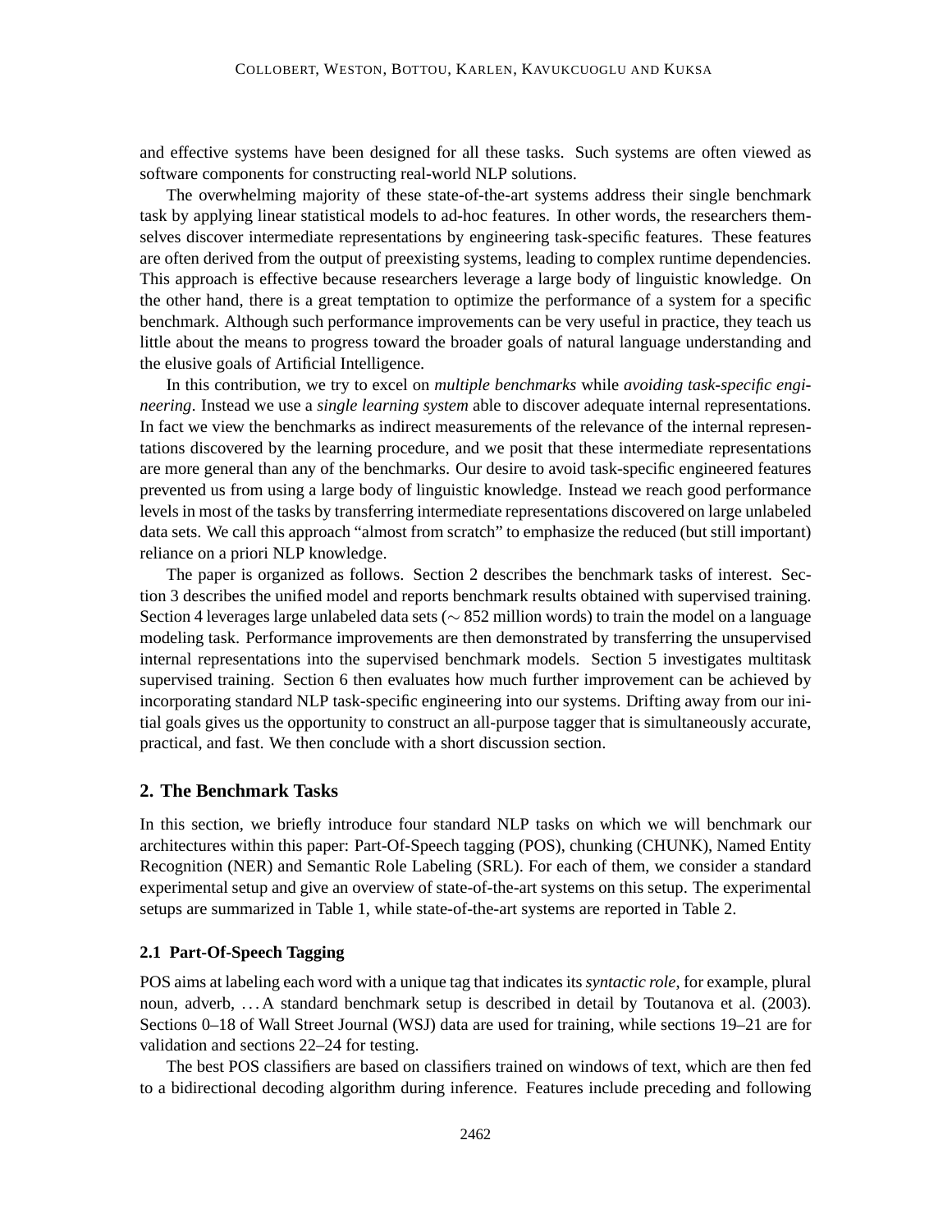and effective systems have been designed for all these tasks. Such systems are often viewed as software components for constructing real-world NLP solutions.

The overwhelming majority of these state-of-the-art systems address their single benchmark task by applying linear statistical models to ad-hoc features. In other words, the researchers themselves discover intermediate representations by engineering task-specific features. These features are often derived from the output of preexisting systems, leading to complex runtime dependencies. This approach is effective because researchers leverage a large body of linguistic knowledge. On the other hand, there is a great temptation to optimize the performance of a system for a specific benchmark. Although such performance improvements can be very useful in practice, they teach us little about the means to progress toward the broader goals of natural language understanding and the elusive goals of Artificial Intelligence.

In this contribution, we try to excel on *multiple benchmarks* while *avoiding task-specific engineering*. Instead we use a *single learning system* able to discover adequate internal representations. In fact we view the benchmarks as indirect measurements of the relevance of the internal representations discovered by the learning procedure, and we posit that these intermediate representations are more general than any of the benchmarks. Our desire to avoid task-specific engineered features prevented us from using a large body of linguistic knowledge. Instead we reach good performance levels in most of the tasks by transferring intermediate representations discovered on large unlabeled data sets. We call this approach "almost from scratch" to emphasize the reduced (but still important) reliance on a priori NLP knowledge.

The paper is organized as follows. Section 2 describes the benchmark tasks of interest. Section 3 describes the unified model and reports benchmark results obtained with supervised training. Section 4 leverages large unlabeled data sets ($\sim$ 852 million words) to train the model on a language modeling task. Performance improvements are then demonstrated by transferring the unsupervised internal representations into the supervised benchmark models. Section 5 investigates multitask supervised training. Section 6 then evaluates how much further improvement can be achieved by incorporating standard NLP task-specific engineering into our systems. Drifting away from our initial goals gives us the opportunity to construct an all-purpose tagger that is simultaneously accurate, practical, and fast. We then conclude with a short discussion section.

## 2. The Benchmark Tasks

In this section, we briefly introduce four standard NLP tasks on which we will benchmark our architectures within this paper: Part-Of-Speech tagging (POS), chunking (CHUNK), Named Entity Recognition (NER) and Semantic Role Labeling (SRL). For each of them, we consider a standard experimental setup and give an overview of state-of-the-art systems on this setup. The experimental setups are summarized in Table 1, while state-of-the-art systems are reported in Table 2.

### 2.1 Part-Of-Speech Tagging

POS aims at labeling each word with a unique tag that indicates its *syntactic role*, for example, plural noun, adverb, ... A standard benchmark setup is described in detail by Toutanova et al. (2003). Sections 0–18 of Wall Street Journal (WSJ) data are used for training, while sections 19–21 are for validation and sections 22–24 for testing.

The best POS classifiers are based on classifiers trained on windows of text, which are then fed to a bidirectional decoding algorithm during inference. Features include preceding and following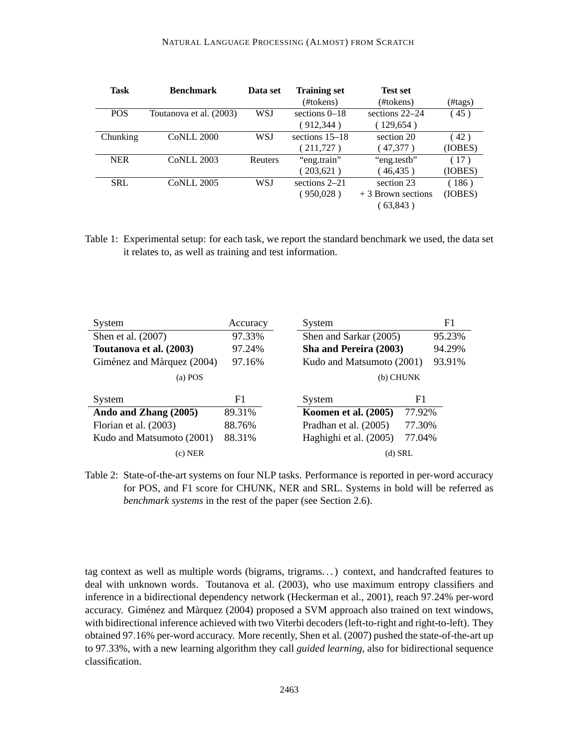| Task | Benchmark | Data set | Training set (#tokens) | Test set (#tokens) | (#tags) |
|---|---|---|---|---|---|
| POS | Toutanova et al. (2003) | WSJ | sections 0–18 ( 912,344 ) | sections 22–24 ( 129,654 ) | ( 45 ) |
| Chunking | CoNLL 2000 | WSJ | sections 15–18 ( 211,727 ) | section 20 ( 47,377 ) | ( 42 ) (IOBES) |
| NER | CoNLL 2003 | Reuters | "eng.train" ( 203,621 ) | "eng.testb" ( 46,435 ) | ( 17 ) (IOBES) |
| SRL | CoNLL 2005 | WSJ | sections 2–21 ( 950,028 ) | section 23 + 3 Brown sections ( 63,843 ) | ( 186 ) (IOBES) |

Table 1: Experimental setup: for each task, we report the standard benchmark we used, the data set it relates to, as well as training and test information.

| System | Accuracy |
|---|---|
| Shen et al. (2007) | 97.33% |
| **Toutanova et al. (2003)** | 97.24% |
| Giménez and Màrquez (2004) | 97.16% |

(a) POS

| System | F1 |
|---|---|
| Shen and Sarkar (2005) | 95.23% |
| **Sha and Pereira (2003)** | 94.29% |
| Kudo and Matsumoto (2001) | 93.91% |

(b) CHUNK

| System | F1 |
|---|---|
| **Ando and Zhang (2005)** | 89.31% |
| Florian et al. (2003) | 88.76% |
| Kudo and Matsumoto (2001) | 88.31% |

(c) NER

| System | F1 |
|---|---|
| **Koomen et al. (2005)** | 77.92% |
| Pradhan et al. (2005) | 77.30% |
| Haghighi et al. (2005) | 77.04% |

(d) SRL

Table 2: State-of-the-art systems on four NLP tasks. Performance is reported in per-word accuracy for POS, and F1 score for CHUNK, NER and SRL. Systems in bold will be referred as *benchmark systems* in the rest of the paper (see Section 2.6).

tag context as well as multiple words (bigrams, trigrams...) context, and handcrafted features to deal with unknown words. Toutanova et al. (2003), who use maximum entropy classifiers and inference in a bidirectional dependency network (Heckerman et al., 2001), reach 97.24% per-word accuracy. Giménez and Màrquez (2004) proposed a SVM approach also trained on text windows, with bidirectional inference achieved with two Viterbi decoders (left-to-right and right-to-left). They obtained 97.16% per-word accuracy. More recently, Shen et al. (2007) pushed the state-of-the-art up to 97.33%, with a new learning algorithm they call *guided learning*, also for bidirectional sequence classification.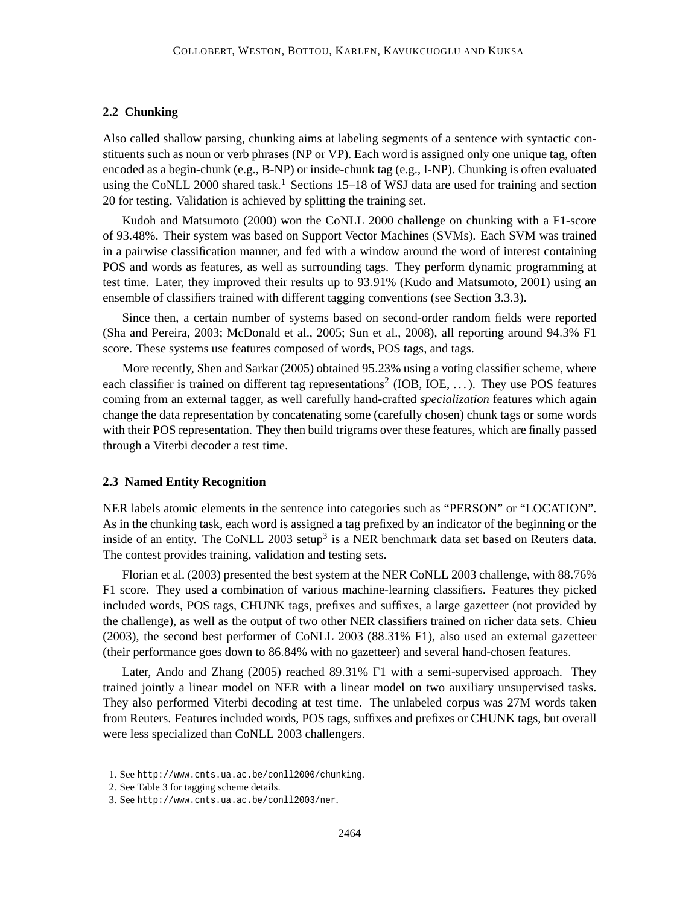### 2.2 Chunking

Also called shallow parsing, chunking aims at labeling segments of a sentence with syntactic constituents such as noun or verb phrases (NP or VP). Each word is assigned only one unique tag, often encoded as a begin-chunk (e.g., B-NP) or inside-chunk tag (e.g., I-NP). Chunking is often evaluated using the CoNLL 2000 shared task.[1] Sections 15–18 of WSJ data are used for training and section 20 for testing. Validation is achieved by splitting the training set.

Kudoh and Matsumoto (2000) won the CoNLL 2000 challenge on chunking with a F1-score of 93.48%. Their system was based on Support Vector Machines (SVMs). Each SVM was trained in a pairwise classification manner, and fed with a window around the word of interest containing POS and words as features, as well as surrounding tags. They perform dynamic programming at test time. Later, they improved their results up to 93.91% (Kudo and Matsumoto, 2001) using an ensemble of classifiers trained with different tagging conventions (see Section 3.3.3).

Since then, a certain number of systems based on second-order random fields were reported (Sha and Pereira, 2003; McDonald et al., 2005; Sun et al., 2008), all reporting around 94.3% F1 score. These systems use features composed of words, POS tags, and tags.

More recently, Shen and Sarkar (2005) obtained 95.23% using a voting classifier scheme, where each classifier is trained on different tag representations[2] (IOB, IOE, ...). They use POS features coming from an external tagger, as well carefully hand-crafted *specialization* features which again change the data representation by concatenating some (carefully chosen) chunk tags or some words with their POS representation. They then build trigrams over these features, which are finally passed through a Viterbi decoder a test time.

### 2.3 Named Entity Recognition

NER labels atomic elements in the sentence into categories such as "PERSON" or "LOCATION". As in the chunking task, each word is assigned a tag prefixed by an indicator of the beginning or the inside of an entity. The CoNLL 2003 setup[3] is a NER benchmark data set based on Reuters data. The contest provides training, validation and testing sets.

Florian et al. (2003) presented the best system at the NER CoNLL 2003 challenge, with 88.76% F1 score. They used a combination of various machine-learning classifiers. Features they picked included words, POS tags, CHUNK tags, prefixes and suffixes, a large gazetteer (not provided by the challenge), as well as the output of two other NER classifiers trained on richer data sets. Chieu (2003), the second best performer of CoNLL 2003 (88.31% F1), also used an external gazetteer (their performance goes down to 86.84% with no gazetteer) and several hand-chosen features.

Later, Ando and Zhang (2005) reached 89.31% F1 with a semi-supervised approach. They trained jointly a linear model on NER with a linear model on two auxiliary unsupervised tasks. They also performed Viterbi decoding at test time. The unlabeled corpus was 27M words taken from Reuters. Features included words, POS tags, suffixes and prefixes or CHUNK tags, but overall were less specialized than CoNLL 2003 challengers.

---

1. See `http://www.cnts.ua.ac.be/conll2000/chunking`.
2. See Table 3 for tagging scheme details.
3. See `http://www.cnts.ua.ac.be/conll2003/ner`.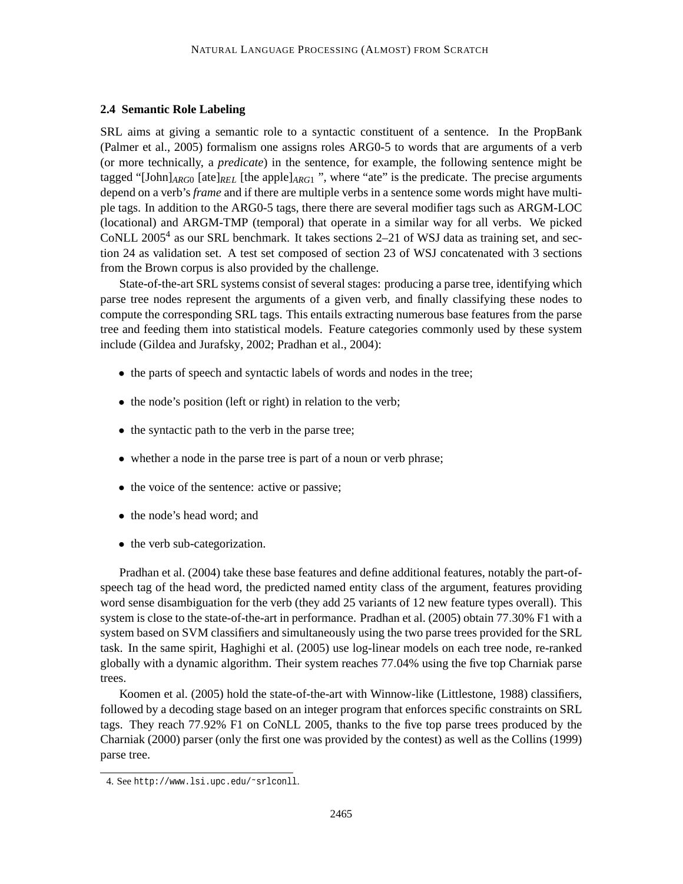### 2.4 Semantic Role Labeling

SRL aims at giving a semantic role to a syntactic constituent of a sentence. In the PropBank (Palmer et al., 2005) formalism one assigns roles ARG0-5 to words that are arguments of a verb (or more technically, a *predicate*) in the sentence, for example, the following sentence might be tagged "[John]$_{ARG0}$ [ate]$_{REL}$ [the apple]$_{ARG1}$ ", where "ate" is the predicate. The precise arguments depend on a verb's *frame* and if there are multiple verbs in a sentence some words might have multiple tags. In addition to the ARG0-5 tags, there there are several modifier tags such as ARGM-LOC (locational) and ARGM-TMP (temporal) that operate in a similar way for all verbs. We picked CoNLL 2005[4] as our SRL benchmark. It takes sections 2–21 of WSJ data as training set, and section 24 as validation set. A test set composed of section 23 of WSJ concatenated with 3 sections from the Brown corpus is also provided by the challenge.

State-of-the-art SRL systems consist of several stages: producing a parse tree, identifying which parse tree nodes represent the arguments of a given verb, and finally classifying these nodes to compute the corresponding SRL tags. This entails extracting numerous base features from the parse tree and feeding them into statistical models. Feature categories commonly used by these system include (Gildea and Jurafsky, 2002; Pradhan et al., 2004):

- the parts of speech and syntactic labels of words and nodes in the tree;
- the node's position (left or right) in relation to the verb;
- the syntactic path to the verb in the parse tree;
- whether a node in the parse tree is part of a noun or verb phrase;
- the voice of the sentence: active or passive;
- the node's head word; and
- the verb sub-categorization.

Pradhan et al. (2004) take these base features and define additional features, notably the part-of-speech tag of the head word, the predicted named entity class of the argument, features providing word sense disambiguation for the verb (they add 25 variants of 12 new feature types overall). This system is close to the state-of-the-art in performance. Pradhan et al. (2005) obtain 77.30% F1 with a system based on SVM classifiers and simultaneously using the two parse trees provided for the SRL task. In the same spirit, Haghighi et al. (2005) use log-linear models on each tree node, re-ranked globally with a dynamic algorithm. Their system reaches 77.04% using the five top Charniak parse trees.

Koomen et al. (2005) hold the state-of-the-art with Winnow-like (Littlestone, 1988) classifiers, followed by a decoding stage based on an integer program that enforces specific constraints on SRL tags. They reach 77.92% F1 on CoNLL 2005, thanks to the five top parse trees produced by the Charniak (2000) parser (only the first one was provided by the contest) as well as the Collins (1999) parse tree.

4. See `http://www.lsi.upc.edu/~srlconll`.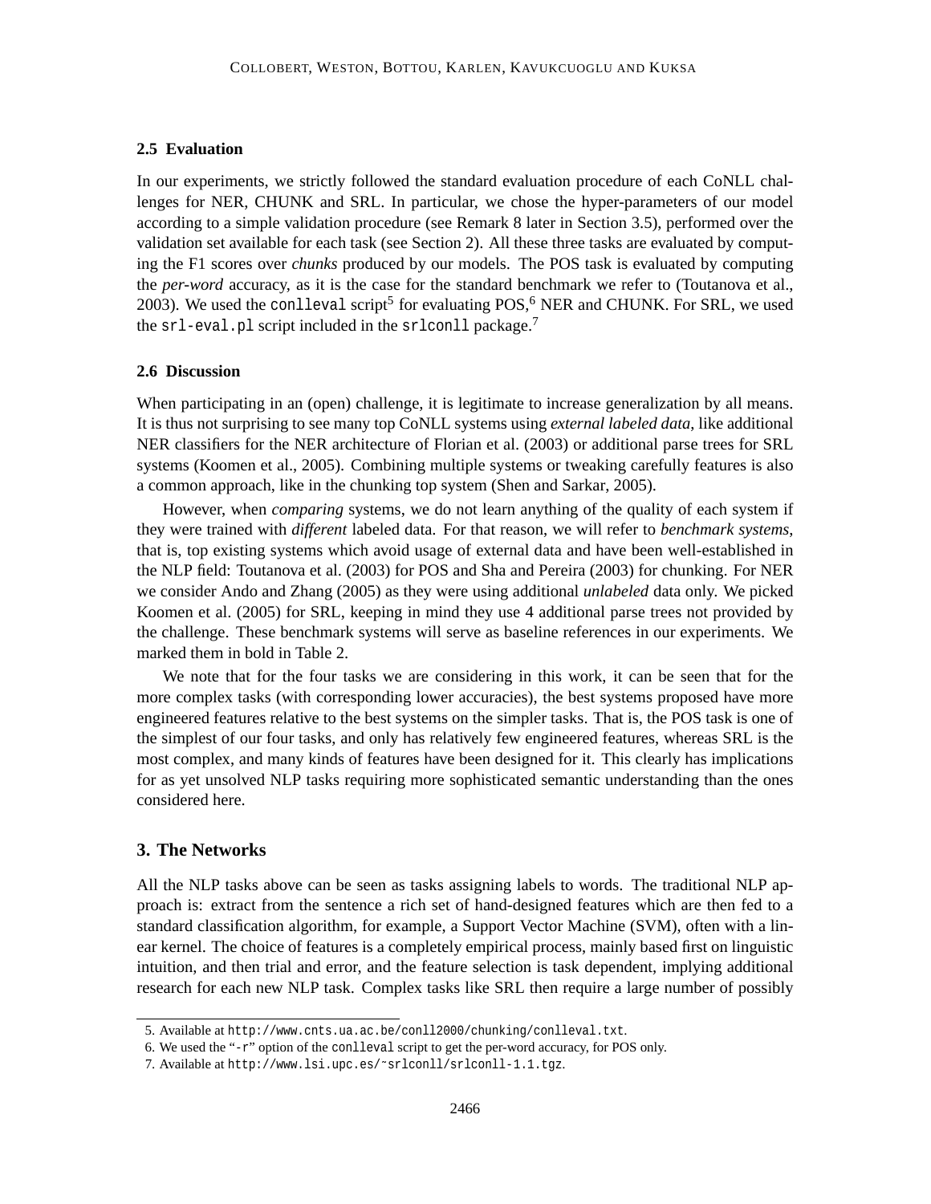### 2.5 Evaluation

In our experiments, we strictly followed the standard evaluation procedure of each CoNLL challenges for NER, CHUNK and SRL. In particular, we chose the hyper-parameters of our model according to a simple validation procedure (see Remark 8 later in Section 3.5), performed over the validation set available for each task (see Section 2). All these three tasks are evaluated by computing the F1 scores over *chunks* produced by our models. The POS task is evaluated by computing the *per-word* accuracy, as it is the case for the standard benchmark we refer to (Toutanova et al., 2003). We used the `conlleval` script[5] for evaluating POS,[6] NER and CHUNK. For SRL, we used the `srl-eval.pl` script included in the `srlconll` package.[7]

### 2.6 Discussion

When participating in an (open) challenge, it is legitimate to increase generalization by all means. It is thus not surprising to see many top CoNLL systems using *external labeled data*, like additional NER classifiers for the NER architecture of Florian et al. (2003) or additional parse trees for SRL systems (Koomen et al., 2005). Combining multiple systems or tweaking carefully features is also a common approach, like in the chunking top system (Shen and Sarkar, 2005).

However, when *comparing* systems, we do not learn anything of the quality of each system if they were trained with *different* labeled data. For that reason, we will refer to *benchmark systems*, that is, top existing systems which avoid usage of external data and have been well-established in the NLP field: Toutanova et al. (2003) for POS and Sha and Pereira (2003) for chunking. For NER we consider Ando and Zhang (2005) as they were using additional *unlabeled* data only. We picked Koomen et al. (2005) for SRL, keeping in mind they use 4 additional parse trees not provided by the challenge. These benchmark systems will serve as baseline references in our experiments. We marked them in bold in Table 2.

We note that for the four tasks we are considering in this work, it can be seen that for the more complex tasks (with corresponding lower accuracies), the best systems proposed have more engineered features relative to the best systems on the simpler tasks. That is, the POS task is one of the simplest of our four tasks, and only has relatively few engineered features, whereas SRL is the most complex, and many kinds of features have been designed for it. This clearly has implications for as yet unsolved NLP tasks requiring more sophisticated semantic understanding than the ones considered here.

## 3. The Networks

All the NLP tasks above can be seen as tasks assigning labels to words. The traditional NLP approach is: extract from the sentence a rich set of hand-designed features which are then fed to a standard classification algorithm, for example, a Support Vector Machine (SVM), often with a linear kernel. The choice of features is a completely empirical process, mainly based first on linguistic intuition, and then trial and error, and the feature selection is task dependent, implying additional research for each new NLP task. Complex tasks like SRL then require a large number of possibly

5. Available at `http://www.cnts.ua.ac.be/conll2000/chunking/conlleval.txt`.
6. We used the "`-r`" option of the `conlleval` script to get the per-word accuracy, for POS only.
7. Available at `http://www.lsi.upc.es/~srlconll/srlconll-1.1.tgz`.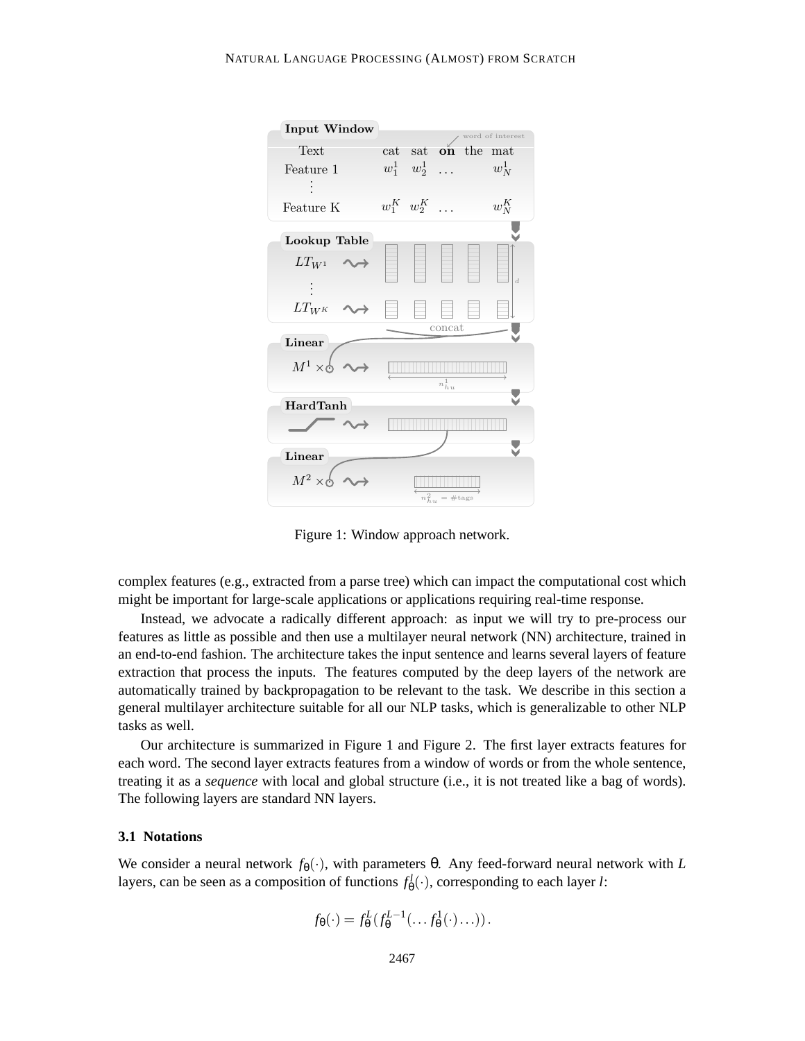Figure 1: Window approach network.

complex features (e.g., extracted from a parse tree) which can impact the computational cost which might be important for large-scale applications or applications requiring real-time response.

Instead, we advocate a radically different approach: as input we will try to pre-process our features as little as possible and then use a multilayer neural network (NN) architecture, trained in an end-to-end fashion. The architecture takes the input sentence and learns several layers of feature extraction that process the inputs. The features computed by the deep layers of the network are automatically trained by backpropagation to be relevant to the task. We describe in this section a general multilayer architecture suitable for all our NLP tasks, which is generalizable to other NLP tasks as well.

Our architecture is summarized in Figure 1 and Figure 2. The first layer extracts features for each word. The second layer extracts features from a window of words or from the whole sentence, treating it as a *sequence* with local and global structure (i.e., it is not treated like a bag of words). The following layers are standard NN layers.

### 3.1 Notations

We consider a neural network $f_\theta(\cdot)$, with parameters $\theta$. Any feed-forward neural network with $L$ layers, can be seen as a composition of functions $f^l_\theta(\cdot)$, corresponding to each layer $l$:

$$f_\theta(\cdot) = f^L_\theta(f^{L-1}_\theta(\ldots f^1_\theta(\cdot)\ldots)).$$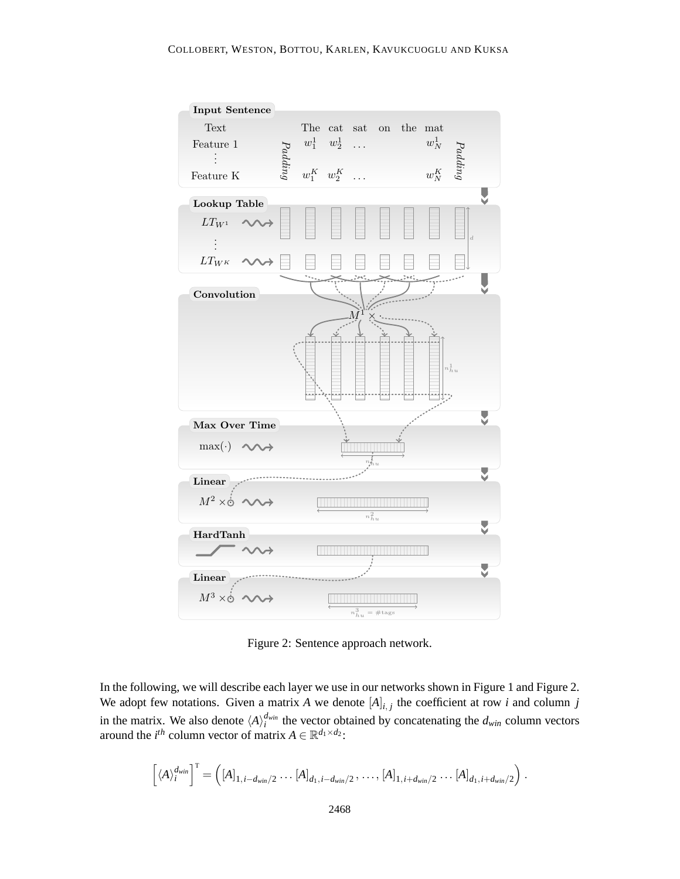Figure 2: Sentence approach network.

In the following, we will describe each layer we use in our networks shown in Figure 1 and Figure 2. We adopt few notations. Given a matrix $A$ we denote $[A]_{i,j}$ the coefficient at row $i$ and column $j$ in the matrix. We also denote $\langle A \rangle_i^{d_{win}}$ the vector obtained by concatenating the $d_{win}$ column vectors around the $i^{th}$ column vector of matrix $A \in \mathbb{R}^{d_1 \times d_2}$:

$$\left[\langle A \rangle_i^{d_{win}}\right]^{\mathrm{T}} = \left( [A]_{1,\, i-d_{win}/2} \ldots [A]_{d_1,\, i-d_{win}/2} \,, \ldots, [A]_{1,\, i+d_{win}/2} \ldots [A]_{d_1,\, i+d_{win}/2} \right) .$$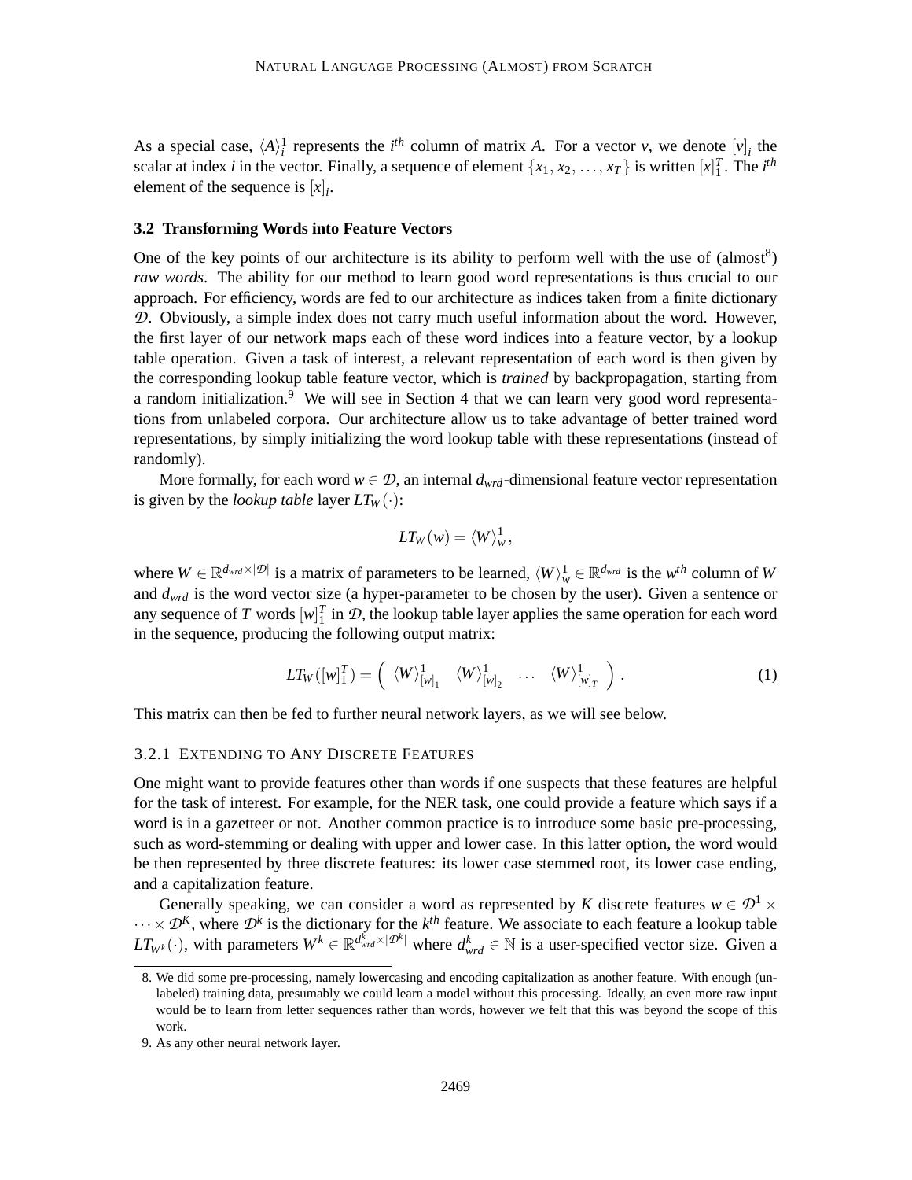As a special case, $\langle A \rangle_i^1$ represents the $i^{th}$ column of matrix $A$. For a vector $v$, we denote $[v]_i$ the scalar at index $i$ in the vector. Finally, a sequence of element $\{x_1, x_2, \ldots, x_T\}$ is written $[x]_1^T$. The $i^{th}$ element of the sequence is $[x]_i$.

### 3.2 Transforming Words into Feature Vectors

One of the key points of our architecture is its ability to perform well with the use of (almost[8]) *raw words*. The ability for our method to learn good word representations is thus crucial to our approach. For efficiency, words are fed to our architecture as indices taken from a finite dictionary $\mathcal{D}$. Obviously, a simple index does not carry much useful information about the word. However, the first layer of our network maps each of these word indices into a feature vector, by a lookup table operation. Given a task of interest, a relevant representation of each word is then given by the corresponding lookup table feature vector, which is *trained* by backpropagation, starting from a random initialization.[9] We will see in Section 4 that we can learn very good word representations from unlabeled corpora. Our architecture allow us to take advantage of better trained word representations, by simply initializing the word lookup table with these representations (instead of randomly).

More formally, for each word $w \in \mathcal{D}$, an internal $d_{wrd}$-dimensional feature vector representation is given by the *lookup table* layer $LT_W(\cdot)$:

$$LT_W(w) = \langle W \rangle_w^1 ,$$

where $W \in \mathbb{R}^{d_{wrd} \times |\mathcal{D}|}$ is a matrix of parameters to be learned, $\langle W \rangle_w^1 \in \mathbb{R}^{d_{wrd}}$ is the $w^{th}$ column of $W$ and $d_{wrd}$ is the word vector size (a hyper-parameter to be chosen by the user). Given a sentence or any sequence of $T$ words $[w]_1^T$ in $\mathcal{D}$, the lookup table layer applies the same operation for each word in the sequence, producing the following output matrix:

$$LT_W([w]_1^T) = \begin{pmatrix} \langle W \rangle_{[w]_1}^1 & \langle W \rangle_{[w]_2}^1 & \ldots & \langle W \rangle_{[w]_T}^1 \end{pmatrix} . \tag{1}$$

This matrix can then be fed to further neural network layers, as we will see below.

#### 3.2.1 Extending to Any Discrete Features

One might want to provide features other than words if one suspects that these features are helpful for the task of interest. For example, for the NER task, one could provide a feature which says if a word is in a gazetteer or not. Another common practice is to introduce some basic pre-processing, such as word-stemming or dealing with upper and lower case. In this latter option, the word would be then represented by three discrete features: its lower case stemmed root, its lower case ending, and a capitalization feature.

Generally speaking, we can consider a word as represented by $K$ discrete features $w \in \mathcal{D}^1 \times \cdots \times \mathcal{D}^K$, where $\mathcal{D}^k$ is the dictionary for the $k^{th}$ feature. We associate to each feature a lookup table $LT_{W^k}(\cdot)$, with parameters $W^k \in \mathbb{R}^{d_{wrd}^k \times |\mathcal{D}^k|}$ where $d_{wrd}^k \in \mathbb{N}$ is a user-specified vector size. Given a

8. We did some pre-processing, namely lowercasing and encoding capitalization as another feature. With enough (unlabeled) training data, presumably we could learn a model without this processing. Ideally, an even more raw input would be to learn from letter sequences rather than words, however we felt that this was beyond the scope of this work.

9. As any other neural network layer.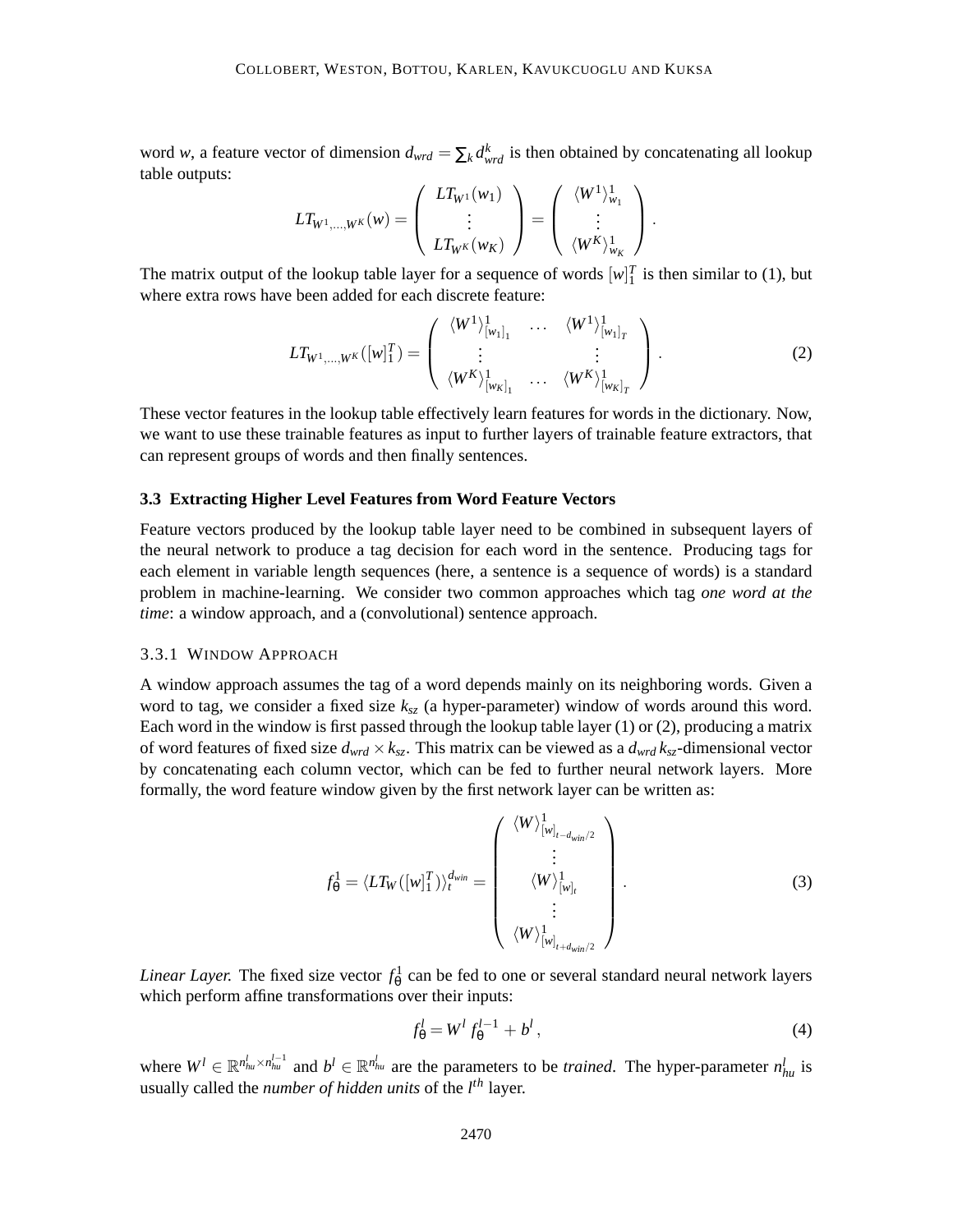word $w$, a feature vector of dimension $d_{wrd} = \sum_k d^k_{wrd}$ is then obtained by concatenating all lookup table outputs:

$$LT_{W^1,\ldots,W^K}(w) = \begin{pmatrix} LT_{W^1}(w_1) \\ \vdots \\ LT_{W^K}(w_K) \end{pmatrix} = \begin{pmatrix} \langle W^1 \rangle^1_{w_1} \\ \vdots \\ \langle W^K \rangle^1_{w_K} \end{pmatrix}.$$

The matrix output of the lookup table layer for a sequence of words $[w]_1^T$ is then similar to (1), but where extra rows have been added for each discrete feature:

$$LT_{W^1,\ldots,W^K}([w]_1^T) = \begin{pmatrix} \langle W^1 \rangle^1_{[w_1]_1} & \cdots & \langle W^1 \rangle^1_{[w_1]_T} \\ \vdots & & \vdots \\ \langle W^K \rangle^1_{[w_K]_1} & \cdots & \langle W^K \rangle^1_{[w_K]_T} \end{pmatrix}. \tag{2}$$

These vector features in the lookup table effectively learn features for words in the dictionary. Now, we want to use these trainable features as input to further layers of trainable feature extractors, that can represent groups of words and then finally sentences.

### 3.3 Extracting Higher Level Features from Word Feature Vectors

Feature vectors produced by the lookup table layer need to be combined in subsequent layers of the neural network to produce a tag decision for each word in the sentence. Producing tags for each element in variable length sequences (here, a sentence is a sequence of words) is a standard problem in machine-learning. We consider two common approaches which tag *one word at the time*: a window approach, and a (convolutional) sentence approach.

#### 3.3.1 Window Approach

A window approach assumes the tag of a word depends mainly on its neighboring words. Given a word to tag, we consider a fixed size $k_{sz}$ (a hyper-parameter) window of words around this word. Each word in the window is first passed through the lookup table layer (1) or (2), producing a matrix of word features of fixed size $d_{wrd} \times k_{sz}$. This matrix can be viewed as a $d_{wrd}\, k_{sz}$-dimensional vector by concatenating each column vector, which can be fed to further neural network layers. More formally, the word feature window given by the first network layer can be written as:

$$f_\theta^1 = \langle LT_W([w]_1^T) \rangle_t^{d_{win}} = \begin{pmatrix} \langle W \rangle^1_{[w]_{t-d_{win}/2}} \\ \vdots \\ \langle W \rangle^1_{[w]_t} \\ \vdots \\ \langle W \rangle^1_{[w]_{t+d_{win}/2}} \end{pmatrix}. \tag{3}$$

*Linear Layer.* The fixed size vector $f_\theta^1$ can be fed to one or several standard neural network layers which perform affine transformations over their inputs:

$$f_\theta^l = W^l\, f_\theta^{l-1} + b^l\,, \tag{4}$$

where $W^l \in \mathbb{R}^{n^l_{hu} \times n^{l-1}_{hu}}$ and $b^l \in \mathbb{R}^{n^l_{hu}}$ are the parameters to be *trained*. The hyper-parameter $n^l_{hu}$ is usually called the *number of hidden units* of the $l^{th}$ layer.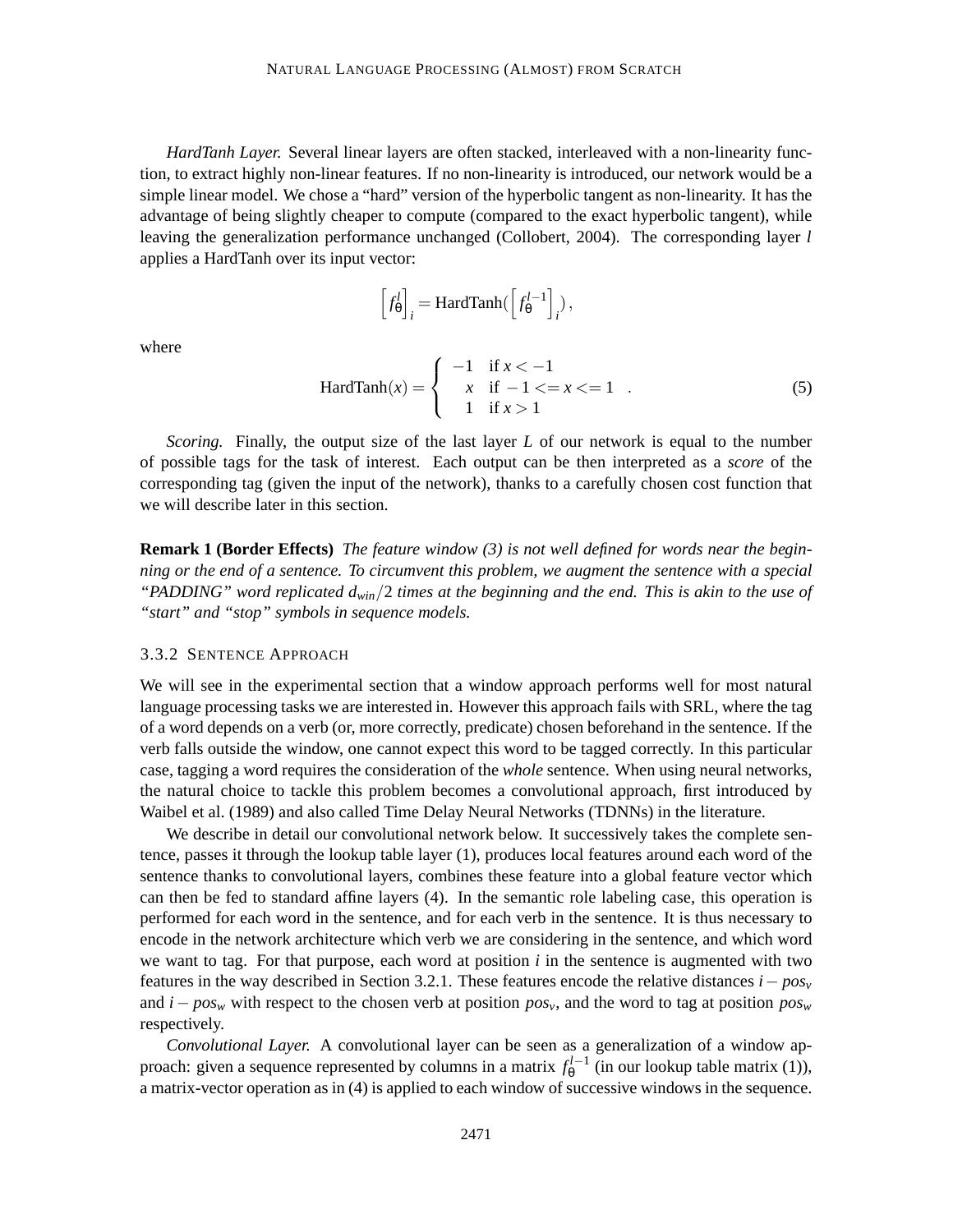*HardTanh Layer.* Several linear layers are often stacked, interleaved with a non-linearity function, to extract highly non-linear features. If no non-linearity is introduced, our network would be a simple linear model. We chose a "hard" version of the hyperbolic tangent as non-linearity. It has the advantage of being slightly cheaper to compute (compared to the exact hyperbolic tangent), while leaving the generalization performance unchanged (Collobert, 2004). The corresponding layer $l$ applies a HardTanh over its input vector:

$$\left[f_\theta^l\right]_i = \text{HardTanh}(\left[f_\theta^{l-1}\right]_i),$$

where

$$\text{HardTanh}(x) = \begin{cases} -1 & \text{if } x < -1 \\ x & \text{if } -1 <= x <= 1 \\ 1 & \text{if } x > 1 \end{cases} . \tag{5}$$

*Scoring.* Finally, the output size of the last layer $L$ of our network is equal to the number of possible tags for the task of interest. Each output can be then interpreted as a *score* of the corresponding tag (given the input of the network), thanks to a carefully chosen cost function that we will describe later in this section.

**Remark 1 (Border Effects)** *The feature window (3) is not well defined for words near the beginning or the end of a sentence. To circumvent this problem, we augment the sentence with a special "PADDING" word replicated $d_{win}/2$ times at the beginning and the end. This is akin to the use of "start" and "stop" symbols in sequence models.*

### 3.3.2 Sentence Approach

We will see in the experimental section that a window approach performs well for most natural language processing tasks we are interested in. However this approach fails with SRL, where the tag of a word depends on a verb (or, more correctly, predicate) chosen beforehand in the sentence. If the verb falls outside the window, one cannot expect this word to be tagged correctly. In this particular case, tagging a word requires the consideration of the *whole* sentence. When using neural networks, the natural choice to tackle this problem becomes a convolutional approach, first introduced by Waibel et al. (1989) and also called Time Delay Neural Networks (TDNNs) in the literature.

We describe in detail our convolutional network below. It successively takes the complete sentence, passes it through the lookup table layer (1), produces local features around each word of the sentence thanks to convolutional layers, combines these feature into a global feature vector which can then be fed to standard affine layers (4). In the semantic role labeling case, this operation is performed for each word in the sentence, and for each verb in the sentence. It is thus necessary to encode in the network architecture which verb we are considering in the sentence, and which word we want to tag. For that purpose, each word at position $i$ in the sentence is augmented with two features in the way described in Section 3.2.1. These features encode the relative distances $i - pos_v$ and $i - pos_w$ with respect to the chosen verb at position $pos_v$, and the word to tag at position $pos_w$ respectively.

*Convolutional Layer.* A convolutional layer can be seen as a generalization of a window approach: given a sequence represented by columns in a matrix $f_\theta^{l-1}$ (in our lookup table matrix (1)), a matrix-vector operation as in (4) is applied to each window of successive windows in the sequence.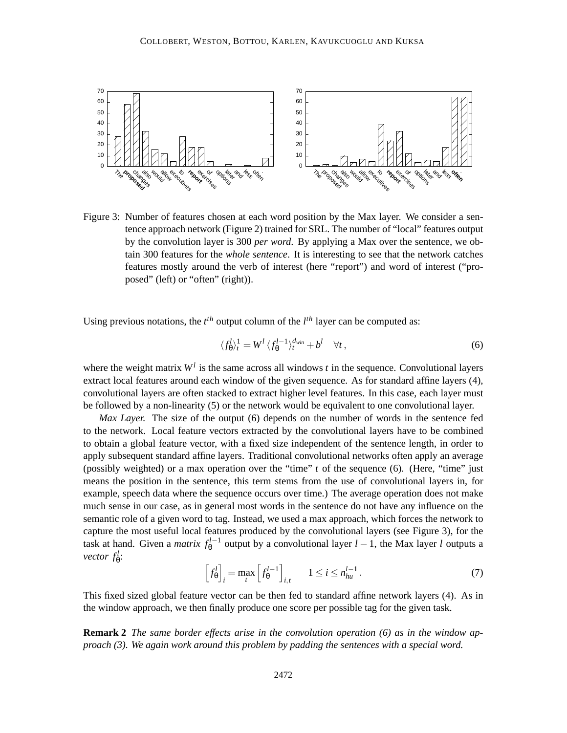Figure 3: Number of features chosen at each word position by the Max layer. We consider a sentence approach network (Figure 2) trained for SRL. The number of "local" features output by the convolution layer is 300 *per word*. By applying a Max over the sentence, we obtain 300 features for the *whole sentence*. It is interesting to see that the network catches features mostly around the verb of interest (here "report") and word of interest ("proposed" (left) or "often" (right)).

Using previous notations, the $t^{th}$ output column of the $l^{th}$ layer can be computed as:

$$\langle f_\theta^l \rangle_t^1 = W^l \, \langle f_\theta^{l-1} \rangle_t^{d_{win}} + b^l \quad \forall t\,, \tag{6}$$

where the weight matrix $W^l$ is the same across all windows $t$ in the sequence. Convolutional layers extract local features around each window of the given sequence. As for standard affine layers (4), convolutional layers are often stacked to extract higher level features. In this case, each layer must be followed by a non-linearity (5) or the network would be equivalent to one convolutional layer.

*Max Layer.* The size of the output (6) depends on the number of words in the sentence fed to the network. Local feature vectors extracted by the convolutional layers have to be combined to obtain a global feature vector, with a fixed size independent of the sentence length, in order to apply subsequent standard affine layers. Traditional convolutional networks often apply an average (possibly weighted) or a max operation over the "time" $t$ of the sequence (6). (Here, "time" just means the position in the sentence, this term stems from the use of convolutional layers in, for example, speech data where the sequence occurs over time.) The average operation does not make much sense in our case, as in general most words in the sentence do not have any influence on the semantic role of a given word to tag. Instead, we used a max approach, which forces the network to capture the most useful local features produced by the convolutional layers (see Figure 3), for the task at hand. Given a *matrix* $f_\theta^{l-1}$ output by a convolutional layer $l-1$, the Max layer $l$ outputs a *vector* $f_\theta^l$:

$$\left[f_\theta^l\right]_i = \max_t \left[f_\theta^{l-1}\right]_{i,t} \qquad 1 \leq i \leq n_{hu}^{l-1}\,. \tag{7}$$

This fixed sized global feature vector can be then fed to standard affine network layers (4). As in the window approach, we then finally produce one score per possible tag for the given task.

**Remark 2** *The same border effects arise in the convolution operation (6) as in the window approach (3). We again work around this problem by padding the sentences with a special word.*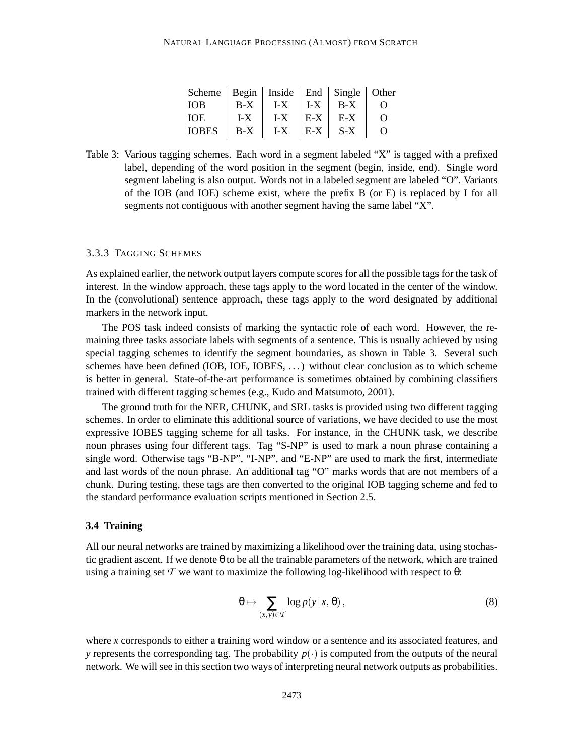| Scheme | Begin | Inside | End | Single | Other |
|---|---|---|---|---|---|
| IOB | B-X | I-X | I-X | B-X | O |
| IOE | I-X | I-X | E-X | E-X | O |
| IOBES | B-X | I-X | E-X | S-X | O |

Table 3: Various tagging schemes. Each word in a segment labeled "X" is tagged with a prefixed label, depending of the word position in the segment (begin, inside, end). Single word segment labeling is also output. Words not in a labeled segment are labeled "O". Variants of the IOB (and IOE) scheme exist, where the prefix B (or E) is replaced by I for all segments not contiguous with another segment having the same label "X".

#### 3.3.3 Tagging Schemes

As explained earlier, the network output layers compute scores for all the possible tags for the task of interest. In the window approach, these tags apply to the word located in the center of the window. In the (convolutional) sentence approach, these tags apply to the word designated by additional markers in the network input.

The POS task indeed consists of marking the syntactic role of each word. However, the remaining three tasks associate labels with segments of a sentence. This is usually achieved by using special tagging schemes to identify the segment boundaries, as shown in Table 3. Several such schemes have been defined (IOB, IOE, IOBES, ...) without clear conclusion as to which scheme is better in general. State-of-the-art performance is sometimes obtained by combining classifiers trained with different tagging schemes (e.g., Kudo and Matsumoto, 2001).

The ground truth for the NER, CHUNK, and SRL tasks is provided using two different tagging schemes. In order to eliminate this additional source of variations, we have decided to use the most expressive IOBES tagging scheme for all tasks. For instance, in the CHUNK task, we describe noun phrases using four different tags. Tag "S-NP" is used to mark a noun phrase containing a single word. Otherwise tags "B-NP", "I-NP", and "E-NP" are used to mark the first, intermediate and last words of the noun phrase. An additional tag "O" marks words that are not members of a chunk. During testing, these tags are then converted to the original IOB tagging scheme and fed to the standard performance evaluation scripts mentioned in Section 2.5.

### 3.4 Training

All our neural networks are trained by maximizing a likelihood over the training data, using stochastic gradient ascent. If we denote $\theta$ to be all the trainable parameters of the network, which are trained using a training set $\mathcal{T}$ we want to maximize the following log-likelihood with respect to $\theta$:

$$\theta \mapsto \sum_{(x,y)\in\mathcal{T}} \log p(y\,|\,x,\,\theta)\,, \tag{8}$$

where $x$ corresponds to either a training word window or a sentence and its associated features, and $y$ represents the corresponding tag. The probability $p(\cdot)$ is computed from the outputs of the neural network. We will see in this section two ways of interpreting neural network outputs as probabilities.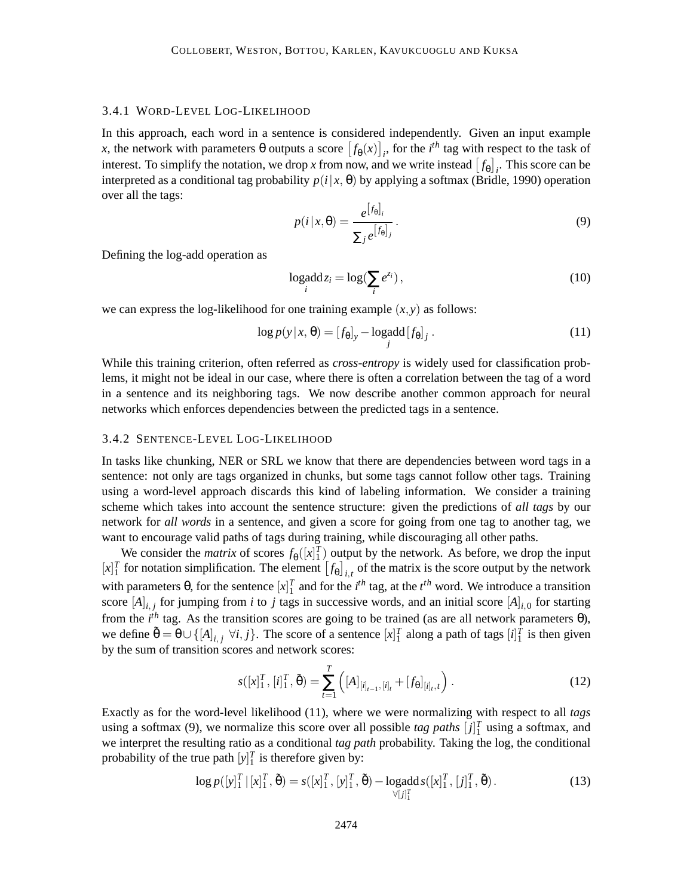#### 3.4.1 WORD-LEVEL LOG-LIKELIHOOD

In this approach, each word in a sentence is considered independently. Given an input example $x$, the network with parameters $\theta$ outputs a score $\left[f_\theta(x)\right]_i$, for the $i^{th}$ tag with respect to the task of interest. To simplify the notation, we drop $x$ from now, and we write instead $\left[f_\theta\right]_i$. This score can be interpreted as a conditional tag probability $p(i\,|\,x,\theta)$ by applying a softmax (Bridle, 1990) operation over all the tags:

$$p(i\,|\,x,\theta) = \frac{e^{\left[f_\theta\right]_i}}{\sum_j e^{\left[f_\theta\right]_j}}\,. \tag{9}$$

Defining the log-add operation as

$$\operatorname*{logadd}_i z_i = \log(\sum_i e^{z_i})\,, \tag{10}$$

we can express the log-likelihood for one training example $(x,y)$ as follows:

$$\log p(y\,|\,x,\,\theta) = [f_\theta]_y - \operatorname*{logadd}_j [f_\theta]_j\,. \tag{11}$$

While this training criterion, often referred as *cross-entropy* is widely used for classification problems, it might not be ideal in our case, where there is often a correlation between the tag of a word in a sentence and its neighboring tags. We now describe another common approach for neural networks which enforces dependencies between the predicted tags in a sentence.

#### 3.4.2 SENTENCE-LEVEL LOG-LIKELIHOOD

In tasks like chunking, NER or SRL we know that there are dependencies between word tags in a sentence: not only are tags organized in chunks, but some tags cannot follow other tags. Training using a word-level approach discards this kind of labeling information. We consider a training scheme which takes into account the sentence structure: given the predictions of *all tags* by our network for *all words* in a sentence, and given a score for going from one tag to another tag, we want to encourage valid paths of tags during training, while discouraging all other paths.

We consider the *matrix* of scores $f_\theta([x]_1^T)$ output by the network. As before, we drop the input $[x]_1^T$ for notation simplification. The element $\left[f_\theta\right]_{i,t}$ of the matrix is the score output by the network with parameters $\theta$, for the sentence $[x]_1^T$ and for the $i^{th}$ tag, at the $t^{th}$ word. We introduce a transition score $[A]_{i,j}$ for jumping from $i$ to $j$ tags in successive words, and an initial score $[A]_{i,0}$ for starting from the $i^{th}$ tag. As the transition scores are going to be trained (as are all network parameters $\theta$), we define $\tilde{\theta} = \theta \cup \{[A]_{i,j}\ \forall i,j\}$. The score of a sentence $[x]_1^T$ along a path of tags $[i]_1^T$ is then given by the sum of transition scores and network scores:

$$s([x]_1^T,\,[i]_1^T,\,\tilde{\theta}) = \sum_{t=1}^{T}\left([A]_{[i]_{t-1},\,[i]_t} + [f_\theta]_{[i]_t,t}\right)\,. \tag{12}$$

Exactly as for the word-level likelihood (11), where we were normalizing with respect to all *tags* using a softmax (9), we normalize this score over all possible *tag paths* $[j]_1^T$ using a softmax, and we interpret the resulting ratio as a conditional *tag path* probability. Taking the log, the conditional probability of the true path $[y]_1^T$ is therefore given by:

$$\log p([y]_1^T\,|\,[x]_1^T,\,\tilde{\theta}) = s([x]_1^T,\,[y]_1^T,\,\tilde{\theta}) - \operatorname*{logadd}_{\forall [j]_1^T} s([x]_1^T,\,[j]_1^T,\,\tilde{\theta})\,. \tag{13}$$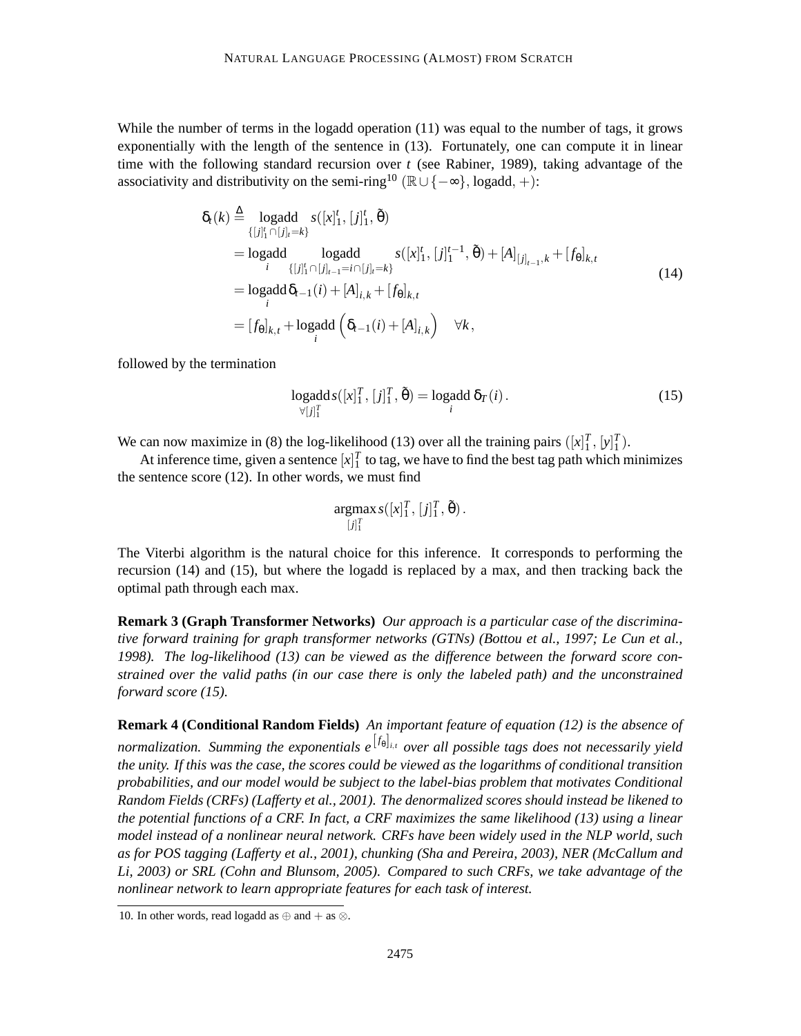While the number of terms in the logadd operation (11) was equal to the number of tags, it grows exponentially with the length of the sentence in (13). Fortunately, one can compute it in linear time with the following standard recursion over $t$ (see Rabiner, 1989), taking advantage of the associativity and distributivity on the semi-ring[10] $(\mathbb{R} \cup \{-\infty\}, \text{logadd}, +)$:

$$
\begin{aligned}
\delta_t(k) &\stackrel{\Delta}{=} \underset{\{[j]_1^t \cap [j]_t = k\}}{\text{logadd}} s([x]_1^t, [j]_1^t, \tilde{\theta}) \\
&= \underset{i}{\text{logadd}} \underset{\{[j]_1^t \cap [j]_{t-1} = i \cap [j]_t = k\}}{\text{logadd}} s([x]_1^t, [j]_1^{t-1}, \tilde{\theta}) + [A]_{[j]_{t-1}, k} + [f_\theta]_{k,t} \\
&= \underset{i}{\text{logadd}} \, \delta_{t-1}(i) + [A]_{i,k} + [f_\theta]_{k,t} \\
&= [f_\theta]_{k,t} + \underset{i}{\text{logadd}} \left( \delta_{t-1}(i) + [A]_{i,k} \right) \quad \forall k ,
\end{aligned}
\tag{14}
$$

followed by the termination

$$
\underset{\forall [j]_1^T}{\text{logadd}} \, s([x]_1^T, [j]_1^T, \tilde{\theta}) = \underset{i}{\text{logadd}} \, \delta_T(i) \, . \tag{15}
$$

We can now maximize in (8) the log-likelihood (13) over all the training pairs $([x]_1^T, [y]_1^T)$.

At inference time, given a sentence $[x]_1^T$ to tag, we have to find the best tag path which minimizes the sentence score (12). In other words, we must find

$$
\underset{[j]_1^T}{\text{argmax}} \, s([x]_1^T, [j]_1^T, \tilde{\theta}) \, .
$$

The Viterbi algorithm is the natural choice for this inference. It corresponds to performing the recursion (14) and (15), but where the logadd is replaced by a max, and then tracking back the optimal path through each max.

**Remark 3 (Graph Transformer Networks)** *Our approach is a particular case of the discriminative forward training for graph transformer networks (GTNs) (Bottou et al., 1997; Le Cun et al., 1998). The log-likelihood (13) can be viewed as the difference between the forward score constrained over the valid paths (in our case there is only the labeled path) and the unconstrained forward score (15).*

**Remark 4 (Conditional Random Fields)** *An important feature of equation (12) is the absence of normalization. Summing the exponentials $e^{[f_\theta]_{i,t}}$ over all possible tags does not necessarily yield the unity. If this was the case, the scores could be viewed as the logarithms of conditional transition probabilities, and our model would be subject to the label-bias problem that motivates Conditional Random Fields (CRFs) (Lafferty et al., 2001). The denormalized scores should instead be likened to the potential functions of a CRF. In fact, a CRF maximizes the same likelihood (13) using a linear model instead of a nonlinear neural network. CRFs have been widely used in the NLP world, such as for POS tagging (Lafferty et al., 2001), chunking (Sha and Pereira, 2003), NER (McCallum and Li, 2003) or SRL (Cohn and Blunsom, 2005). Compared to such CRFs, we take advantage of the nonlinear network to learn appropriate features for each task of interest.*

10. In other words, read logadd as $\oplus$ and $+$ as $\otimes$.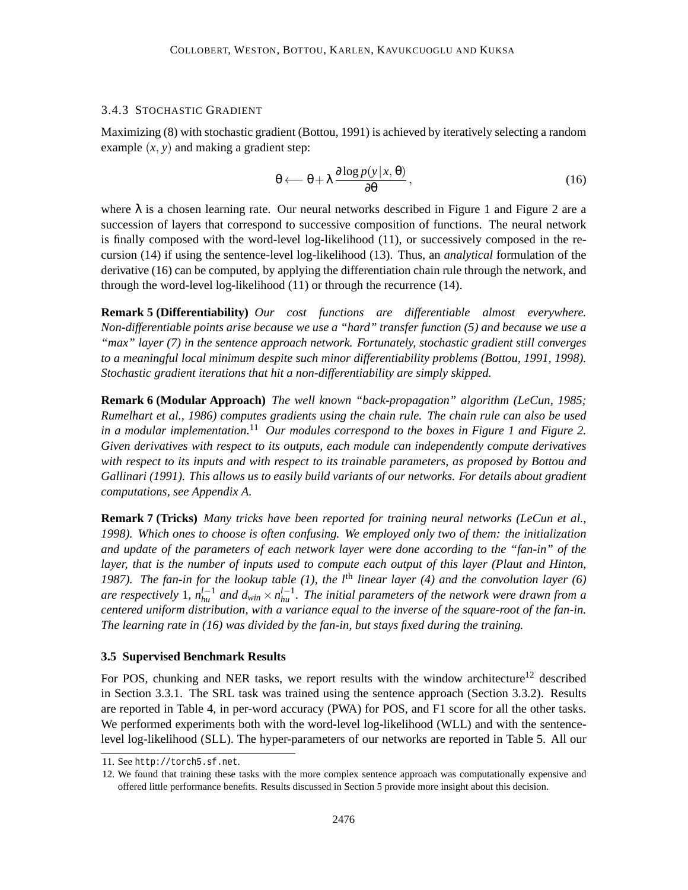#### 3.4.3 Stochastic Gradient

Maximizing (8) with stochastic gradient (Bottou, 1991) is achieved by iteratively selecting a random example $(x, y)$ and making a gradient step:

$$\theta \longleftarrow \theta + \lambda \frac{\partial \log p(y \mid x, \theta)}{\partial \theta}, \tag{16}$$

where $\lambda$ is a chosen learning rate. Our neural networks described in Figure 1 and Figure 2 are a succession of layers that correspond to successive composition of functions. The neural network is finally composed with the word-level log-likelihood (11), or successively composed in the recursion (14) if using the sentence-level log-likelihood (13). Thus, an *analytical* formulation of the derivative (16) can be computed, by applying the differentiation chain rule through the network, and through the word-level log-likelihood (11) or through the recurrence (14).

**Remark 5 (Differentiability)** *Our cost functions are differentiable almost everywhere. Non-differentiable points arise because we use a "hard" transfer function (5) and because we use a "max" layer (7) in the sentence approach network. Fortunately, stochastic gradient still converges to a meaningful local minimum despite such minor differentiability problems (Bottou, 1991, 1998). Stochastic gradient iterations that hit a non-differentiability are simply skipped.*

**Remark 6 (Modular Approach)** *The well known "back-propagation" algorithm (LeCun, 1985; Rumelhart et al., 1986) computes gradients using the chain rule. The chain rule can also be used in a modular implementation.*[11] *Our modules correspond to the boxes in Figure 1 and Figure 2. Given derivatives with respect to its outputs, each module can independently compute derivatives with respect to its inputs and with respect to its trainable parameters, as proposed by Bottou and Gallinari (1991). This allows us to easily build variants of our networks. For details about gradient computations, see Appendix A.*

**Remark 7 (Tricks)** *Many tricks have been reported for training neural networks (LeCun et al., 1998). Which ones to choose is often confusing. We employed only two of them: the initialization and update of the parameters of each network layer were done according to the "fan-in" of the layer, that is the number of inputs used to compute each output of this layer (Plaut and Hinton, 1987). The fan-in for the lookup table (1), the $l^{\text{th}}$ linear layer (4) and the convolution layer (6) are respectively 1, $n_{hu}^{l-1}$ and $d_{win} \times n_{hu}^{l-1}$. The initial parameters of the network were drawn from a centered uniform distribution, with a variance equal to the inverse of the square-root of the fan-in. The learning rate in (16) was divided by the fan-in, but stays fixed during the training.*

### 3.5 Supervised Benchmark Results

For POS, chunking and NER tasks, we report results with the window architecture[12] described in Section 3.3.1. The SRL task was trained using the sentence approach (Section 3.3.2). Results are reported in Table 4, in per-word accuracy (PWA) for POS, and F1 score for all the other tasks. We performed experiments both with the word-level log-likelihood (WLL) and with the sentence-level log-likelihood (SLL). The hyper-parameters of our networks are reported in Table 5. All our

11. See `http://torch5.sf.net`.

12. We found that training these tasks with the more complex sentence approach was computationally expensive and offered little performance benefits. Results discussed in Section 5 provide more insight about this decision.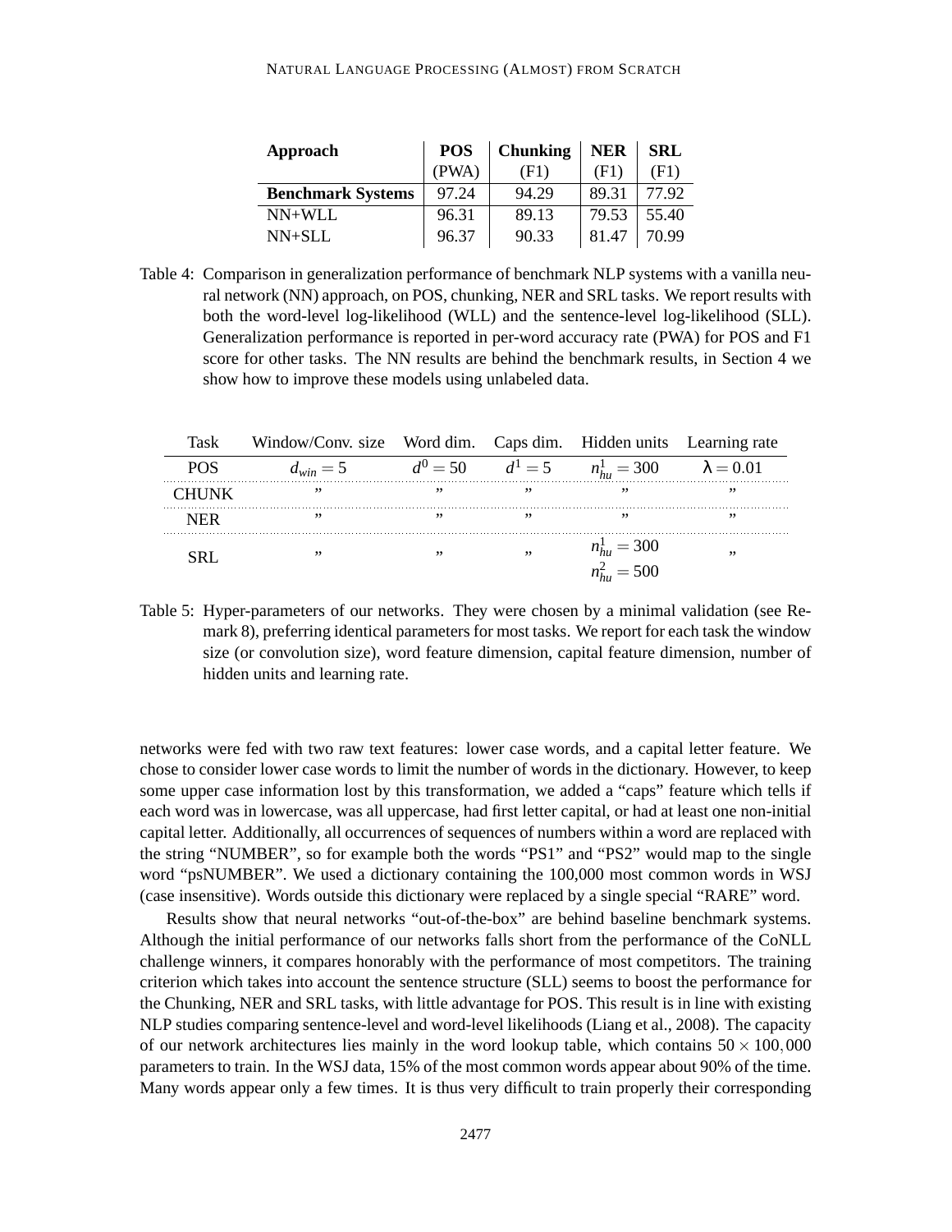| Approach | POS (PWA) | Chunking (F1) | NER (F1) | SRL (F1) |
|---|---|---|---|---|
| **Benchmark Systems** | 97.24 | 94.29 | 89.31 | 77.92 |
| NN+WLL | 96.31 | 89.13 | 79.53 | 55.40 |
| NN+SLL | 96.37 | 90.33 | 81.47 | 70.99 |

Table 4: Comparison in generalization performance of benchmark NLP systems with a vanilla neural network (NN) approach, on POS, chunking, NER and SRL tasks. We report results with both the word-level log-likelihood (WLL) and the sentence-level log-likelihood (SLL). Generalization performance is reported in per-word accuracy rate (PWA) for POS and F1 score for other tasks. The NN results are behind the benchmark results, in Section 4 we show how to improve these models using unlabeled data.

| Task | Window/Conv. size | Word dim. | Caps dim. | Hidden units | Learning rate |
|---|---|---|---|---|---|
| POS | $d_{win} = 5$ | $d^0 = 50$ | $d^1 = 5$ | $n^1_{hu} = 300$ | $\lambda = 0.01$ |
| CHUNK | ” | ” | ” | ” | ” |
| NER | ” | ” | ” | ” | ” |
| SRL | ” | ” | ” | $n^1_{hu} = 300$ <br> $n^2_{hu} = 500$ | ” |

Table 5: Hyper-parameters of our networks. They were chosen by a minimal validation (see Remark 8), preferring identical parameters for most tasks. We report for each task the window size (or convolution size), word feature dimension, capital feature dimension, number of hidden units and learning rate.

networks were fed with two raw text features: lower case words, and a capital letter feature. We chose to consider lower case words to limit the number of words in the dictionary. However, to keep some upper case information lost by this transformation, we added a “caps” feature which tells if each word was in lowercase, was all uppercase, had first letter capital, or had at least one non-initial capital letter. Additionally, all occurrences of sequences of numbers within a word are replaced with the string “NUMBER”, so for example both the words “PS1” and “PS2” would map to the single word “psNUMBER”. We used a dictionary containing the 100,000 most common words in WSJ (case insensitive). Words outside this dictionary were replaced by a single special “RARE” word.

Results show that neural networks “out-of-the-box” are behind baseline benchmark systems. Although the initial performance of our networks falls short from the performance of the CoNLL challenge winners, it compares honorably with the performance of most competitors. The training criterion which takes into account the sentence structure (SLL) seems to boost the performance for the Chunking, NER and SRL tasks, with little advantage for POS. This result is in line with existing NLP studies comparing sentence-level and word-level likelihoods (Liang et al., 2008). The capacity of our network architectures lies mainly in the word lookup table, which contains $50 \times 100,000$ parameters to train. In the WSJ data, 15% of the most common words appear about 90% of the time. Many words appear only a few times. It is thus very difficult to train properly their corresponding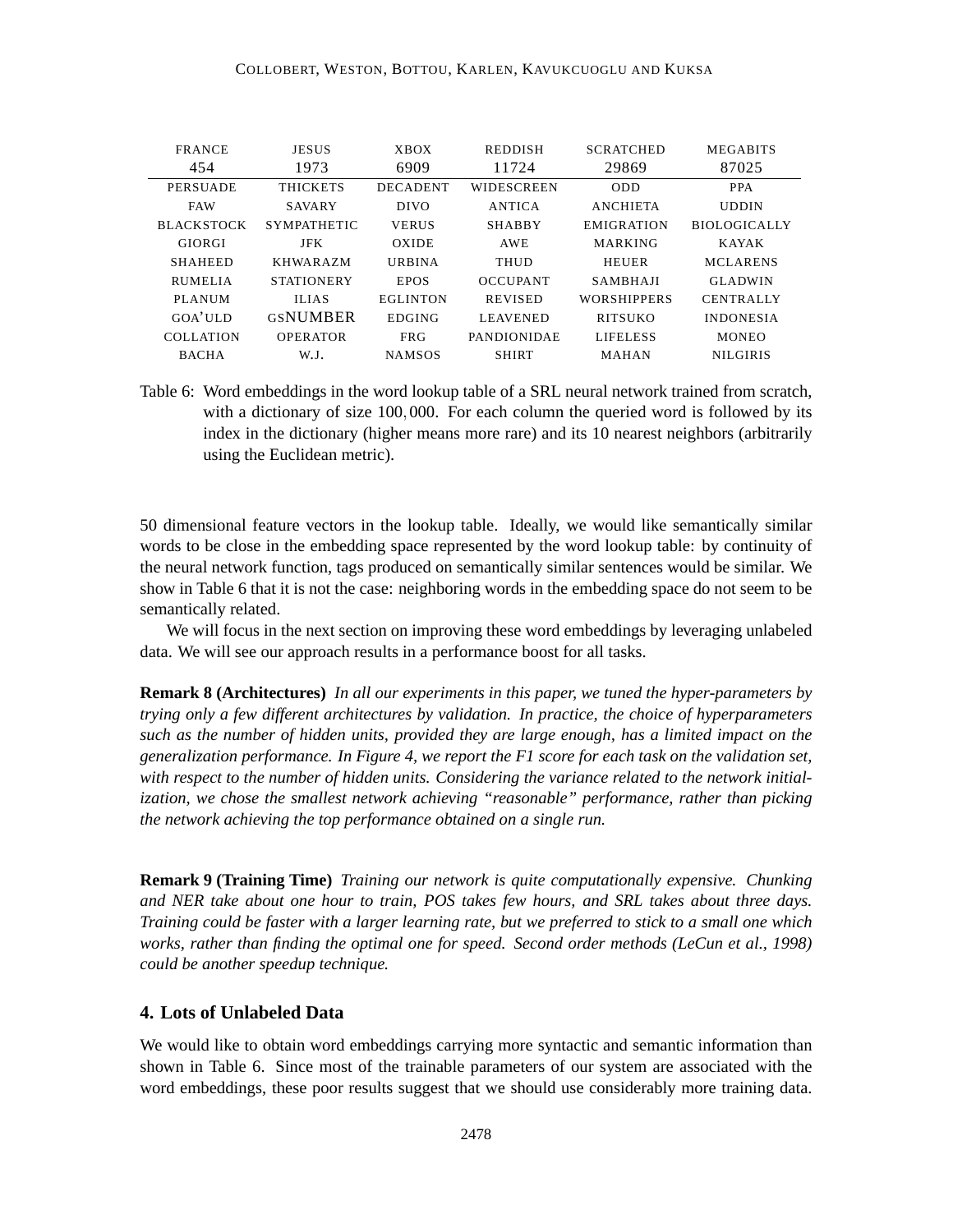| FRANCE 454 | JESUS 1973 | XBOX 6909 | REDDISH 11724 | SCRATCHED 29869 | MEGABITS 87025 |
|---|---|---|---|---|---|
| PERSUADE | THICKETS | DECADENT | WIDESCREEN | ODD | PPA |
| FAW | SAVARY | DIVO | ANTICA | ANCHIETA | UDDIN |
| BLACKSTOCK | SYMPATHETIC | VERUS | SHABBY | EMIGRATION | BIOLOGICALLY |
| GIORGI | JFK | OXIDE | AWE | MARKING | KAYAK |
| SHAHEED | KHWARAZM | URBINA | THUD | HEUER | MCLARENS |
| RUMELIA | STATIONERY | EPOS | OCCUPANT | SAMBHAJI | GLADWIN |
| PLANUM | ILIAS | EGLINTON | REVISED | WORSHIPPERS | CENTRALLY |
| GOA'ULD | GSNUMBER | EDGING | LEAVENED | RITSUKO | INDONESIA |
| COLLATION | OPERATOR | FRG | PANDIONIDAE | LIFELESS | MONEO |
| BACHA | W.J. | NAMSOS | SHIRT | MAHAN | NILGIRIS |

Table 6: Word embeddings in the word lookup table of a SRL neural network trained from scratch, with a dictionary of size 100,000. For each column the queried word is followed by its index in the dictionary (higher means more rare) and its 10 nearest neighbors (arbitrarily using the Euclidean metric).

50 dimensional feature vectors in the lookup table. Ideally, we would like semantically similar words to be close in the embedding space represented by the word lookup table: by continuity of the neural network function, tags produced on semantically similar sentences would be similar. We show in Table 6 that it is not the case: neighboring words in the embedding space do not seem to be semantically related.

We will focus in the next section on improving these word embeddings by leveraging unlabeled data. We will see our approach results in a performance boost for all tasks.

**Remark 8 (Architectures)** *In all our experiments in this paper, we tuned the hyper-parameters by trying only a few different architectures by validation. In practice, the choice of hyperparameters such as the number of hidden units, provided they are large enough, has a limited impact on the generalization performance. In Figure 4, we report the F1 score for each task on the validation set, with respect to the number of hidden units. Considering the variance related to the network initialization, we chose the smallest network achieving "reasonable" performance, rather than picking the network achieving the top performance obtained on a single run.*

**Remark 9 (Training Time)** *Training our network is quite computationally expensive. Chunking and NER take about one hour to train, POS takes few hours, and SRL takes about three days. Training could be faster with a larger learning rate, but we preferred to stick to a small one which works, rather than finding the optimal one for speed. Second order methods (LeCun et al., 1998) could be another speedup technique.*

## 4. Lots of Unlabeled Data

We would like to obtain word embeddings carrying more syntactic and semantic information than shown in Table 6. Since most of the trainable parameters of our system are associated with the word embeddings, these poor results suggest that we should use considerably more training data.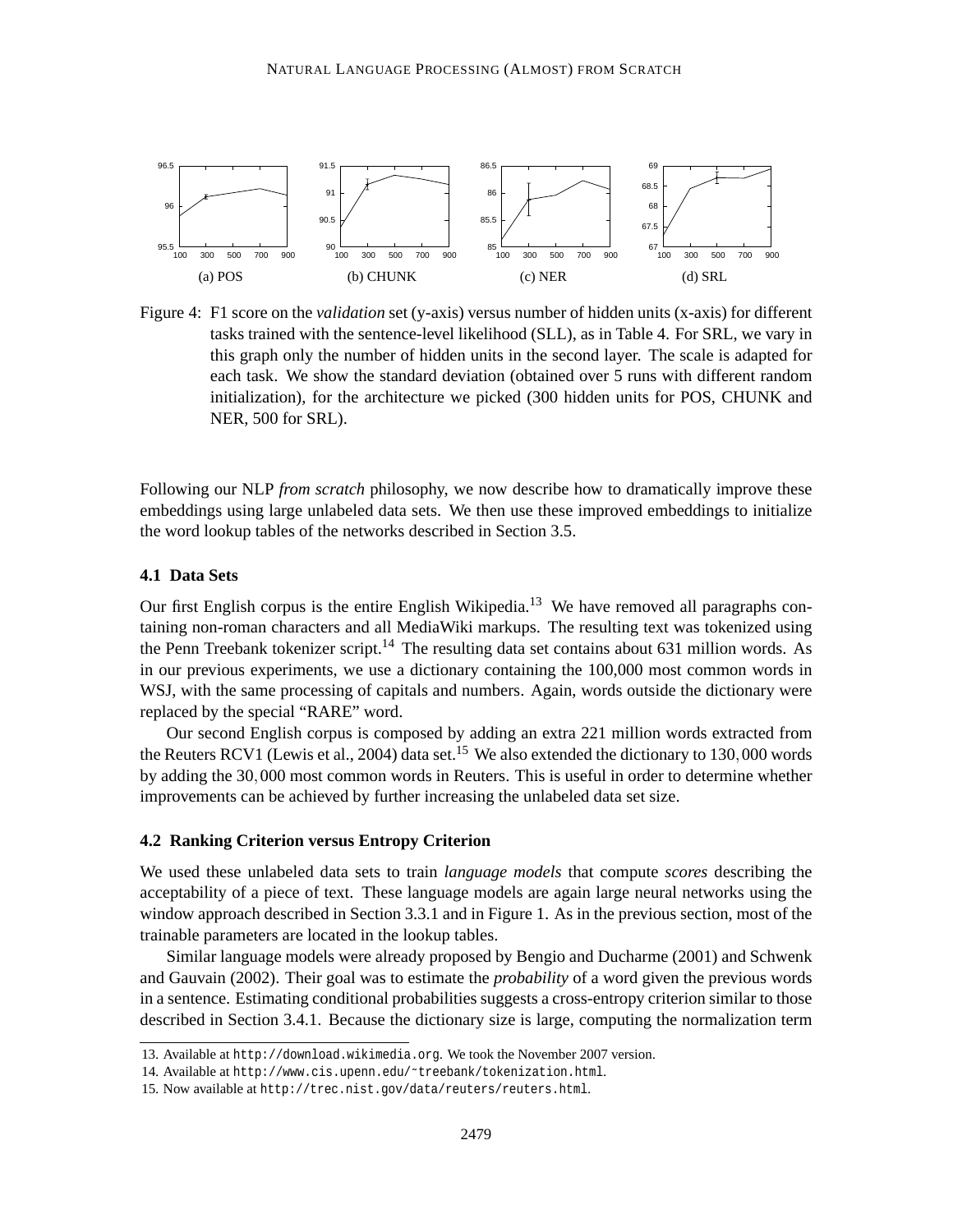(a) POS (b) CHUNK (c) NER (d) SRL

Figure 4: F1 score on the *validation* set (y-axis) versus number of hidden units (x-axis) for different tasks trained with the sentence-level likelihood (SLL), as in Table 4. For SRL, we vary in this graph only the number of hidden units in the second layer. The scale is adapted for each task. We show the standard deviation (obtained over 5 runs with different random initialization), for the architecture we picked (300 hidden units for POS, CHUNK and NER, 500 for SRL).

Following our NLP *from scratch* philosophy, we now describe how to dramatically improve these embeddings using large unlabeled data sets. We then use these improved embeddings to initialize the word lookup tables of the networks described in Section 3.5.

### 4.1 Data Sets

Our first English corpus is the entire English Wikipedia.[13] We have removed all paragraphs containing non-roman characters and all MediaWiki markups. The resulting text was tokenized using the Penn Treebank tokenizer script.[14] The resulting data set contains about 631 million words. As in our previous experiments, we use a dictionary containing the 100,000 most common words in WSJ, with the same processing of capitals and numbers. Again, words outside the dictionary were replaced by the special "RARE" word.

Our second English corpus is composed by adding an extra 221 million words extracted from the Reuters RCV1 (Lewis et al., 2004) data set.[15] We also extended the dictionary to $130,000$ words by adding the $30,000$ most common words in Reuters. This is useful in order to determine whether improvements can be achieved by further increasing the unlabeled data set size.

### 4.2 Ranking Criterion versus Entropy Criterion

We used these unlabeled data sets to train *language models* that compute *scores* describing the acceptability of a piece of text. These language models are again large neural networks using the window approach described in Section 3.3.1 and in Figure 1. As in the previous section, most of the trainable parameters are located in the lookup tables.

Similar language models were already proposed by Bengio and Ducharme (2001) and Schwenk and Gauvain (2002). Their goal was to estimate the *probability* of a word given the previous words in a sentence. Estimating conditional probabilities suggests a cross-entropy criterion similar to those described in Section 3.4.1. Because the dictionary size is large, computing the normalization term

13. Available at `http://download.wikimedia.org`. We took the November 2007 version.

14. Available at `http://www.cis.upenn.edu/~treebank/tokenization.html`.

15. Now available at `http://trec.nist.gov/data/reuters/reuters.html`.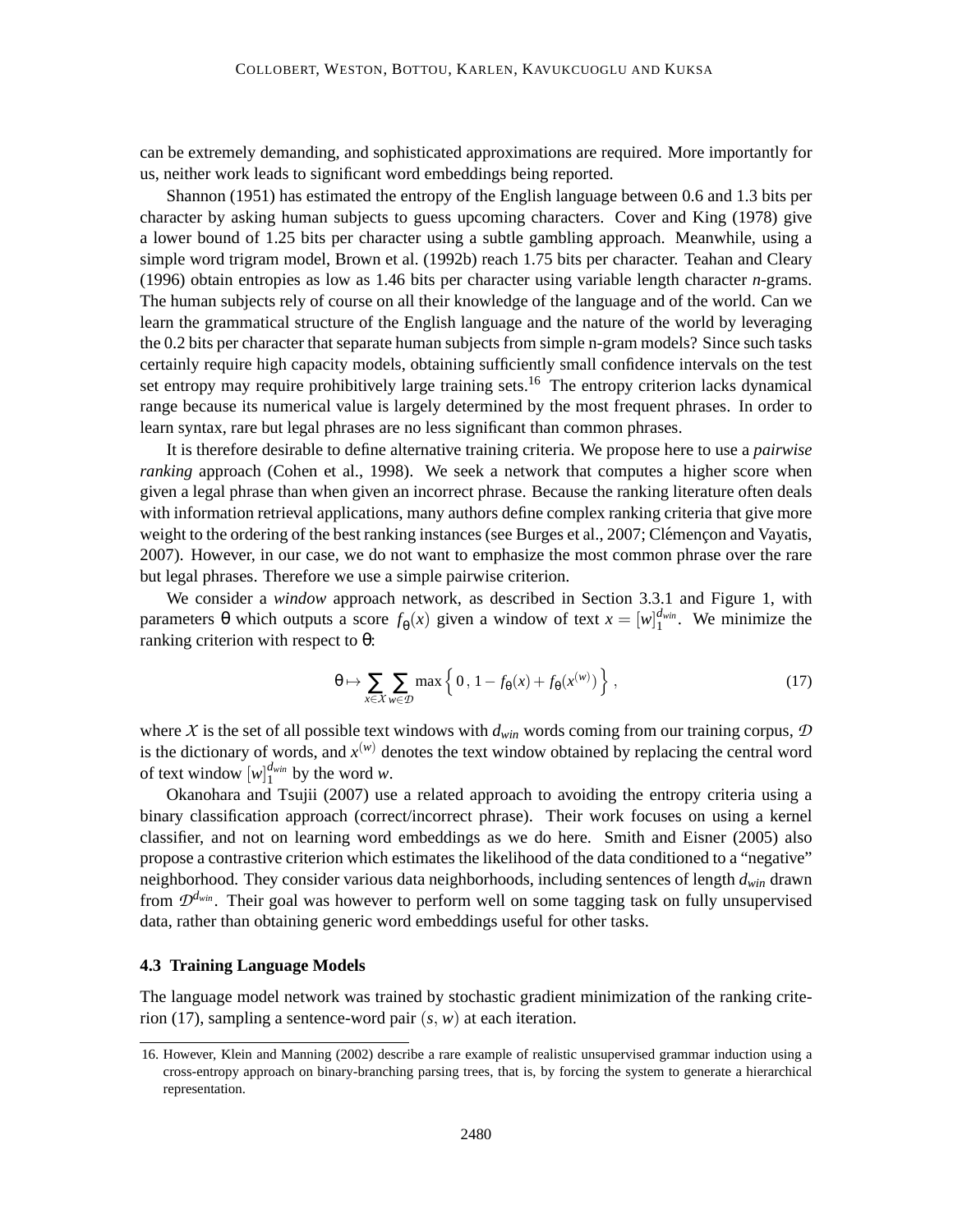can be extremely demanding, and sophisticated approximations are required. More importantly for us, neither work leads to significant word embeddings being reported.

Shannon (1951) has estimated the entropy of the English language between 0.6 and 1.3 bits per character by asking human subjects to guess upcoming characters. Cover and King (1978) give a lower bound of 1.25 bits per character using a subtle gambling approach. Meanwhile, using a simple word trigram model, Brown et al. (1992b) reach 1.75 bits per character. Teahan and Cleary (1996) obtain entropies as low as 1.46 bits per character using variable length character *n*-grams. The human subjects rely of course on all their knowledge of the language and of the world. Can we learn the grammatical structure of the English language and the nature of the world by leveraging the 0.2 bits per character that separate human subjects from simple n-gram models? Since such tasks certainly require high capacity models, obtaining sufficiently small confidence intervals on the test set entropy may require prohibitively large training sets.[16] The entropy criterion lacks dynamical range because its numerical value is largely determined by the most frequent phrases. In order to learn syntax, rare but legal phrases are no less significant than common phrases.

It is therefore desirable to define alternative training criteria. We propose here to use a *pairwise ranking* approach (Cohen et al., 1998). We seek a network that computes a higher score when given a legal phrase than when given an incorrect phrase. Because the ranking literature often deals with information retrieval applications, many authors define complex ranking criteria that give more weight to the ordering of the best ranking instances (see Burges et al., 2007; Clémençon and Vayatis, 2007). However, in our case, we do not want to emphasize the most common phrase over the rare but legal phrases. Therefore we use a simple pairwise criterion.

We consider a *window* approach network, as described in Section 3.3.1 and Figure 1, with parameters $\theta$ which outputs a score $f_\theta(x)$ given a window of text $x = [w]_1^{d_{win}}$. We minimize the ranking criterion with respect to $\theta$:

$$\theta \mapsto \sum_{x \in \mathcal{X}} \sum_{w \in \mathcal{D}} \max\left\{ 0 \,,\, 1 - f_\theta(x) + f_\theta(x^{(w)}) \right\}, \tag{17}$$

where $\mathcal{X}$ is the set of all possible text windows with $d_{win}$ words coming from our training corpus, $\mathcal{D}$ is the dictionary of words, and $x^{(w)}$ denotes the text window obtained by replacing the central word of text window $[w]_1^{d_{win}}$ by the word $w$.

Okanohara and Tsujii (2007) use a related approach to avoiding the entropy criteria using a binary classification approach (correct/incorrect phrase). Their work focuses on using a kernel classifier, and not on learning word embeddings as we do here. Smith and Eisner (2005) also propose a contrastive criterion which estimates the likelihood of the data conditioned to a "negative" neighborhood. They consider various data neighborhoods, including sentences of length $d_{win}$ drawn from $\mathcal{D}^{d_{win}}$. Their goal was however to perform well on some tagging task on fully unsupervised data, rather than obtaining generic word embeddings useful for other tasks.

### 4.3 Training Language Models

The language model network was trained by stochastic gradient minimization of the ranking criterion (17), sampling a sentence-word pair $(s, w)$ at each iteration.

16. However, Klein and Manning (2002) describe a rare example of realistic unsupervised grammar induction using a cross-entropy approach on binary-branching parsing trees, that is, by forcing the system to generate a hierarchical representation.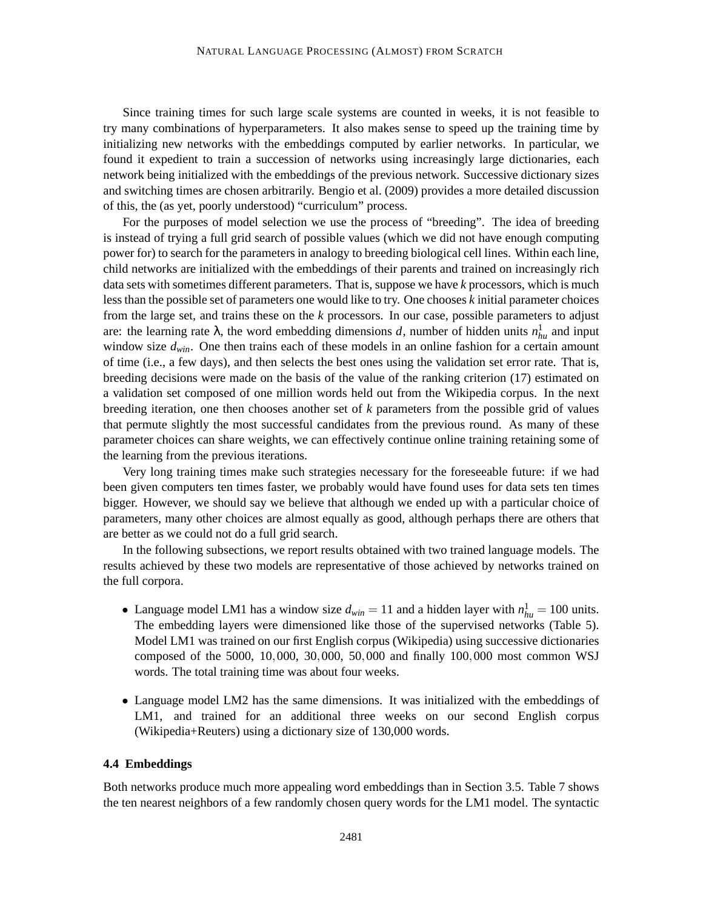Since training times for such large scale systems are counted in weeks, it is not feasible to try many combinations of hyperparameters. It also makes sense to speed up the training time by initializing new networks with the embeddings computed by earlier networks. In particular, we found it expedient to train a succession of networks using increasingly large dictionaries, each network being initialized with the embeddings of the previous network. Successive dictionary sizes and switching times are chosen arbitrarily. Bengio et al. (2009) provides a more detailed discussion of this, the (as yet, poorly understood) "curriculum" process.

For the purposes of model selection we use the process of "breeding". The idea of breeding is instead of trying a full grid search of possible values (which we did not have enough computing power for) to search for the parameters in analogy to breeding biological cell lines. Within each line, child networks are initialized with the embeddings of their parents and trained on increasingly rich data sets with sometimes different parameters. That is, suppose we have $k$ processors, which is much less than the possible set of parameters one would like to try. One chooses $k$ initial parameter choices from the large set, and trains these on the $k$ processors. In our case, possible parameters to adjust are: the learning rate $\lambda$, the word embedding dimensions $d$, number of hidden units $n_{hu}^1$ and input window size $d_{win}$. One then trains each of these models in an online fashion for a certain amount of time (i.e., a few days), and then selects the best ones using the validation set error rate. That is, breeding decisions were made on the basis of the value of the ranking criterion (17) estimated on a validation set composed of one million words held out from the Wikipedia corpus. In the next breeding iteration, one then chooses another set of $k$ parameters from the possible grid of values that permute slightly the most successful candidates from the previous round. As many of these parameter choices can share weights, we can effectively continue online training retaining some of the learning from the previous iterations.

Very long training times make such strategies necessary for the foreseeable future: if we had been given computers ten times faster, we probably would have found uses for data sets ten times bigger. However, we should say we believe that although we ended up with a particular choice of parameters, many other choices are almost equally as good, although perhaps there are others that are better as we could not do a full grid search.

In the following subsections, we report results obtained with two trained language models. The results achieved by these two models are representative of those achieved by networks trained on the full corpora.

- Language model LM1 has a window size $d_{win} = 11$ and a hidden layer with $n_{hu}^1 = 100$ units. The embedding layers were dimensioned like those of the supervised networks (Table 5). Model LM1 was trained on our first English corpus (Wikipedia) using successive dictionaries composed of the 5000, 10,000, 30,000, 50,000 and finally 100,000 most common WSJ words. The total training time was about four weeks.

- Language model LM2 has the same dimensions. It was initialized with the embeddings of LM1, and trained for an additional three weeks on our second English corpus (Wikipedia+Reuters) using a dictionary size of 130,000 words.

### 4.4 Embeddings

Both networks produce much more appealing word embeddings than in Section 3.5. Table 7 shows the ten nearest neighbors of a few randomly chosen query words for the LM1 model. The syntactic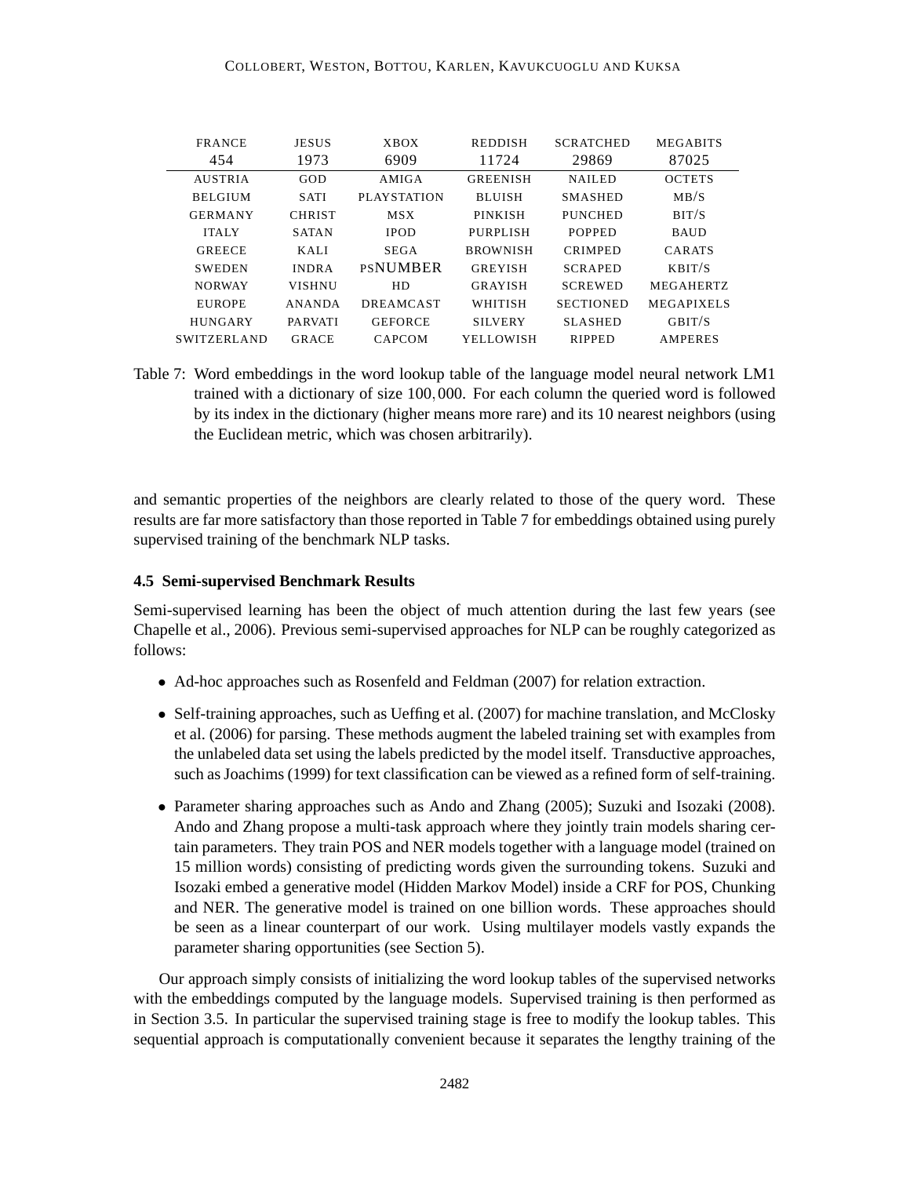| FRANCE | JESUS | XBOX | REDDISH | SCRATCHED | MEGABITS |
|---|---|---|---|---|---|
| 454 | 1973 | 6909 | 11724 | 29869 | 87025 |
| AUSTRIA | GOD | AMIGA | GREENISH | NAILED | OCTETS |
| BELGIUM | SATI | PLAYSTATION | BLUISH | SMASHED | MB/S |
| GERMANY | CHRIST | MSX | PINKISH | PUNCHED | BIT/S |
| ITALY | SATAN | IPOD | PURPLISH | POPPED | BAUD |
| GREECE | KALI | SEGA | BROWNISH | CRIMPED | CARATS |
| SWEDEN | INDRA | PSNUMBER | GREYISH | SCRAPED | KBIT/S |
| NORWAY | VISHNU | HD | GRAYISH | SCREWED | MEGAHERTZ |
| EUROPE | ANANDA | DREAMCAST | WHITISH | SECTIONED | MEGAPIXELS |
| HUNGARY | PARVATI | GEFORCE | SILVERY | SLASHED | GBIT/S |
| SWITZERLAND | GRACE | CAPCOM | YELLOWISH | RIPPED | AMPERES |

Table 7: Word embeddings in the word lookup table of the language model neural network LM1 trained with a dictionary of size 100,000. For each column the queried word is followed by its index in the dictionary (higher means more rare) and its 10 nearest neighbors (using the Euclidean metric, which was chosen arbitrarily).

and semantic properties of the neighbors are clearly related to those of the query word. These results are far more satisfactory than those reported in Table 7 for embeddings obtained using purely supervised training of the benchmark NLP tasks.

### 4.5 Semi-supervised Benchmark Results

Semi-supervised learning has been the object of much attention during the last few years (see Chapelle et al., 2006). Previous semi-supervised approaches for NLP can be roughly categorized as follows:

- Ad-hoc approaches such as Rosenfeld and Feldman (2007) for relation extraction.
- Self-training approaches, such as Ueffing et al. (2007) for machine translation, and McClosky et al. (2006) for parsing. These methods augment the labeled training set with examples from the unlabeled data set using the labels predicted by the model itself. Transductive approaches, such as Joachims (1999) for text classification can be viewed as a refined form of self-training.
- Parameter sharing approaches such as Ando and Zhang (2005); Suzuki and Isozaki (2008). Ando and Zhang propose a multi-task approach where they jointly train models sharing certain parameters. They train POS and NER models together with a language model (trained on 15 million words) consisting of predicting words given the surrounding tokens. Suzuki and Isozaki embed a generative model (Hidden Markov Model) inside a CRF for POS, Chunking and NER. The generative model is trained on one billion words. These approaches should be seen as a linear counterpart of our work. Using multilayer models vastly expands the parameter sharing opportunities (see Section 5).

Our approach simply consists of initializing the word lookup tables of the supervised networks with the embeddings computed by the language models. Supervised training is then performed as in Section 3.5. In particular the supervised training stage is free to modify the lookup tables. This sequential approach is computationally convenient because it separates the lengthy training of the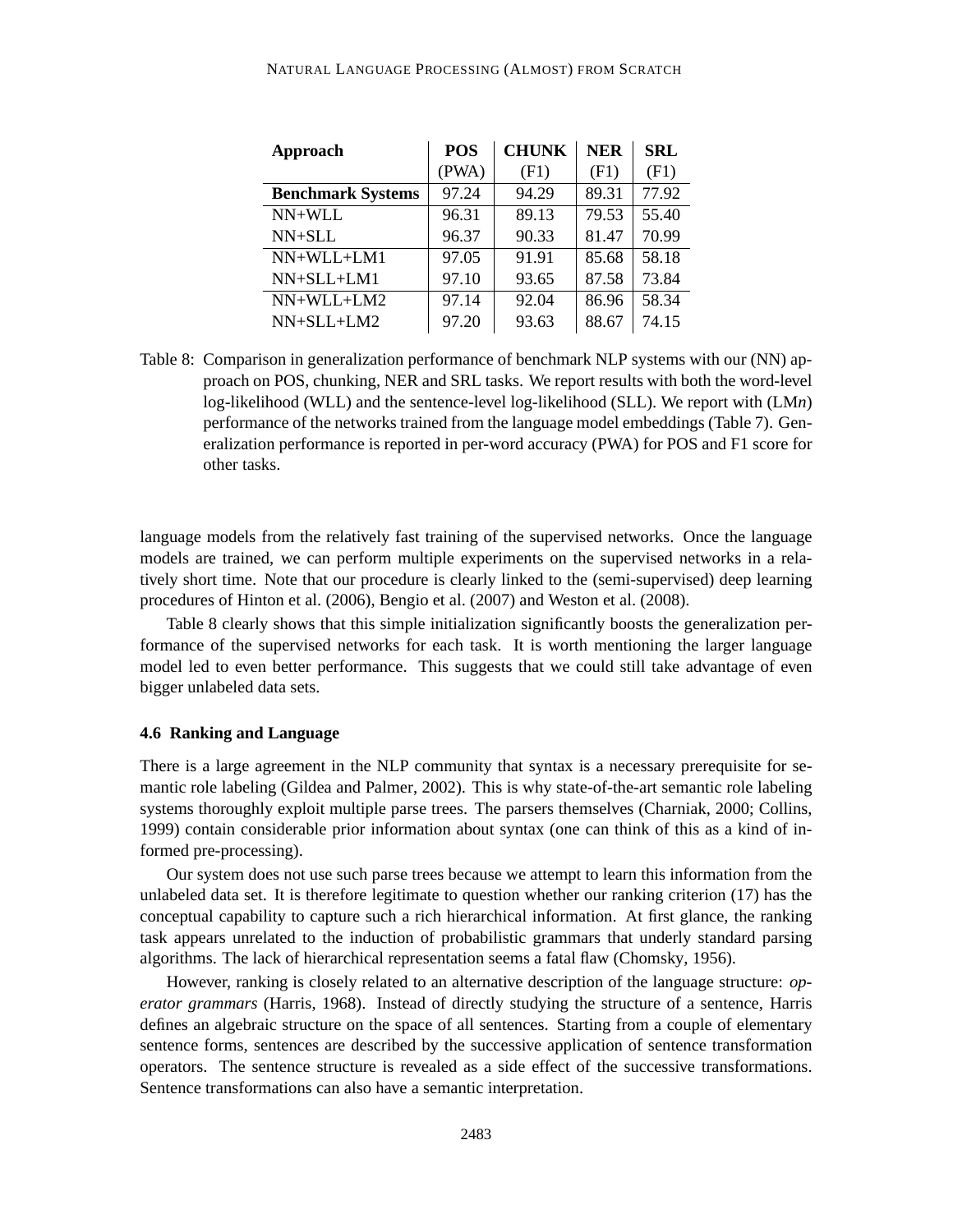| **Approach** | **POS** (PWA) | **CHUNK** (F1) | **NER** (F1) | **SRL** (F1) |
|---|---|---|---|---|
| **Benchmark Systems** | 97.24 | 94.29 | 89.31 | 77.92 |
| NN+WLL | 96.31 | 89.13 | 79.53 | 55.40 |
| NN+SLL | 96.37 | 90.33 | 81.47 | 70.99 |
| NN+WLL+LM1 | 97.05 | 91.91 | 85.68 | 58.18 |
| NN+SLL+LM1 | 97.10 | 93.65 | 87.58 | 73.84 |
| NN+WLL+LM2 | 97.14 | 92.04 | 86.96 | 58.34 |
| NN+SLL+LM2 | 97.20 | 93.63 | 88.67 | 74.15 |

Table 8: Comparison in generalization performance of benchmark NLP systems with our (NN) approach on POS, chunking, NER and SRL tasks. We report results with both the word-level log-likelihood (WLL) and the sentence-level log-likelihood (SLL). We report with (LM*n*) performance of the networks trained from the language model embeddings (Table 7). Generalization performance is reported in per-word accuracy (PWA) for POS and F1 score for other tasks.

language models from the relatively fast training of the supervised networks. Once the language models are trained, we can perform multiple experiments on the supervised networks in a relatively short time. Note that our procedure is clearly linked to the (semi-supervised) deep learning procedures of Hinton et al. (2006), Bengio et al. (2007) and Weston et al. (2008).

Table 8 clearly shows that this simple initialization significantly boosts the generalization performance of the supervised networks for each task. It is worth mentioning the larger language model led to even better performance. This suggests that we could still take advantage of even bigger unlabeled data sets.

### 4.6 Ranking and Language

There is a large agreement in the NLP community that syntax is a necessary prerequisite for semantic role labeling (Gildea and Palmer, 2002). This is why state-of-the-art semantic role labeling systems thoroughly exploit multiple parse trees. The parsers themselves (Charniak, 2000; Collins, 1999) contain considerable prior information about syntax (one can think of this as a kind of informed pre-processing).

Our system does not use such parse trees because we attempt to learn this information from the unlabeled data set. It is therefore legitimate to question whether our ranking criterion (17) has the conceptual capability to capture such a rich hierarchical information. At first glance, the ranking task appears unrelated to the induction of probabilistic grammars that underly standard parsing algorithms. The lack of hierarchical representation seems a fatal flaw (Chomsky, 1956).

However, ranking is closely related to an alternative description of the language structure: *operator grammars* (Harris, 1968). Instead of directly studying the structure of a sentence, Harris defines an algebraic structure on the space of all sentences. Starting from a couple of elementary sentence forms, sentences are described by the successive application of sentence transformation operators. The sentence structure is revealed as a side effect of the successive transformations. Sentence transformations can also have a semantic interpretation.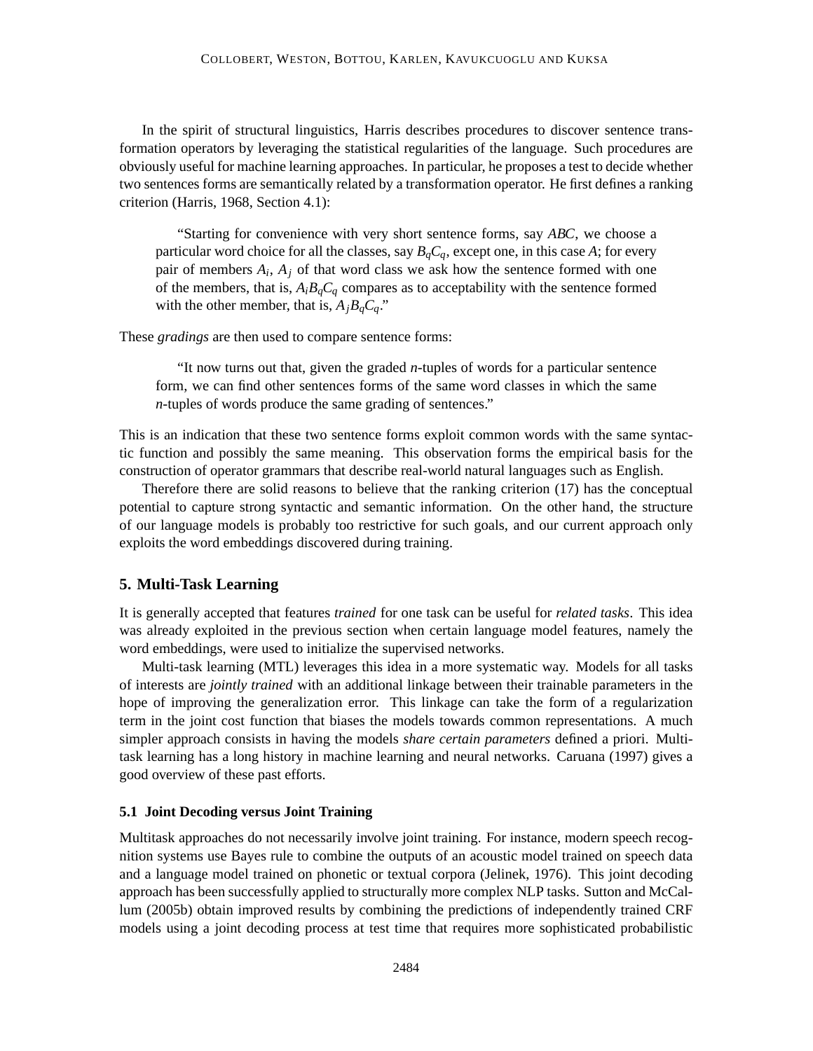In the spirit of structural linguistics, Harris describes procedures to discover sentence transformation operators by leveraging the statistical regularities of the language. Such procedures are obviously useful for machine learning approaches. In particular, he proposes a test to decide whether two sentences forms are semantically related by a transformation operator. He first defines a ranking criterion (Harris, 1968, Section 4.1):

> "Starting for convenience with very short sentence forms, say *ABC*, we choose a particular word choice for all the classes, say $B_qC_q$, except one, in this case *A*; for every pair of members $A_i$, $A_j$ of that word class we ask how the sentence formed with one of the members, that is, $A_iB_qC_q$ compares as to acceptability with the sentence formed with the other member, that is, $A_jB_qC_q$."

These *gradings* are then used to compare sentence forms:

> "It now turns out that, given the graded *n*-tuples of words for a particular sentence form, we can find other sentences forms of the same word classes in which the same *n*-tuples of words produce the same grading of sentences."

This is an indication that these two sentence forms exploit common words with the same syntactic function and possibly the same meaning. This observation forms the empirical basis for the construction of operator grammars that describe real-world natural languages such as English.

Therefore there are solid reasons to believe that the ranking criterion (17) has the conceptual potential to capture strong syntactic and semantic information. On the other hand, the structure of our language models is probably too restrictive for such goals, and our current approach only exploits the word embeddings discovered during training.

## 5. Multi-Task Learning

It is generally accepted that features *trained* for one task can be useful for *related tasks*. This idea was already exploited in the previous section when certain language model features, namely the word embeddings, were used to initialize the supervised networks.

Multi-task learning (MTL) leverages this idea in a more systematic way. Models for all tasks of interests are *jointly trained* with an additional linkage between their trainable parameters in the hope of improving the generalization error. This linkage can take the form of a regularization term in the joint cost function that biases the models towards common representations. A much simpler approach consists in having the models *share certain parameters* defined a priori. Multi-task learning has a long history in machine learning and neural networks. Caruana (1997) gives a good overview of these past efforts.

### 5.1 Joint Decoding versus Joint Training

Multitask approaches do not necessarily involve joint training. For instance, modern speech recognition systems use Bayes rule to combine the outputs of an acoustic model trained on speech data and a language model trained on phonetic or textual corpora (Jelinek, 1976). This joint decoding approach has been successfully applied to structurally more complex NLP tasks. Sutton and McCallum (2005b) obtain improved results by combining the predictions of independently trained CRF models using a joint decoding process at test time that requires more sophisticated probabilistic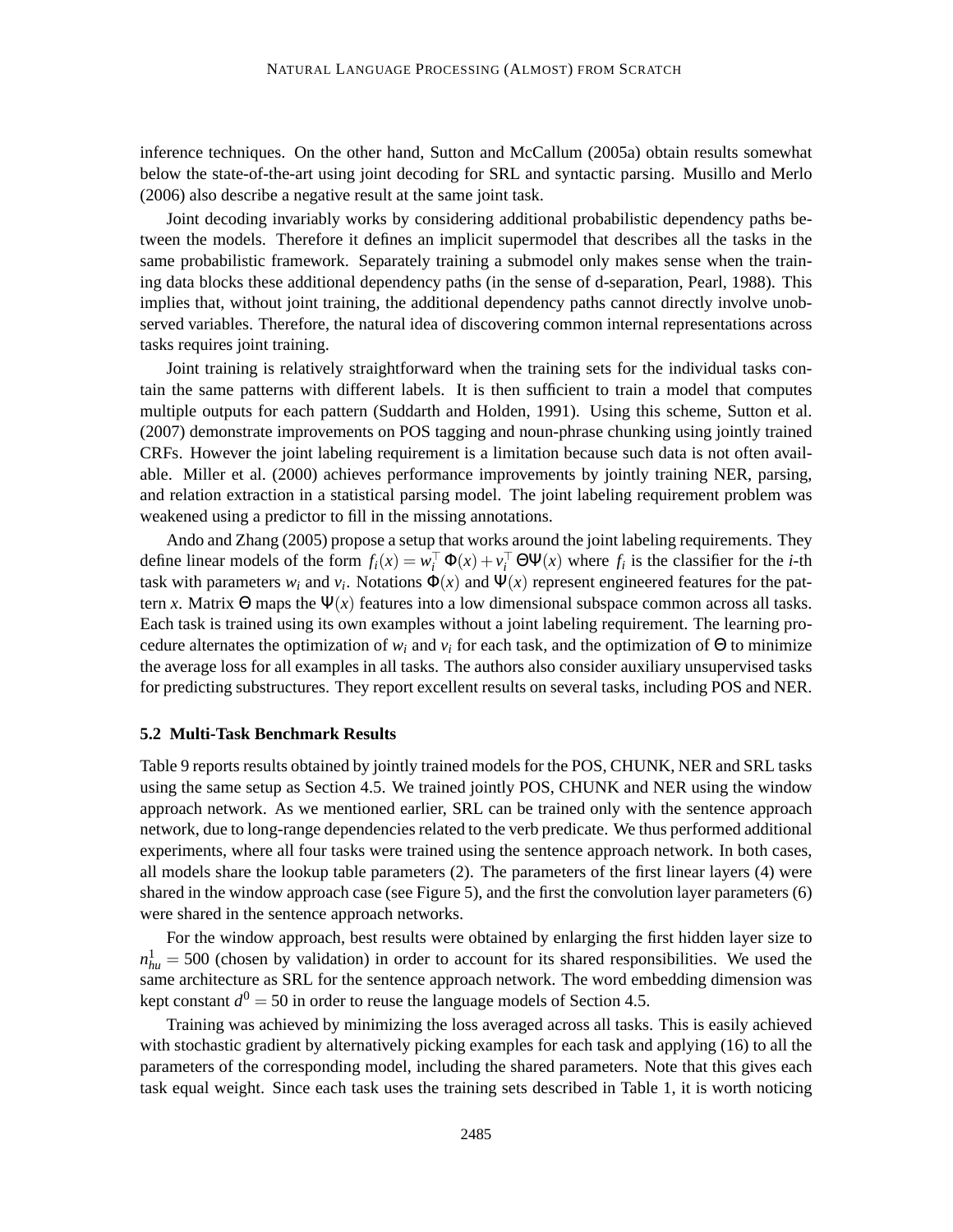inference techniques. On the other hand, Sutton and McCallum (2005a) obtain results somewhat below the state-of-the-art using joint decoding for SRL and syntactic parsing. Musillo and Merlo (2006) also describe a negative result at the same joint task.

Joint decoding invariably works by considering additional probabilistic dependency paths between the models. Therefore it defines an implicit supermodel that describes all the tasks in the same probabilistic framework. Separately training a submodel only makes sense when the training data blocks these additional dependency paths (in the sense of d-separation, Pearl, 1988). This implies that, without joint training, the additional dependency paths cannot directly involve unobserved variables. Therefore, the natural idea of discovering common internal representations across tasks requires joint training.

Joint training is relatively straightforward when the training sets for the individual tasks contain the same patterns with different labels. It is then sufficient to train a model that computes multiple outputs for each pattern (Suddarth and Holden, 1991). Using this scheme, Sutton et al. (2007) demonstrate improvements on POS tagging and noun-phrase chunking using jointly trained CRFs. However the joint labeling requirement is a limitation because such data is not often available. Miller et al. (2000) achieves performance improvements by jointly training NER, parsing, and relation extraction in a statistical parsing model. The joint labeling requirement problem was weakened using a predictor to fill in the missing annotations.

Ando and Zhang (2005) propose a setup that works around the joint labeling requirements. They define linear models of the form $f_i(x) = w_i^\top \Phi(x) + v_i^\top \Theta \Psi(x)$ where $f_i$ is the classifier for the $i$-th task with parameters $w_i$ and $v_i$. Notations $\Phi(x)$ and $\Psi(x)$ represent engineered features for the pattern $x$. Matrix $\Theta$ maps the $\Psi(x)$ features into a low dimensional subspace common across all tasks. Each task is trained using its own examples without a joint labeling requirement. The learning procedure alternates the optimization of $w_i$ and $v_i$ for each task, and the optimization of $\Theta$ to minimize the average loss for all examples in all tasks. The authors also consider auxiliary unsupervised tasks for predicting substructures. They report excellent results on several tasks, including POS and NER.

### 5.2 Multi-Task Benchmark Results

Table 9 reports results obtained by jointly trained models for the POS, CHUNK, NER and SRL tasks using the same setup as Section 4.5. We trained jointly POS, CHUNK and NER using the window approach network. As we mentioned earlier, SRL can be trained only with the sentence approach network, due to long-range dependencies related to the verb predicate. We thus performed additional experiments, where all four tasks were trained using the sentence approach network. In both cases, all models share the lookup table parameters (2). The parameters of the first linear layers (4) were shared in the window approach case (see Figure 5), and the first the convolution layer parameters (6) were shared in the sentence approach networks.

For the window approach, best results were obtained by enlarging the first hidden layer size to $n_{hu}^1 = 500$ (chosen by validation) in order to account for its shared responsibilities. We used the same architecture as SRL for the sentence approach network. The word embedding dimension was kept constant $d^0 = 50$ in order to reuse the language models of Section 4.5.

Training was achieved by minimizing the loss averaged across all tasks. This is easily achieved with stochastic gradient by alternatively picking examples for each task and applying (16) to all the parameters of the corresponding model, including the shared parameters. Note that this gives each task equal weight. Since each task uses the training sets described in Table 1, it is worth noticing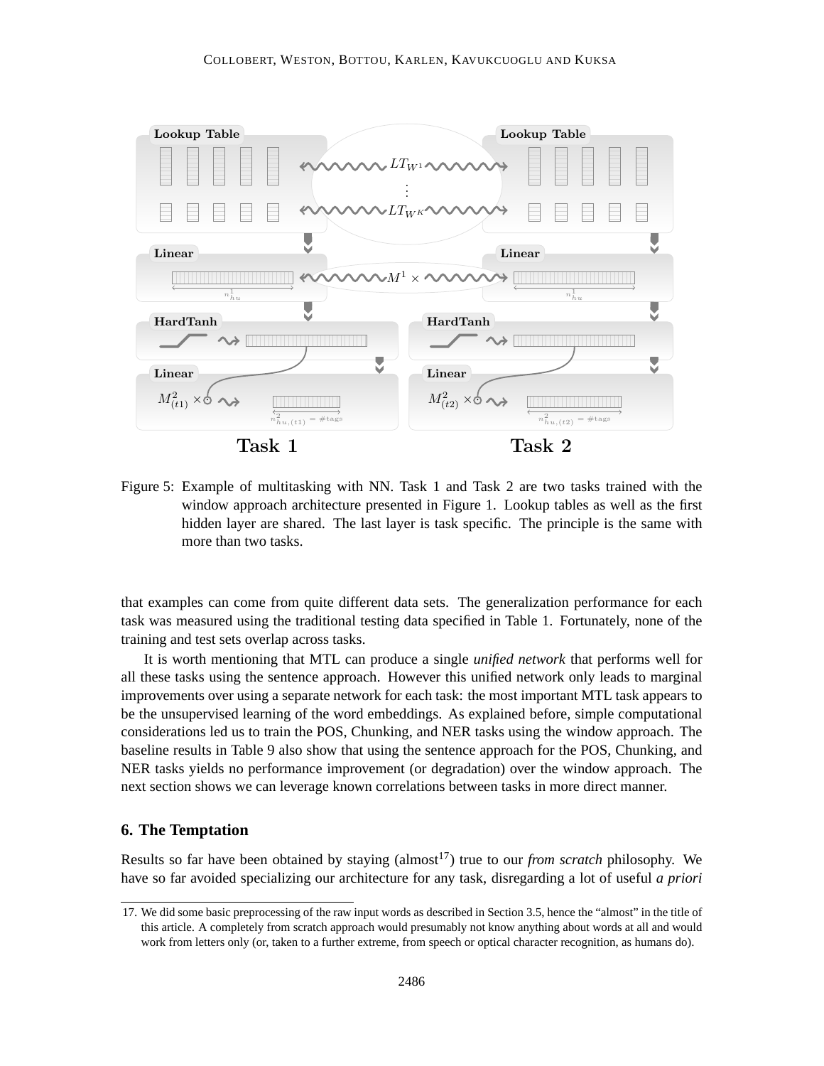Figure 5: Example of multitasking with NN. Task 1 and Task 2 are two tasks trained with the window approach architecture presented in Figure 1. Lookup tables as well as the first hidden layer are shared. The last layer is task specific. The principle is the same with more than two tasks.

that examples can come from quite different data sets. The generalization performance for each task was measured using the traditional testing data specified in Table 1. Fortunately, none of the training and test sets overlap across tasks.

It is worth mentioning that MTL can produce a single *unified network* that performs well for all these tasks using the sentence approach. However this unified network only leads to marginal improvements over using a separate network for each task: the most important MTL task appears to be the unsupervised learning of the word embeddings. As explained before, simple computational considerations led us to train the POS, Chunking, and NER tasks using the window approach. The baseline results in Table 9 also show that using the sentence approach for the POS, Chunking, and NER tasks yields no performance improvement (or degradation) over the window approach. The next section shows we can leverage known correlations between tasks in more direct manner.

## 6. The Temptation

Results so far have been obtained by staying (almost[17]) true to our *from scratch* philosophy. We have so far avoided specializing our architecture for any task, disregarding a lot of useful *a priori*

17. We did some basic preprocessing of the raw input words as described in Section 3.5, hence the “almost” in the title of this article. A completely from scratch approach would presumably not know anything about words at all and would work from letters only (or, taken to a further extreme, from speech or optical character recognition, as humans do).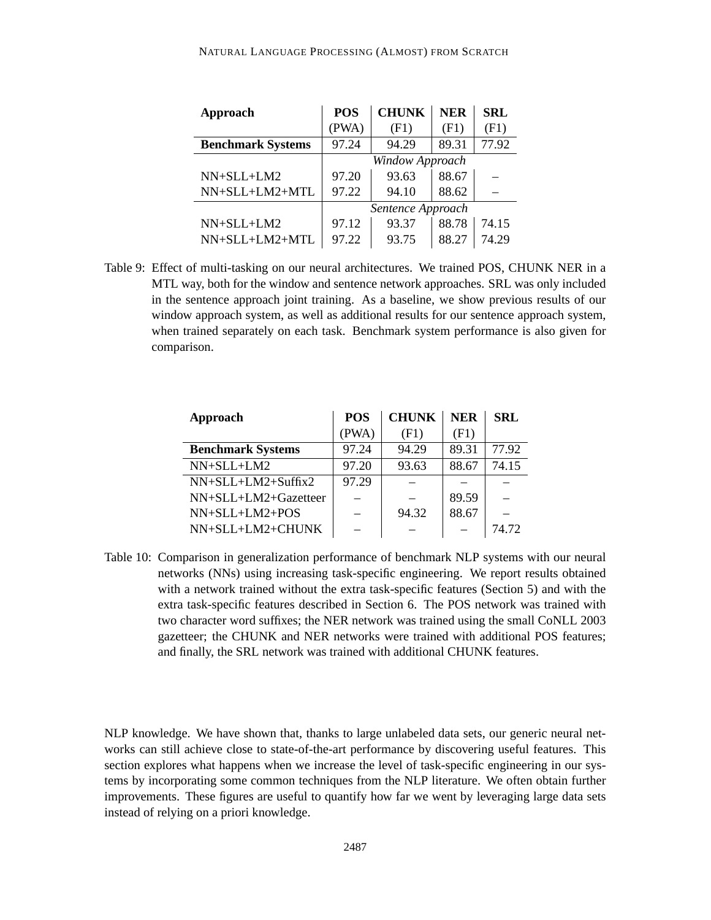| **Approach** | **POS** (PWA) | **CHUNK** (F1) | **NER** (F1) | **SRL** (F1) |
|---|---|---|---|---|
| **Benchmark Systems** | 97.24 | 94.29 | 89.31 | 77.92 |
| | *Window Approach* | | | |
| NN+SLL+LM2 | 97.20 | 93.63 | 88.67 | – |
| NN+SLL+LM2+MTL | 97.22 | 94.10 | 88.62 | – |
| | *Sentence Approach* | | | |
| NN+SLL+LM2 | 97.12 | 93.37 | 88.78 | 74.15 |
| NN+SLL+LM2+MTL | 97.22 | 93.75 | 88.27 | 74.29 |

Table 9: Effect of multi-tasking on our neural architectures. We trained POS, CHUNK NER in a MTL way, both for the window and sentence network approaches. SRL was only included in the sentence approach joint training. As a baseline, we show previous results of our window approach system, as well as additional results for our sentence approach system, when trained separately on each task. Benchmark system performance is also given for comparison.

| **Approach** | **POS** (PWA) | **CHUNK** (F1) | **NER** (F1) | **SRL** |
|---|---|---|---|---|
| **Benchmark Systems** | 97.24 | 94.29 | 89.31 | 77.92 |
| NN+SLL+LM2 | 97.20 | 93.63 | 88.67 | 74.15 |
| NN+SLL+LM2+Suffix2 | 97.29 | – | – | – |
| NN+SLL+LM2+Gazetteer | – | – | 89.59 | – |
| NN+SLL+LM2+POS | – | 94.32 | 88.67 | – |
| NN+SLL+LM2+CHUNK | – | – | – | 74.72 |

Table 10: Comparison in generalization performance of benchmark NLP systems with our neural networks (NNs) using increasing task-specific engineering. We report results obtained with a network trained without the extra task-specific features (Section 5) and with the extra task-specific features described in Section 6. The POS network was trained with two character word suffixes; the NER network was trained using the small CoNLL 2003 gazetteer; the CHUNK and NER networks were trained with additional POS features; and finally, the SRL network was trained with additional CHUNK features.

NLP knowledge. We have shown that, thanks to large unlabeled data sets, our generic neural networks can still achieve close to state-of-the-art performance by discovering useful features. This section explores what happens when we increase the level of task-specific engineering in our systems by incorporating some common techniques from the NLP literature. We often obtain further improvements. These figures are useful to quantify how far we went by leveraging large data sets instead of relying on a priori knowledge.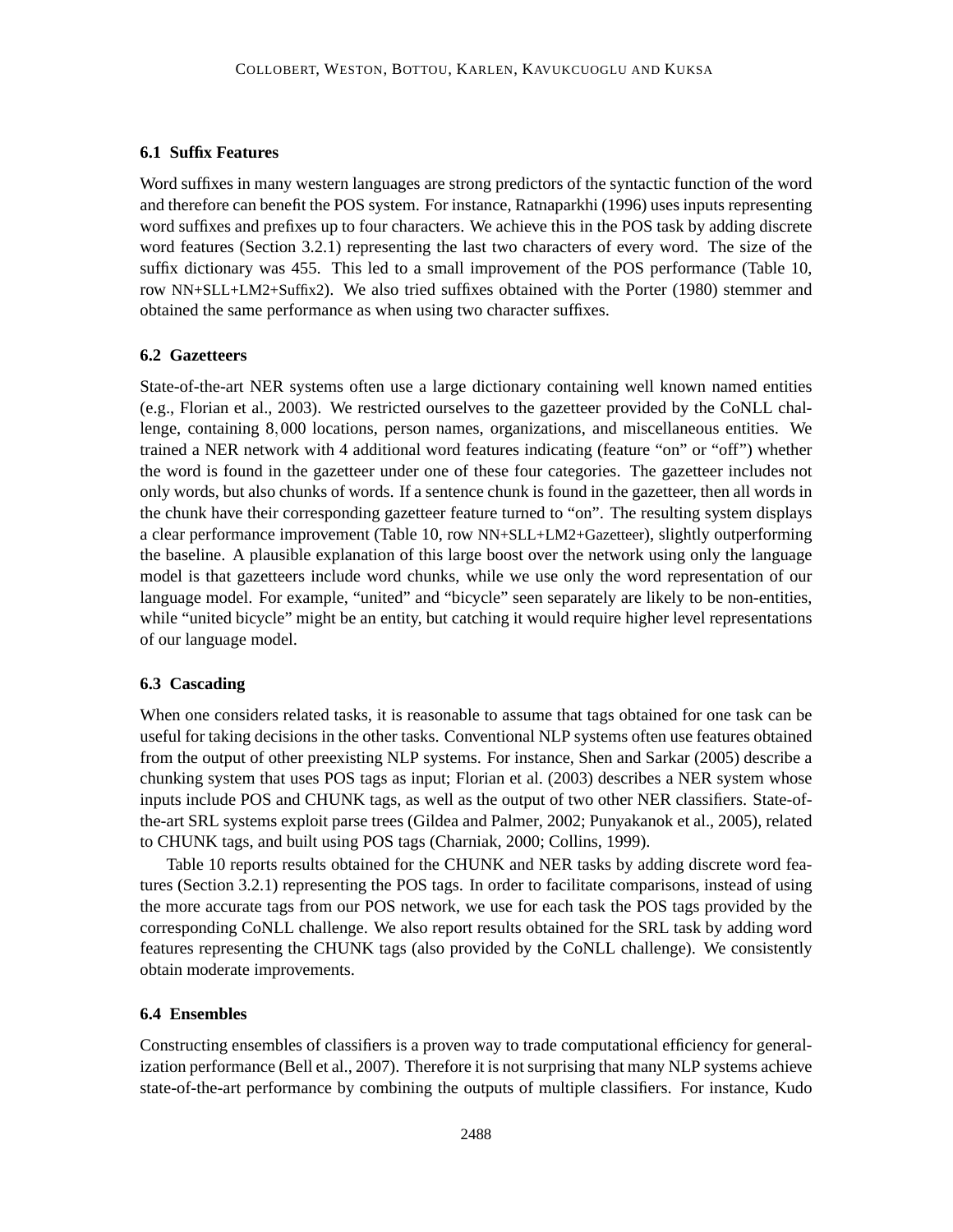### 6.1 Suffix Features

Word suffixes in many western languages are strong predictors of the syntactic function of the word and therefore can benefit the POS system. For instance, Ratnaparkhi (1996) uses inputs representing word suffixes and prefixes up to four characters. We achieve this in the POS task by adding discrete word features (Section 3.2.1) representing the last two characters of every word. The size of the suffix dictionary was 455. This led to a small improvement of the POS performance (Table 10, row NN+SLL+LM2+Suffix2). We also tried suffixes obtained with the Porter (1980) stemmer and obtained the same performance as when using two character suffixes.

### 6.2 Gazetteers

State-of-the-art NER systems often use a large dictionary containing well known named entities (e.g., Florian et al., 2003). We restricted ourselves to the gazetteer provided by the CoNLL challenge, containing $8,000$ locations, person names, organizations, and miscellaneous entities. We trained a NER network with 4 additional word features indicating (feature "on" or "off") whether the word is found in the gazetteer under one of these four categories. The gazetteer includes not only words, but also chunks of words. If a sentence chunk is found in the gazetteer, then all words in the chunk have their corresponding gazetteer feature turned to "on". The resulting system displays a clear performance improvement (Table 10, row NN+SLL+LM2+Gazetteer), slightly outperforming the baseline. A plausible explanation of this large boost over the network using only the language model is that gazetteers include word chunks, while we use only the word representation of our language model. For example, "united" and "bicycle" seen separately are likely to be non-entities, while "united bicycle" might be an entity, but catching it would require higher level representations of our language model.

### 6.3 Cascading

When one considers related tasks, it is reasonable to assume that tags obtained for one task can be useful for taking decisions in the other tasks. Conventional NLP systems often use features obtained from the output of other preexisting NLP systems. For instance, Shen and Sarkar (2005) describe a chunking system that uses POS tags as input; Florian et al. (2003) describes a NER system whose inputs include POS and CHUNK tags, as well as the output of two other NER classifiers. State-of-the-art SRL systems exploit parse trees (Gildea and Palmer, 2002; Punyakanok et al., 2005), related to CHUNK tags, and built using POS tags (Charniak, 2000; Collins, 1999).

Table 10 reports results obtained for the CHUNK and NER tasks by adding discrete word features (Section 3.2.1) representing the POS tags. In order to facilitate comparisons, instead of using the more accurate tags from our POS network, we use for each task the POS tags provided by the corresponding CoNLL challenge. We also report results obtained for the SRL task by adding word features representing the CHUNK tags (also provided by the CoNLL challenge). We consistently obtain moderate improvements.

### 6.4 Ensembles

Constructing ensembles of classifiers is a proven way to trade computational efficiency for generalization performance (Bell et al., 2007). Therefore it is not surprising that many NLP systems achieve state-of-the-art performance by combining the outputs of multiple classifiers. For instance, Kudo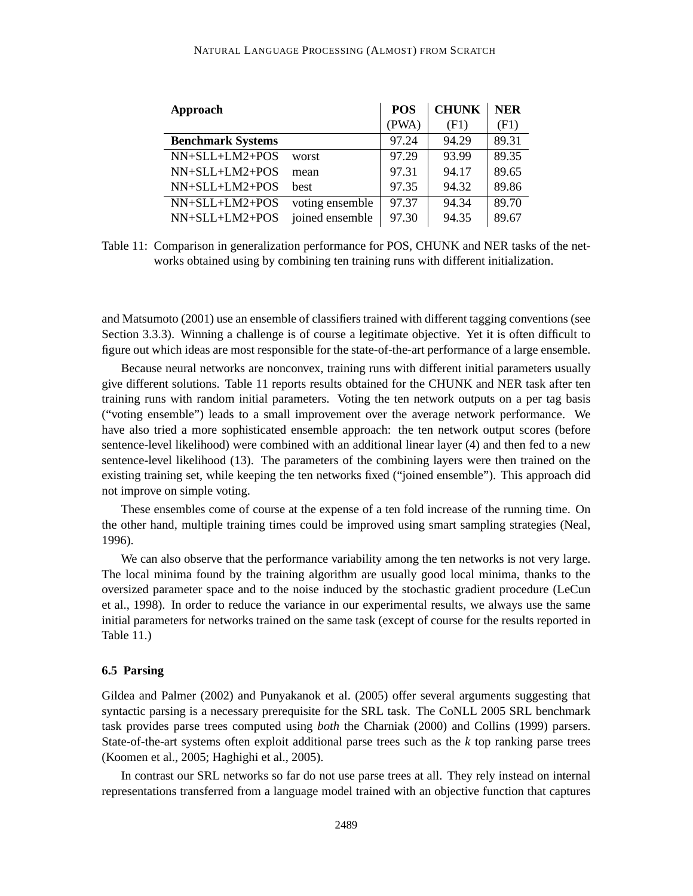| Approach | | POS (PWA) | CHUNK (F1) | NER (F1) |
|---|---|---|---|---|
| **Benchmark Systems** | | 97.24 | 94.29 | 89.31 |
| NN+SLL+LM2+POS | worst | 97.29 | 93.99 | 89.35 |
| NN+SLL+LM2+POS | mean | 97.31 | 94.17 | 89.65 |
| NN+SLL+LM2+POS | best | 97.35 | 94.32 | 89.86 |
| NN+SLL+LM2+POS | voting ensemble | 97.37 | 94.34 | 89.70 |
| NN+SLL+LM2+POS | joined ensemble | 97.30 | 94.35 | 89.67 |

Table 11: Comparison in generalization performance for POS, CHUNK and NER tasks of the networks obtained using by combining ten training runs with different initialization.

and Matsumoto (2001) use an ensemble of classifiers trained with different tagging conventions (see Section 3.3.3). Winning a challenge is of course a legitimate objective. Yet it is often difficult to figure out which ideas are most responsible for the state-of-the-art performance of a large ensemble.

Because neural networks are nonconvex, training runs with different initial parameters usually give different solutions. Table 11 reports results obtained for the CHUNK and NER task after ten training runs with random initial parameters. Voting the ten network outputs on a per tag basis ("voting ensemble") leads to a small improvement over the average network performance. We have also tried a more sophisticated ensemble approach: the ten network output scores (before sentence-level likelihood) were combined with an additional linear layer (4) and then fed to a new sentence-level likelihood (13). The parameters of the combining layers were then trained on the existing training set, while keeping the ten networks fixed ("joined ensemble"). This approach did not improve on simple voting.

These ensembles come of course at the expense of a ten fold increase of the running time. On the other hand, multiple training times could be improved using smart sampling strategies (Neal, 1996).

We can also observe that the performance variability among the ten networks is not very large. The local minima found by the training algorithm are usually good local minima, thanks to the oversized parameter space and to the noise induced by the stochastic gradient procedure (LeCun et al., 1998). In order to reduce the variance in our experimental results, we always use the same initial parameters for networks trained on the same task (except of course for the results reported in Table 11.)

### 6.5 Parsing

Gildea and Palmer (2002) and Punyakanok et al. (2005) offer several arguments suggesting that syntactic parsing is a necessary prerequisite for the SRL task. The CoNLL 2005 SRL benchmark task provides parse trees computed using *both* the Charniak (2000) and Collins (1999) parsers. State-of-the-art systems often exploit additional parse trees such as the $k$ top ranking parse trees (Koomen et al., 2005; Haghighi et al., 2005).

In contrast our SRL networks so far do not use parse trees at all. They rely instead on internal representations transferred from a language model trained with an objective function that captures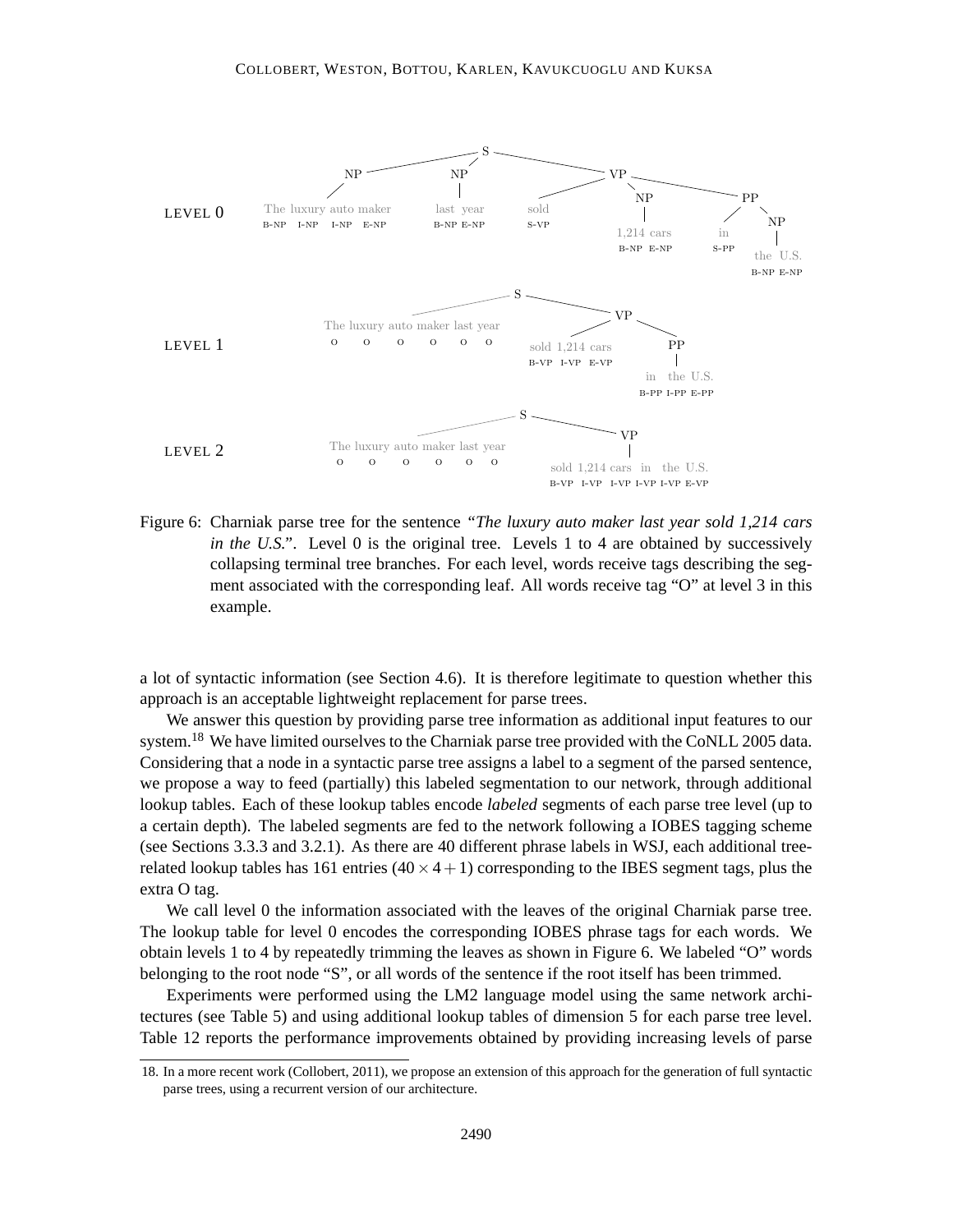LEVEL 0

LEVEL 1

LEVEL 2

Figure 6: Charniak parse tree for the sentence *"The luxury auto maker last year sold 1,214 cars in the U.S."*. Level 0 is the original tree. Levels 1 to 4 are obtained by successively collapsing terminal tree branches. For each level, words receive tags describing the segment associated with the corresponding leaf. All words receive tag "O" at level 3 in this example.

a lot of syntactic information (see Section 4.6). It is therefore legitimate to question whether this approach is an acceptable lightweight replacement for parse trees.

We answer this question by providing parse tree information as additional input features to our system.[18] We have limited ourselves to the Charniak parse tree provided with the CoNLL 2005 data. Considering that a node in a syntactic parse tree assigns a label to a segment of the parsed sentence, we propose a way to feed (partially) this labeled segmentation to our network, through additional lookup tables. Each of these lookup tables encode *labeled* segments of each parse tree level (up to a certain depth). The labeled segments are fed to the network following a IOBES tagging scheme (see Sections 3.3.3 and 3.2.1). As there are 40 different phrase labels in WSJ, each additional tree-related lookup tables has 161 entries ($40 \times 4 + 1$) corresponding to the IBES segment tags, plus the extra O tag.

We call level 0 the information associated with the leaves of the original Charniak parse tree. The lookup table for level 0 encodes the corresponding IOBES phrase tags for each words. We obtain levels 1 to 4 by repeatedly trimming the leaves as shown in Figure 6. We labeled "O" words belonging to the root node "S", or all words of the sentence if the root itself has been trimmed.

Experiments were performed using the LM2 language model using the same network architectures (see Table 5) and using additional lookup tables of dimension 5 for each parse tree level. Table 12 reports the performance improvements obtained by providing increasing levels of parse

18. In a more recent work (Collobert, 2011), we propose an extension of this approach for the generation of full syntactic parse trees, using a recurrent version of our architecture.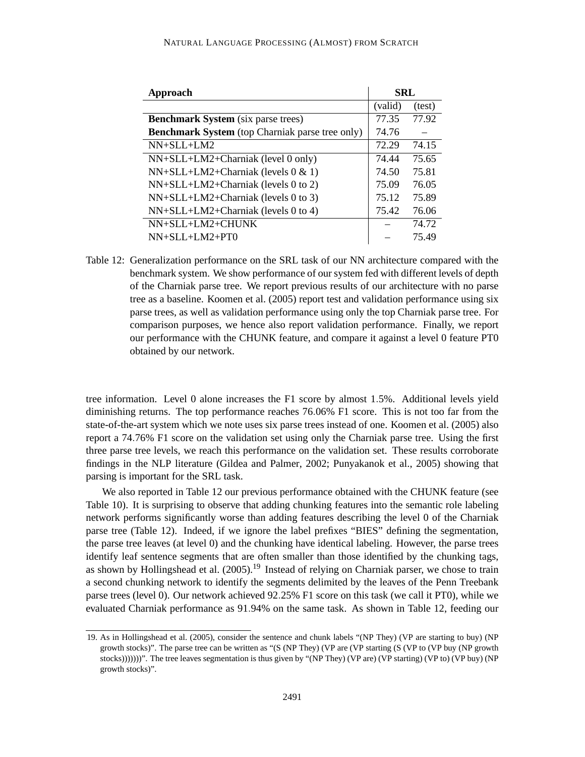| Approach | SRL | |
|---|---|---|
| | (valid) | (test) |
| **Benchmark System** (six parse trees) | 77.35 | 77.92 |
| **Benchmark System** (top Charniak parse tree only) | 74.76 | – |
| NN+SLL+LM2 | 72.29 | 74.15 |
| NN+SLL+LM2+Charniak (level 0 only) | 74.44 | 75.65 |
| NN+SLL+LM2+Charniak (levels 0 & 1) | 74.50 | 75.81 |
| NN+SLL+LM2+Charniak (levels 0 to 2) | 75.09 | 76.05 |
| NN+SLL+LM2+Charniak (levels 0 to 3) | 75.12 | 75.89 |
| NN+SLL+LM2+Charniak (levels 0 to 4) | 75.42 | 76.06 |
| NN+SLL+LM2+CHUNK | – | 74.72 |
| NN+SLL+LM2+PT0 | – | 75.49 |

Table 12: Generalization performance on the SRL task of our NN architecture compared with the benchmark system. We show performance of our system fed with different levels of depth of the Charniak parse tree. We report previous results of our architecture with no parse tree as a baseline. Koomen et al. (2005) report test and validation performance using six parse trees, as well as validation performance using only the top Charniak parse tree. For comparison purposes, we hence also report validation performance. Finally, we report our performance with the CHUNK feature, and compare it against a level 0 feature PT0 obtained by our network.

tree information. Level 0 alone increases the F1 score by almost 1.5%. Additional levels yield diminishing returns. The top performance reaches 76.06% F1 score. This is not too far from the state-of-the-art system which we note uses six parse trees instead of one. Koomen et al. (2005) also report a 74.76% F1 score on the validation set using only the Charniak parse tree. Using the first three parse tree levels, we reach this performance on the validation set. These results corroborate findings in the NLP literature (Gildea and Palmer, 2002; Punyakanok et al., 2005) showing that parsing is important for the SRL task.

We also reported in Table 12 our previous performance obtained with the CHUNK feature (see Table 10). It is surprising to observe that adding chunking features into the semantic role labeling network performs significantly worse than adding features describing the level 0 of the Charniak parse tree (Table 12). Indeed, if we ignore the label prefixes "BIES" defining the segmentation, the parse tree leaves (at level 0) and the chunking have identical labeling. However, the parse trees identify leaf sentence segments that are often smaller than those identified by the chunking tags, as shown by Hollingshead et al. (2005).[19] Instead of relying on Charniak parser, we chose to train a second chunking network to identify the segments delimited by the leaves of the Penn Treebank parse trees (level 0). Our network achieved 92.25% F1 score on this task (we call it PT0), while we evaluated Charniak performance as 91.94% on the same task. As shown in Table 12, feeding our

19. As in Hollingshead et al. (2005), consider the sentence and chunk labels "(NP They) (VP are starting to buy) (NP growth stocks)". The parse tree can be written as "(S (NP They) (VP are (VP starting (S (VP to (VP buy (NP growth stocks)))))))". The tree leaves segmentation is thus given by "(NP They) (VP are) (VP starting) (VP to) (VP buy) (NP growth stocks)".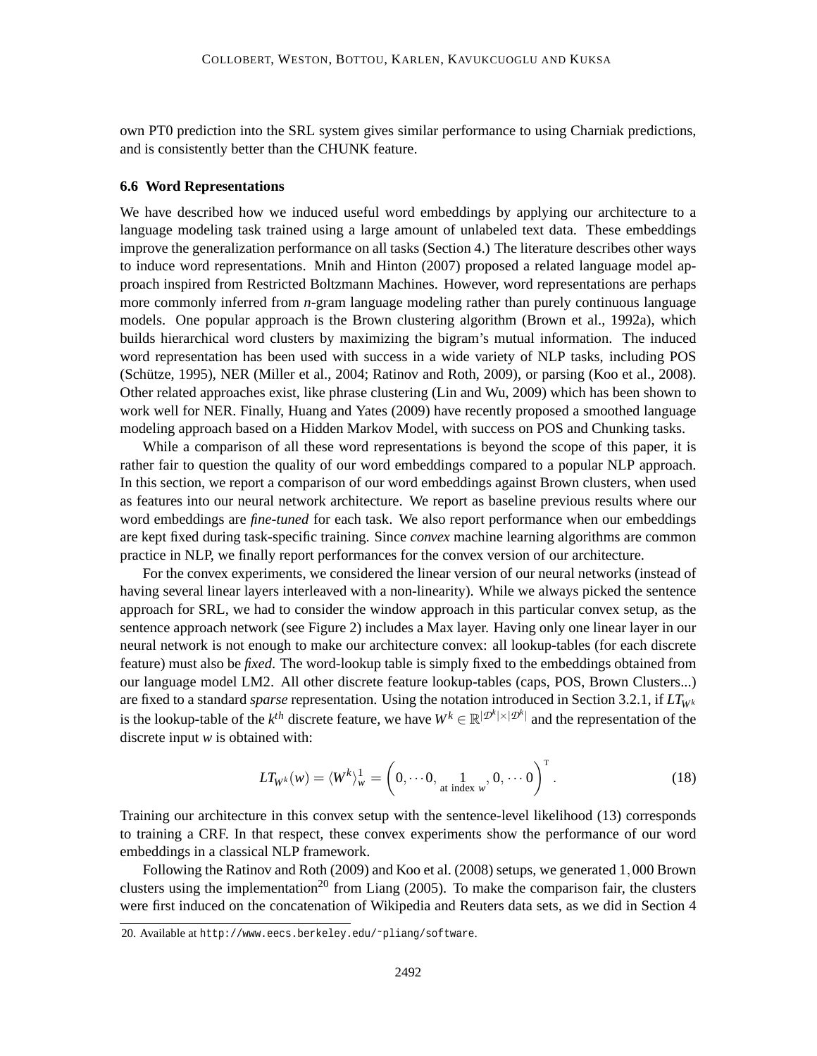own PT0 prediction into the SRL system gives similar performance to using Charniak predictions, and is consistently better than the CHUNK feature.

### 6.6 Word Representations

We have described how we induced useful word embeddings by applying our architecture to a language modeling task trained using a large amount of unlabeled text data. These embeddings improve the generalization performance on all tasks (Section 4.) The literature describes other ways to induce word representations. Mnih and Hinton (2007) proposed a related language model approach inspired from Restricted Boltzmann Machines. However, word representations are perhaps more commonly inferred from *n*-gram language modeling rather than purely continuous language models. One popular approach is the Brown clustering algorithm (Brown et al., 1992a), which builds hierarchical word clusters by maximizing the bigram's mutual information. The induced word representation has been used with success in a wide variety of NLP tasks, including POS (Schütze, 1995), NER (Miller et al., 2004; Ratinov and Roth, 2009), or parsing (Koo et al., 2008). Other related approaches exist, like phrase clustering (Lin and Wu, 2009) which has been shown to work well for NER. Finally, Huang and Yates (2009) have recently proposed a smoothed language modeling approach based on a Hidden Markov Model, with success on POS and Chunking tasks.

While a comparison of all these word representations is beyond the scope of this paper, it is rather fair to question the quality of our word embeddings compared to a popular NLP approach. In this section, we report a comparison of our word embeddings against Brown clusters, when used as features into our neural network architecture. We report as baseline previous results where our word embeddings are *fine-tuned* for each task. We also report performance when our embeddings are kept fixed during task-specific training. Since *convex* machine learning algorithms are common practice in NLP, we finally report performances for the convex version of our architecture.

For the convex experiments, we considered the linear version of our neural networks (instead of having several linear layers interleaved with a non-linearity). While we always picked the sentence approach for SRL, we had to consider the window approach in this particular convex setup, as the sentence approach network (see Figure 2) includes a Max layer. Having only one linear layer in our neural network is not enough to make our architecture convex: all lookup-tables (for each discrete feature) must also be *fixed*. The word-lookup table is simply fixed to the embeddings obtained from our language model LM2. All other discrete feature lookup-tables (caps, POS, Brown Clusters...) are fixed to a standard *sparse* representation. Using the notation introduced in Section 3.2.1, if $LT_{W^k}$ is the lookup-table of the $k^{th}$ discrete feature, we have $W^k \in \mathbb{R}^{|\mathcal{D}^k| \times |\mathcal{D}^k|}$ and the representation of the discrete input $w$ is obtained with:

$$LT_{W^k}(w) = \langle W^k \rangle_w^1 = \left( 0, \cdots 0, \underset{\text{at index } w}{1}, 0, \cdots 0 \right)^{\mathrm{T}}. \tag{18}$$

Training our architecture in this convex setup with the sentence-level likelihood (13) corresponds to training a CRF. In that respect, these convex experiments show the performance of our word embeddings in a classical NLP framework.

Following the Ratinov and Roth (2009) and Koo et al. (2008) setups, we generated $1,000$ Brown clusters using the implementation[20] from Liang (2005). To make the comparison fair, the clusters were first induced on the concatenation of Wikipedia and Reuters data sets, as we did in Section 4

20. Available at `http://www.eecs.berkeley.edu/~pliang/software`.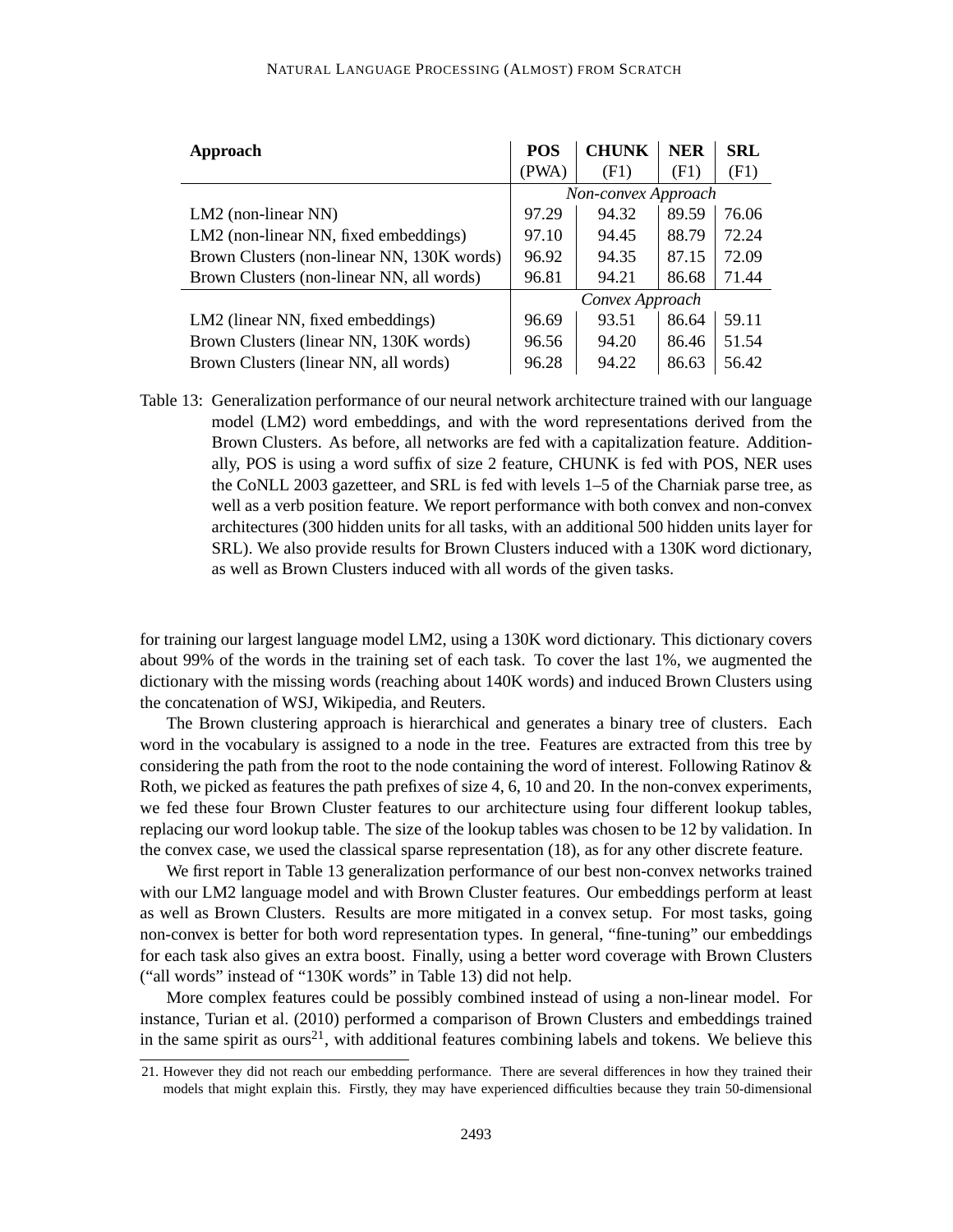| **Approach** | **POS** (PWA) | **CHUNK** (F1) | **NER** (F1) | **SRL** (F1) |
|---|---|---|---|---|
| | *Non-convex Approach* | | | |
| LM2 (non-linear NN) | 97.29 | 94.32 | 89.59 | 76.06 |
| LM2 (non-linear NN, fixed embeddings) | 97.10 | 94.45 | 88.79 | 72.24 |
| Brown Clusters (non-linear NN, 130K words) | 96.92 | 94.35 | 87.15 | 72.09 |
| Brown Clusters (non-linear NN, all words) | 96.81 | 94.21 | 86.68 | 71.44 |
| | *Convex Approach* | | | |
| LM2 (linear NN, fixed embeddings) | 96.69 | 93.51 | 86.64 | 59.11 |
| Brown Clusters (linear NN, 130K words) | 96.56 | 94.20 | 86.46 | 51.54 |
| Brown Clusters (linear NN, all words) | 96.28 | 94.22 | 86.63 | 56.42 |

Table 13: Generalization performance of our neural network architecture trained with our language model (LM2) word embeddings, and with the word representations derived from the Brown Clusters. As before, all networks are fed with a capitalization feature. Additionally, POS is using a word suffix of size 2 feature, CHUNK is fed with POS, NER uses the CoNLL 2003 gazetteer, and SRL is fed with levels 1–5 of the Charniak parse tree, as well as a verb position feature. We report performance with both convex and non-convex architectures (300 hidden units for all tasks, with an additional 500 hidden units layer for SRL). We also provide results for Brown Clusters induced with a 130K word dictionary, as well as Brown Clusters induced with all words of the given tasks.

for training our largest language model LM2, using a 130K word dictionary. This dictionary covers about 99% of the words in the training set of each task. To cover the last 1%, we augmented the dictionary with the missing words (reaching about 140K words) and induced Brown Clusters using the concatenation of WSJ, Wikipedia, and Reuters.

The Brown clustering approach is hierarchical and generates a binary tree of clusters. Each word in the vocabulary is assigned to a node in the tree. Features are extracted from this tree by considering the path from the root to the node containing the word of interest. Following Ratinov & Roth, we picked as features the path prefixes of size 4, 6, 10 and 20. In the non-convex experiments, we fed these four Brown Cluster features to our architecture using four different lookup tables, replacing our word lookup table. The size of the lookup tables was chosen to be 12 by validation. In the convex case, we used the classical sparse representation (18), as for any other discrete feature.

We first report in Table 13 generalization performance of our best non-convex networks trained with our LM2 language model and with Brown Cluster features. Our embeddings perform at least as well as Brown Clusters. Results are more mitigated in a convex setup. For most tasks, going non-convex is better for both word representation types. In general, "fine-tuning" our embeddings for each task also gives an extra boost. Finally, using a better word coverage with Brown Clusters ("all words" instead of "130K words" in Table 13) did not help.

More complex features could be possibly combined instead of using a non-linear model. For instance, Turian et al. (2010) performed a comparison of Brown Clusters and embeddings trained in the same spirit as ours[21], with additional features combining labels and tokens. We believe this

21. However they did not reach our embedding performance. There are several differences in how they trained their models that might explain this. Firstly, they may have experienced difficulties because they train 50-dimensional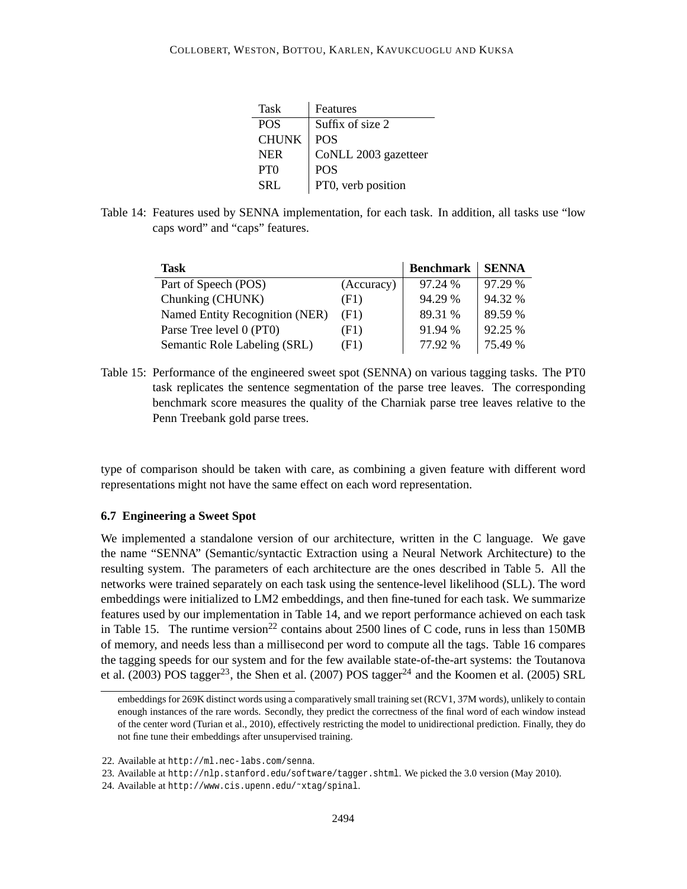| Task | Features |
| --- | --- |
| POS | Suffix of size 2 |
| CHUNK | POS |
| NER | CoNLL 2003 gazetteer |
| PT0 | POS |
| SRL | PT0, verb position |

Table 14: Features used by SENNA implementation, for each task. In addition, all tasks use "low caps word" and "caps" features.

| Task | | Benchmark | SENNA |
| --- | --- | --- | --- |
| Part of Speech (POS) | (Accuracy) | 97.24 % | 97.29 % |
| Chunking (CHUNK) | (F1) | 94.29 % | 94.32 % |
| Named Entity Recognition (NER) | (F1) | 89.31 % | 89.59 % |
| Parse Tree level 0 (PT0) | (F1) | 91.94 % | 92.25 % |
| Semantic Role Labeling (SRL) | (F1) | 77.92 % | 75.49 % |

Table 15: Performance of the engineered sweet spot (SENNA) on various tagging tasks. The PT0 task replicates the sentence segmentation of the parse tree leaves. The corresponding benchmark score measures the quality of the Charniak parse tree leaves relative to the Penn Treebank gold parse trees.

type of comparison should be taken with care, as combining a given feature with different word representations might not have the same effect on each word representation.

### 6.7 Engineering a Sweet Spot

We implemented a standalone version of our architecture, written in the C language. We gave the name "SENNA" (Semantic/syntactic Extraction using a Neural Network Architecture) to the resulting system. The parameters of each architecture are the ones described in Table 5. All the networks were trained separately on each task using the sentence-level likelihood (SLL). The word embeddings were initialized to LM2 embeddings, and then fine-tuned for each task. We summarize features used by our implementation in Table 14, and we report performance achieved on each task in Table 15. The runtime version[22] contains about 2500 lines of C code, runs in less than 150MB of memory, and needs less than a millisecond per word to compute all the tags. Table 16 compares the tagging speeds for our system and for the few available state-of-the-art systems: the Toutanova et al. (2003) POS tagger[23], the Shen et al. (2007) POS tagger[24] and the Koomen et al. (2005) SRL

embeddings for 269K distinct words using a comparatively small training set (RCV1, 37M words), unlikely to contain enough instances of the rare words. Secondly, they predict the correctness of the final word of each window instead of the center word (Turian et al., 2010), effectively restricting the model to unidirectional prediction. Finally, they do not fine tune their embeddings after unsupervised training.

22. Available at http://ml.nec-labs.com/senna.

23. Available at http://nlp.stanford.edu/software/tagger.shtml. We picked the 3.0 version (May 2010).

24. Available at http://www.cis.upenn.edu/~xtag/spinal.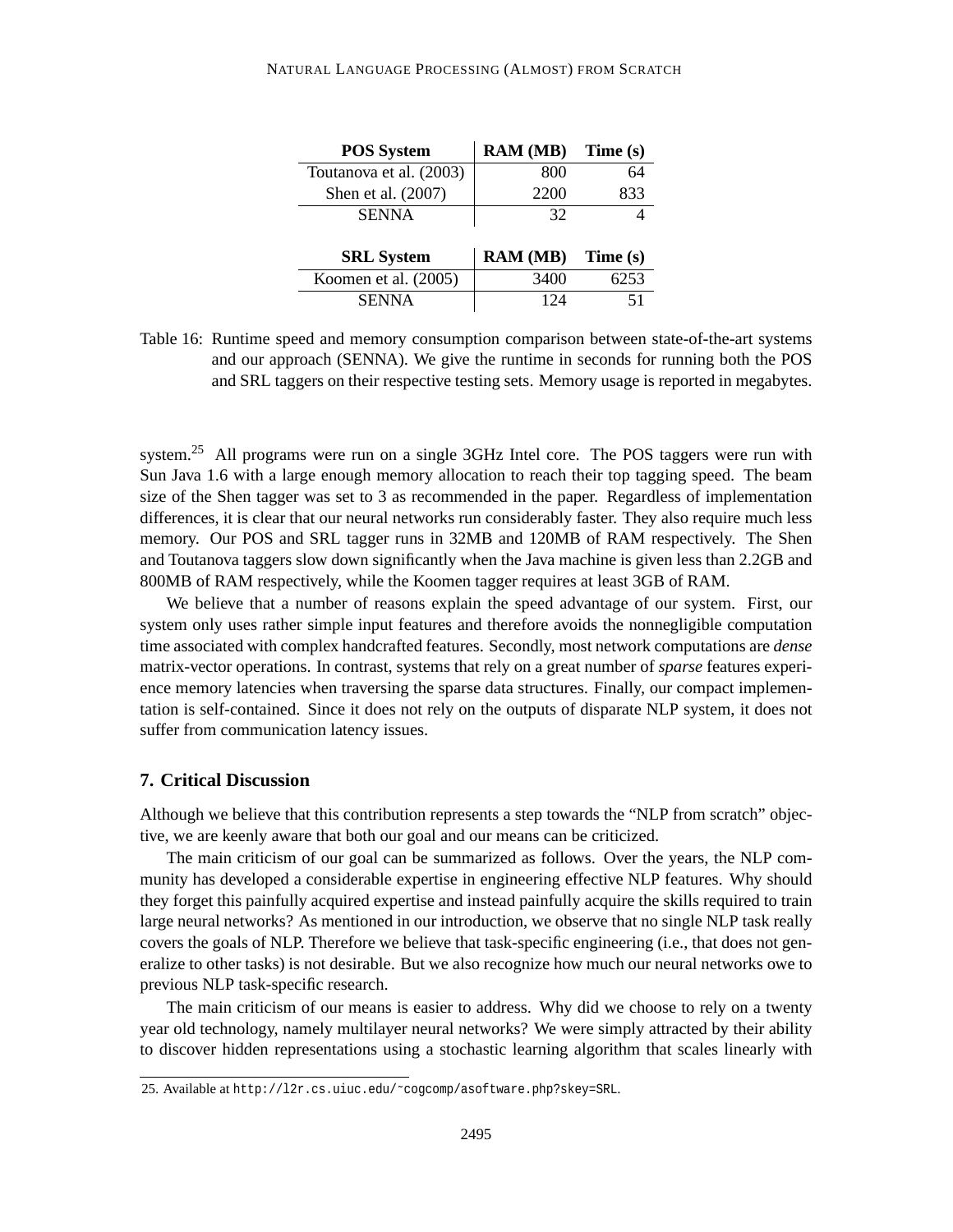| POS System | RAM (MB) | Time (s) |
|---|---|---|
| Toutanova et al. (2003) | 800 | 64 |
| Shen et al. (2007) | 2200 | 833 |
| SENNA | 32 | 4 |

| SRL System | RAM (MB) | Time (s) |
|---|---|---|
| Koomen et al. (2005) | 3400 | 6253 |
| SENNA | 124 | 51 |

Table 16: Runtime speed and memory consumption comparison between state-of-the-art systems and our approach (SENNA). We give the runtime in seconds for running both the POS and SRL taggers on their respective testing sets. Memory usage is reported in megabytes.

system.[25] All programs were run on a single 3GHz Intel core. The POS taggers were run with Sun Java 1.6 with a large enough memory allocation to reach their top tagging speed. The beam size of the Shen tagger was set to 3 as recommended in the paper. Regardless of implementation differences, it is clear that our neural networks run considerably faster. They also require much less memory. Our POS and SRL tagger runs in 32MB and 120MB of RAM respectively. The Shen and Toutanova taggers slow down significantly when the Java machine is given less than 2.2GB and 800MB of RAM respectively, while the Koomen tagger requires at least 3GB of RAM.

We believe that a number of reasons explain the speed advantage of our system. First, our system only uses rather simple input features and therefore avoids the nonnegligible computation time associated with complex handcrafted features. Secondly, most network computations are *dense* matrix-vector operations. In contrast, systems that rely on a great number of *sparse* features experience memory latencies when traversing the sparse data structures. Finally, our compact implementation is self-contained. Since it does not rely on the outputs of disparate NLP system, it does not suffer from communication latency issues.

## 7. Critical Discussion

Although we believe that this contribution represents a step towards the "NLP from scratch" objective, we are keenly aware that both our goal and our means can be criticized.

The main criticism of our goal can be summarized as follows. Over the years, the NLP community has developed a considerable expertise in engineering effective NLP features. Why should they forget this painfully acquired expertise and instead painfully acquire the skills required to train large neural networks? As mentioned in our introduction, we observe that no single NLP task really covers the goals of NLP. Therefore we believe that task-specific engineering (i.e., that does not generalize to other tasks) is not desirable. But we also recognize how much our neural networks owe to previous NLP task-specific research.

The main criticism of our means is easier to address. Why did we choose to rely on a twenty year old technology, namely multilayer neural networks? We were simply attracted by their ability to discover hidden representations using a stochastic learning algorithm that scales linearly with

25. Available at http://l2r.cs.uiuc.edu/~cogcomp/asoftware.php?skey=SRL.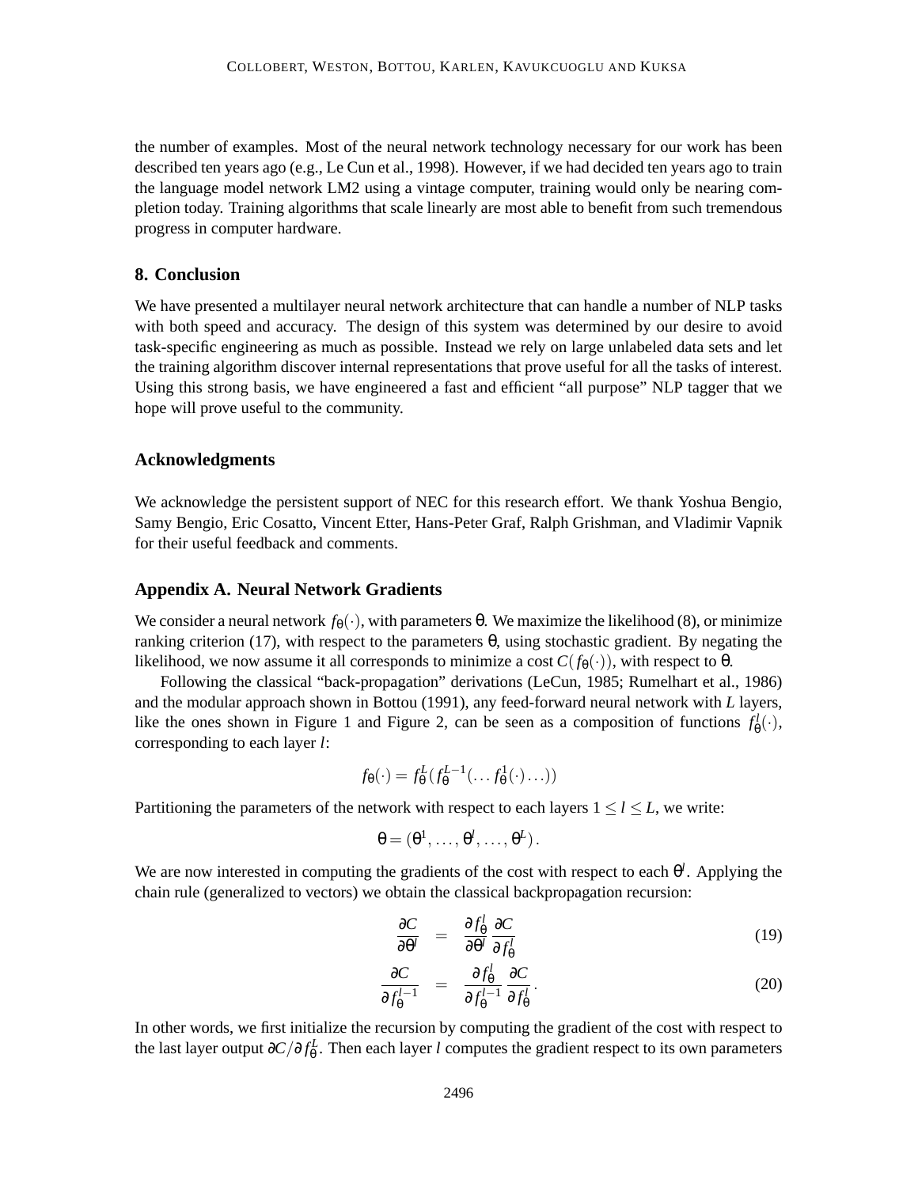the number of examples. Most of the neural network technology necessary for our work has been described ten years ago (e.g., Le Cun et al., 1998). However, if we had decided ten years ago to train the language model network LM2 using a vintage computer, training would only be nearing completion today. Training algorithms that scale linearly are most able to benefit from such tremendous progress in computer hardware.

## 8. Conclusion

We have presented a multilayer neural network architecture that can handle a number of NLP tasks with both speed and accuracy. The design of this system was determined by our desire to avoid task-specific engineering as much as possible. Instead we rely on large unlabeled data sets and let the training algorithm discover internal representations that prove useful for all the tasks of interest. Using this strong basis, we have engineered a fast and efficient "all purpose" NLP tagger that we hope will prove useful to the community.

## Acknowledgments

We acknowledge the persistent support of NEC for this research effort. We thank Yoshua Bengio, Samy Bengio, Eric Cosatto, Vincent Etter, Hans-Peter Graf, Ralph Grishman, and Vladimir Vapnik for their useful feedback and comments.

## Appendix A. Neural Network Gradients

We consider a neural network $f_\theta(\cdot)$, with parameters $\theta$. We maximize the likelihood (8), or minimize ranking criterion (17), with respect to the parameters $\theta$, using stochastic gradient. By negating the likelihood, we now assume it all corresponds to minimize a cost $C(f_\theta(\cdot))$, with respect to $\theta$.

Following the classical "back-propagation" derivations (LeCun, 1985; Rumelhart et al., 1986) and the modular approach shown in Bottou (1991), any feed-forward neural network with $L$ layers, like the ones shown in Figure 1 and Figure 2, can be seen as a composition of functions $f_\theta^l(\cdot)$, corresponding to each layer $l$:

$$f_\theta(\cdot) = f_\theta^L(f_\theta^{L-1}(\ldots f_\theta^1(\cdot)\ldots))$$

Partitioning the parameters of the network with respect to each layers $1 \leq l \leq L$, we write:

$$\theta = (\theta^1, \ldots, \theta^l, \ldots, \theta^L).$$

We are now interested in computing the gradients of the cost with respect to each $\theta^l$. Applying the chain rule (generalized to vectors) we obtain the classical backpropagation recursion:

$$\frac{\partial C}{\partial \theta^l} = \frac{\partial f_\theta^l}{\partial \theta^l} \frac{\partial C}{\partial f_\theta^l} \tag{19}$$

$$\frac{\partial C}{\partial f_\theta^{l-1}} = \frac{\partial f_\theta^l}{\partial f_\theta^{l-1}} \frac{\partial C}{\partial f_\theta^l}. \tag{20}$$

In other words, we first initialize the recursion by computing the gradient of the cost with respect to the last layer output $\partial C / \partial f_\theta^L$. Then each layer $l$ computes the gradient respect to its own parameters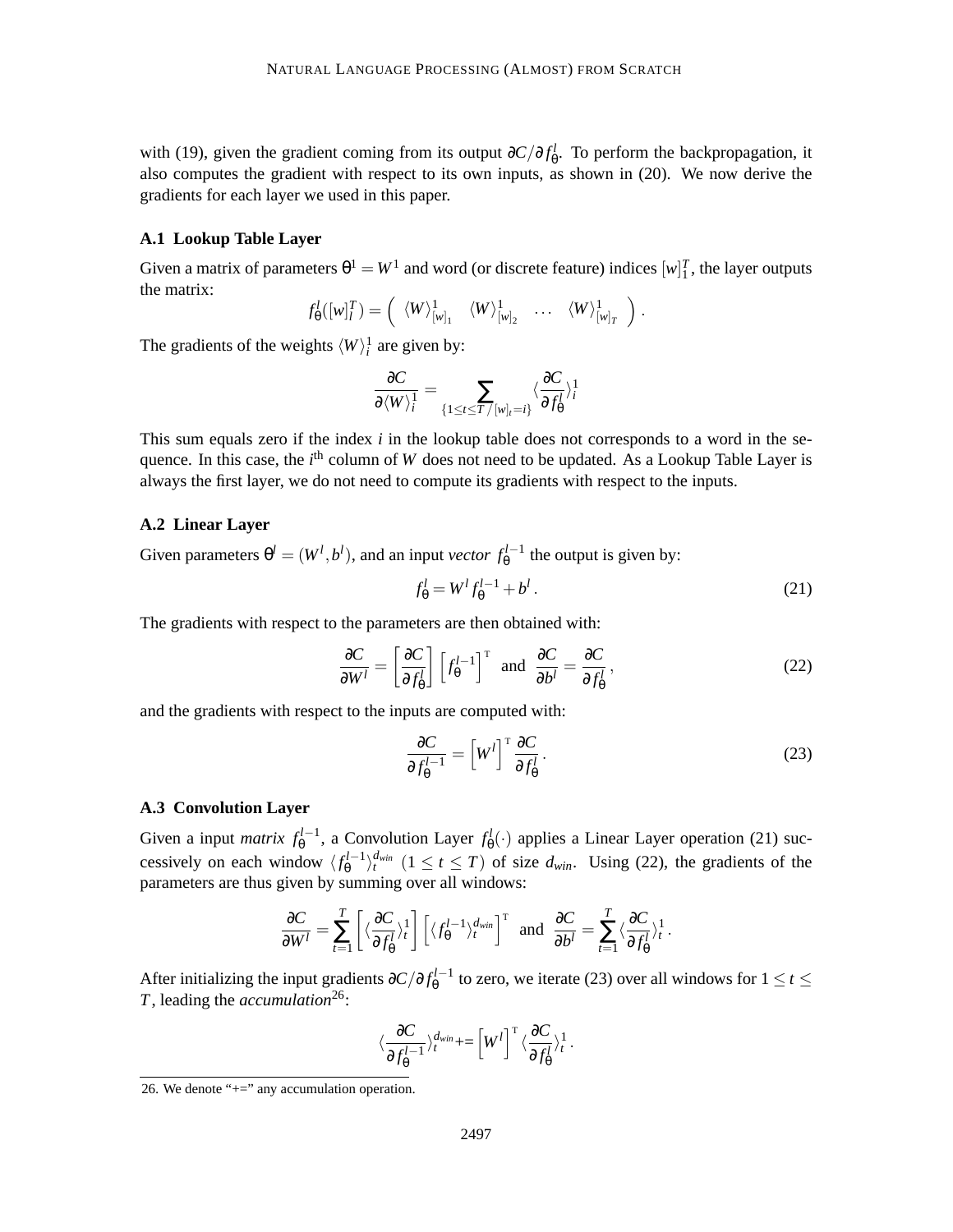with (19), given the gradient coming from its output $\partial C / \partial f_\theta^l$. To perform the backpropagation, it also computes the gradient with respect to its own inputs, as shown in (20). We now derive the gradients for each layer we used in this paper.

### A.1 Lookup Table Layer

Given a matrix of parameters $\theta^1 = W^1$ and word (or discrete feature) indices $[w]_1^T$, the layer outputs the matrix:

$$f_\theta^l([w]_l^T) = \left( \begin{array}{cccc} \langle W \rangle_{[w]_1}^1 & \langle W \rangle_{[w]_2}^1 & \dots & \langle W \rangle_{[w]_T}^1 \end{array} \right).$$

The gradients of the weights $\langle W \rangle_i^1$ are given by:

$$\frac{\partial C}{\partial \langle W \rangle_i^1} = \sum_{\{1 \le t \le T \,/\, [w]_t = i\}} \langle \frac{\partial C}{\partial f_\theta^l} \rangle_i^1$$

This sum equals zero if the index $i$ in the lookup table does not corresponds to a word in the sequence. In this case, the $i^{\text{th}}$ column of $W$ does not need to be updated. As a Lookup Table Layer is always the first layer, we do not need to compute its gradients with respect to the inputs.

### A.2 Linear Layer

Given parameters $\theta^l = (W^l, b^l)$, and an input *vector* $f_\theta^{l-1}$ the output is given by:

$$f_\theta^l = W^l f_\theta^{l-1} + b^l. \tag{21}$$

The gradients with respect to the parameters are then obtained with:

$$\frac{\partial C}{\partial W^l} = \left[ \frac{\partial C}{\partial f_\theta^l} \right] \left[ f_\theta^{l-1} \right]^{\mathrm{T}} \text{ and } \frac{\partial C}{\partial b^l} = \frac{\partial C}{\partial f_\theta^l}, \tag{22}$$

and the gradients with respect to the inputs are computed with:

$$\frac{\partial C}{\partial f_\theta^{l-1}} = \left[ W^l \right]^{\mathrm{T}} \frac{\partial C}{\partial f_\theta^l}. \tag{23}$$

### A.3 Convolution Layer

Given a input *matrix* $f_\theta^{l-1}$, a Convolution Layer $f_\theta^l(\cdot)$ applies a Linear Layer operation (21) successively on each window $\langle f_\theta^{l-1} \rangle_t^{d_{win}}$ $(1 \le t \le T)$ of size $d_{win}$. Using (22), the gradients of the parameters are thus given by summing over all windows:

$$\frac{\partial C}{\partial W^l} = \sum_{t=1}^T \left[ \langle \frac{\partial C}{\partial f_\theta^l} \rangle_t^1 \right] \left[ \langle f_\theta^{l-1} \rangle_t^{d_{win}} \right]^{\mathrm{T}} \text{ and } \frac{\partial C}{\partial b^l} = \sum_{t=1}^T \langle \frac{\partial C}{\partial f_\theta^l} \rangle_t^1.$$

After initializing the input gradients $\partial C / \partial f_\theta^{l-1}$ to zero, we iterate (23) over all windows for $1 \le t \le T$, leading the *accumulation*[26]:

$$\langle \frac{\partial C}{\partial f_\theta^{l-1}} \rangle_t^{d_{win}} += \left[ W^l \right]^{\mathrm{T}} \langle \frac{\partial C}{\partial f_\theta^l} \rangle_t^1.$$

26. We denote "+=" any accumulation operation.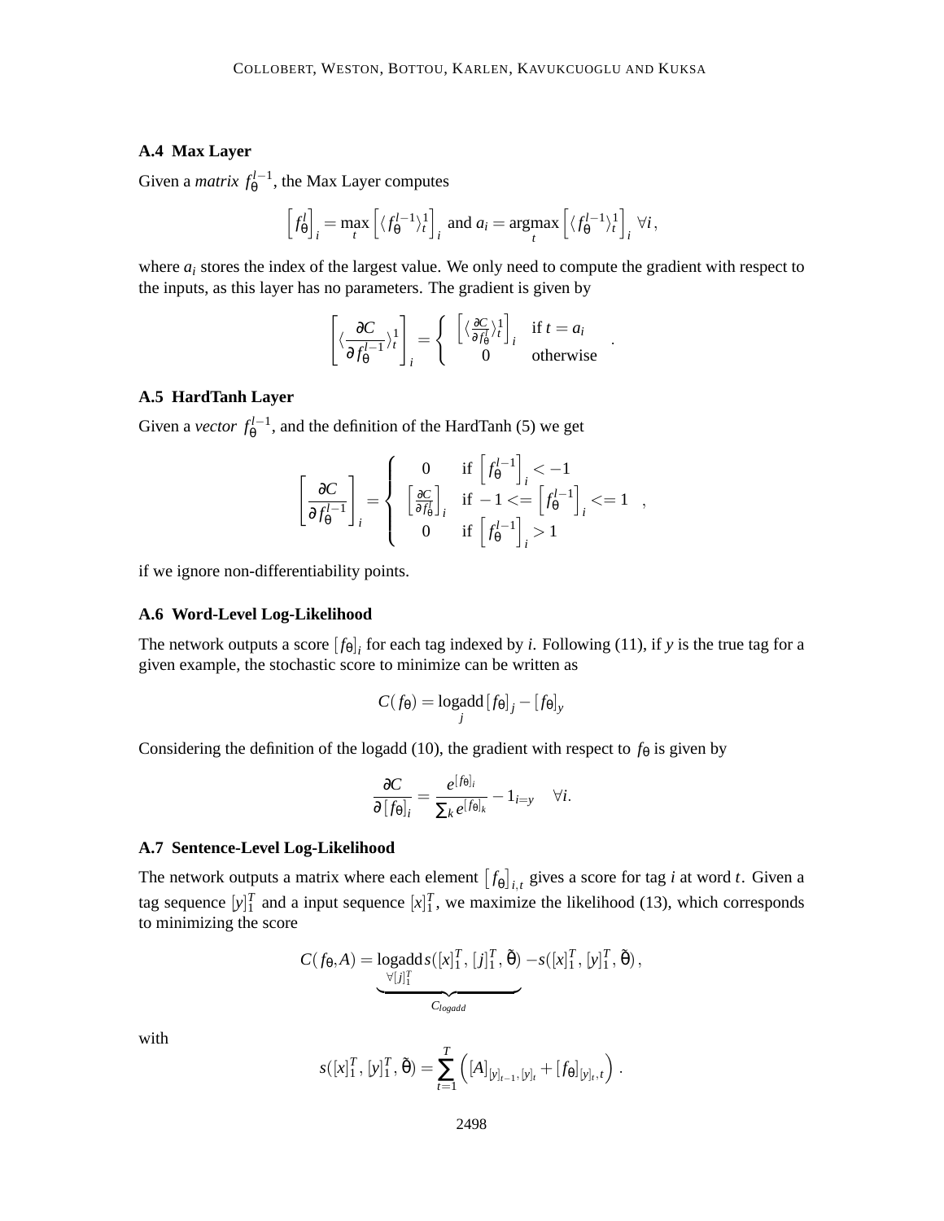### A.4 Max Layer

Given a *matrix* $f_\theta^{l-1}$, the Max Layer computes

$$\left[f_\theta^l\right]_i = \max_t \left[\langle f_\theta^{l-1}\rangle_t^1\right]_i \text{ and } a_i = \underset{t}{\operatorname{argmax}} \left[\langle f_\theta^{l-1}\rangle_t^1\right]_i \;\forall i\,,$$

where $a_i$ stores the index of the largest value. We only need to compute the gradient with respect to the inputs, as this layer has no parameters. The gradient is given by

$$\left[\langle\frac{\partial C}{\partial f_\theta^{l-1}}\rangle_t^1\right]_i = \begin{cases} \left[\langle\frac{\partial C}{\partial f_\theta^l}\rangle_t^1\right]_i & \text{if } t = a_i \\ 0 & \text{otherwise} \end{cases}.$$

### A.5 HardTanh Layer

Given a *vector* $f_\theta^{l-1}$, and the definition of the HardTanh (5) we get

$$\left[\frac{\partial C}{\partial f_\theta^{l-1}}\right]_i = \begin{cases} 0 & \text{if } \left[f_\theta^{l-1}\right]_i < -1 \\ \left[\frac{\partial C}{\partial f_\theta^l}\right]_i & \text{if } -1 <= \left[f_\theta^{l-1}\right]_i <= 1 \\ 0 & \text{if } \left[f_\theta^{l-1}\right]_i > 1 \end{cases},$$

if we ignore non-differentiability points.

### A.6 Word-Level Log-Likelihood

The network outputs a score $[f_\theta]_i$ for each tag indexed by $i$. Following (11), if $y$ is the true tag for a given example, the stochastic score to minimize can be written as

$$C(f_\theta) = \underset{j}{\operatorname{logadd}}\,[f_\theta]_j - [f_\theta]_y$$

Considering the definition of the logadd (10), the gradient with respect to $f_\theta$ is given by

$$\frac{\partial C}{\partial\,[f_\theta]_i} = \frac{e^{[f_\theta]_i}}{\sum_k e^{[f_\theta]_k}} - 1_{i=y} \quad \forall i.$$

### A.7 Sentence-Level Log-Likelihood

The network outputs a matrix where each element $\left[f_\theta\right]_{i,t}$ gives a score for tag $i$ at word $t$. Given a tag sequence $[y]_1^T$ and a input sequence $[x]_1^T$, we maximize the likelihood (13), which corresponds to minimizing the score

$$C(f_\theta, A) = \underbrace{\underset{\forall [j]_1^T}{\operatorname{logadd}}\, s([x]_1^T, [j]_1^T, \tilde{\theta})}_{C_{logadd}} - s([x]_1^T, [y]_1^T, \tilde{\theta})\,,$$

with

$$s([x]_1^T, [y]_1^T, \tilde{\theta}) = \sum_{t=1}^T \left([A]_{[y]_{t-1}, [y]_t} + [f_\theta]_{[y]_t, t}\right).$$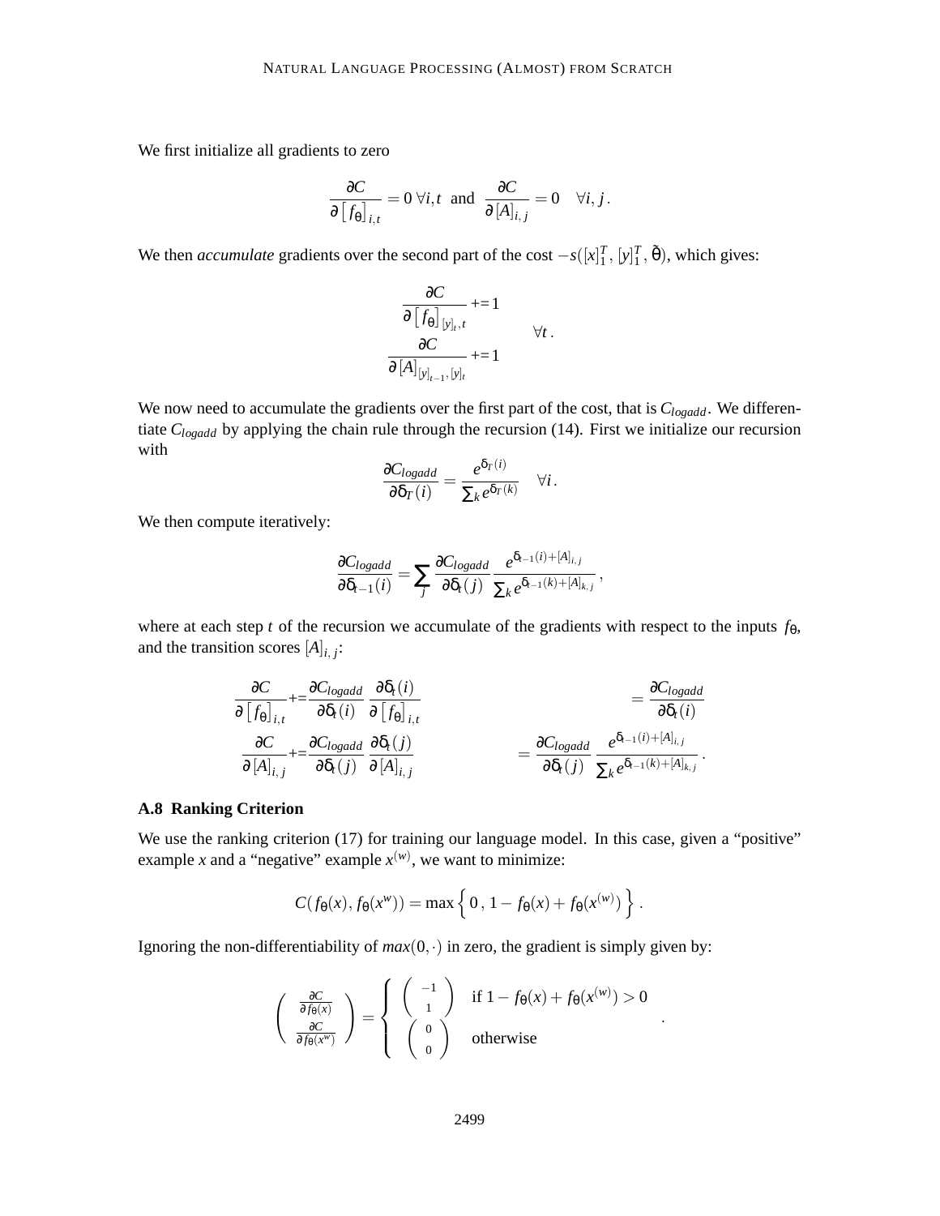We first initialize all gradients to zero

$$\frac{\partial C}{\partial \left[f_\theta\right]_{i,t}} = 0 \; \forall i,t \;\text{ and }\; \frac{\partial C}{\partial [A]_{i,j}} = 0 \quad \forall i,j\,.$$

We then *accumulate* gradients over the second part of the cost $-s([x]_1^T, [y]_1^T, \tilde{\theta})$, which gives:

$$\left.\begin{aligned} \frac{\partial C}{\partial \left[f_\theta\right]_{[y]_t,t}} &\mathrel{+}= 1 \\ \frac{\partial C}{\partial [A]_{[y]_{t-1},[y]_t}} &\mathrel{+}= 1 \end{aligned}\right. \quad \forall t\,.$$

We now need to accumulate the gradients over the first part of the cost, that is $C_{logadd}$. We differentiate $C_{logadd}$ by applying the chain rule through the recursion (14). First we initialize our recursion with

$$\frac{\partial C_{logadd}}{\partial \delta_T(i)} = \frac{e^{\delta_T(i)}}{\sum_k e^{\delta_T(k)}} \quad \forall i\,.$$

We then compute iteratively:

$$\frac{\partial C_{logadd}}{\partial \delta_{t-1}(i)} = \sum_j \frac{\partial C_{logadd}}{\partial \delta_t(j)} \frac{e^{\delta_{t-1}(i)+[A]_{i,j}}}{\sum_k e^{\delta_{t-1}(k)+[A]_{k,j}}}\,,$$

where at each step $t$ of the recursion we accumulate of the gradients with respect to the inputs $f_\theta$, and the transition scores $[A]_{i,j}$:

$$\begin{aligned} \frac{\partial C}{\partial \left[f_\theta\right]_{i,t}} &\mathrel{+}= \frac{\partial C_{logadd}}{\partial \delta_t(i)} \frac{\partial \delta_t(i)}{\partial \left[f_\theta\right]_{i,t}} &&= \frac{\partial C_{logadd}}{\partial \delta_t(i)} \\ \frac{\partial C}{\partial [A]_{i,j}} &\mathrel{+}= \frac{\partial C_{logadd}}{\partial \delta_t(j)} \frac{\partial \delta_t(j)}{\partial [A]_{i,j}} &&= \frac{\partial C_{logadd}}{\partial \delta_t(j)} \frac{e^{\delta_{t-1}(i)+[A]_{i,j}}}{\sum_k e^{\delta_{t-1}(k)+[A]_{k,j}}}\,. \end{aligned}$$

### A.8 Ranking Criterion

We use the ranking criterion (17) for training our language model. In this case, given a "positive" example $x$ and a "negative" example $x^{(w)}$, we want to minimize:

$$C(f_\theta(x), f_\theta(x^w)) = \max\left\{\, 0\,,\, 1 - f_\theta(x) + f_\theta(x^{(w)}) \,\right\}\,.$$

Ignoring the non-differentiability of $max(0,\cdot)$ in zero, the gradient is simply given by:

$$\begin{pmatrix} \frac{\partial C}{\partial f_\theta(x)} \\ \frac{\partial C}{\partial f_\theta(x^w)} \end{pmatrix} = \begin{cases} \begin{pmatrix} -1 \\ 1 \end{pmatrix} & \text{if } 1 - f_\theta(x) + f_\theta(x^{(w)}) > 0 \\ \begin{pmatrix} 0 \\ 0 \end{pmatrix} & \text{otherwise} \end{cases}\,.$$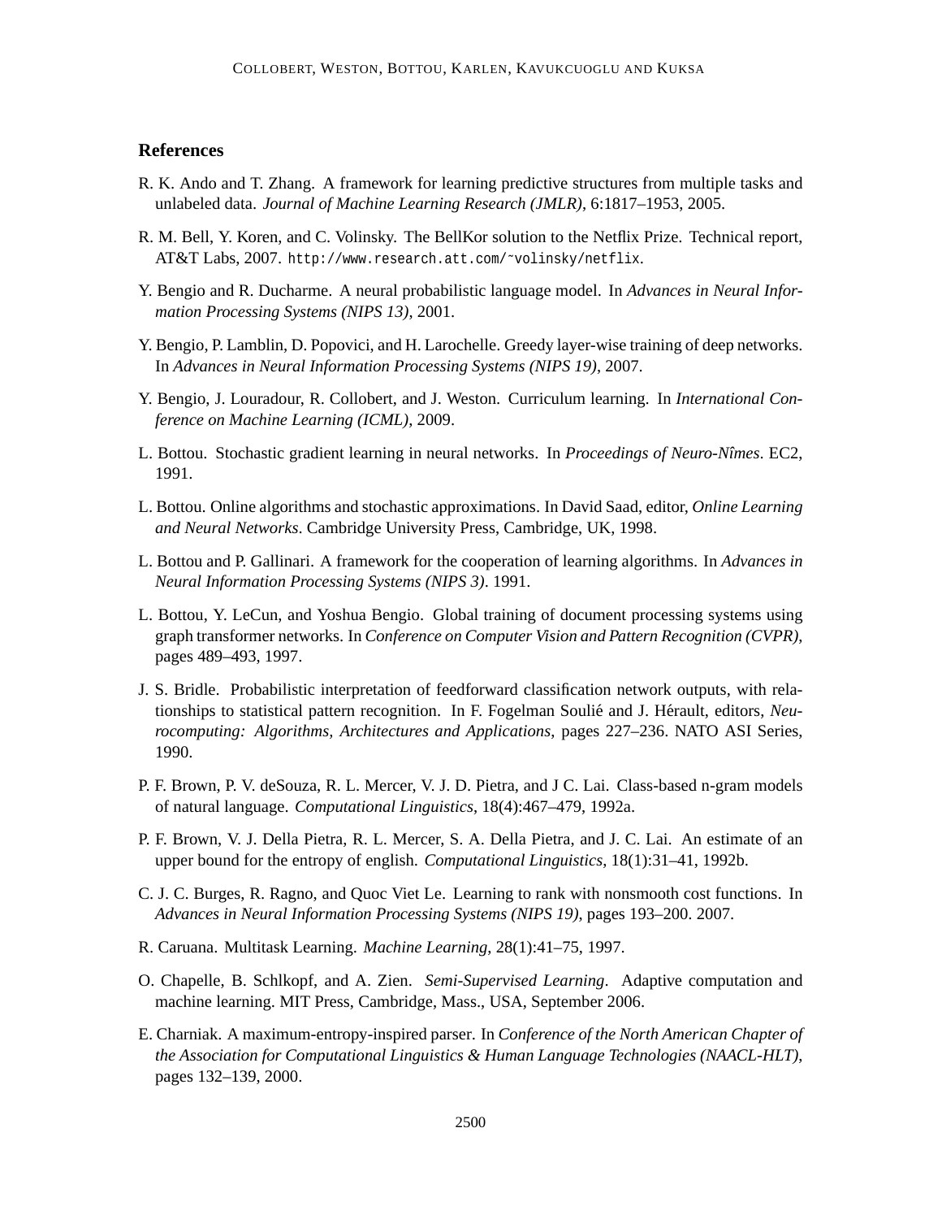## References

R. K. Ando and T. Zhang. A framework for learning predictive structures from multiple tasks and unlabeled data. *Journal of Machine Learning Research (JMLR)*, 6:1817–1953, 2005.

R. M. Bell, Y. Koren, and C. Volinsky. The BellKor solution to the Netflix Prize. Technical report, AT&T Labs, 2007. http://www.research.att.com/˜volinsky/netflix.

Y. Bengio and R. Ducharme. A neural probabilistic language model. In *Advances in Neural Information Processing Systems (NIPS 13)*, 2001.

Y. Bengio, P. Lamblin, D. Popovici, and H. Larochelle. Greedy layer-wise training of deep networks. In *Advances in Neural Information Processing Systems (NIPS 19)*, 2007.

Y. Bengio, J. Louradour, R. Collobert, and J. Weston. Curriculum learning. In *International Conference on Machine Learning (ICML)*, 2009.

L. Bottou. Stochastic gradient learning in neural networks. In *Proceedings of Neuro-Nîmes*. EC2, 1991.

L. Bottou. Online algorithms and stochastic approximations. In David Saad, editor, *Online Learning and Neural Networks*. Cambridge University Press, Cambridge, UK, 1998.

L. Bottou and P. Gallinari. A framework for the cooperation of learning algorithms. In *Advances in Neural Information Processing Systems (NIPS 3)*. 1991.

L. Bottou, Y. LeCun, and Yoshua Bengio. Global training of document processing systems using graph transformer networks. In *Conference on Computer Vision and Pattern Recognition (CVPR)*, pages 489–493, 1997.

J. S. Bridle. Probabilistic interpretation of feedforward classification network outputs, with relationships to statistical pattern recognition. In F. Fogelman Soulié and J. Hérault, editors, *Neurocomputing: Algorithms, Architectures and Applications*, pages 227–236. NATO ASI Series, 1990.

P. F. Brown, P. V. deSouza, R. L. Mercer, V. J. D. Pietra, and J C. Lai. Class-based n-gram models of natural language. *Computational Linguistics*, 18(4):467–479, 1992a.

P. F. Brown, V. J. Della Pietra, R. L. Mercer, S. A. Della Pietra, and J. C. Lai. An estimate of an upper bound for the entropy of english. *Computational Linguistics*, 18(1):31–41, 1992b.

C. J. C. Burges, R. Ragno, and Quoc Viet Le. Learning to rank with nonsmooth cost functions. In *Advances in Neural Information Processing Systems (NIPS 19)*, pages 193–200. 2007.

R. Caruana. Multitask Learning. *Machine Learning*, 28(1):41–75, 1997.

O. Chapelle, B. Schlkopf, and A. Zien. *Semi-Supervised Learning*. Adaptive computation and machine learning. MIT Press, Cambridge, Mass., USA, September 2006.

E. Charniak. A maximum-entropy-inspired parser. In *Conference of the North American Chapter of the Association for Computational Linguistics & Human Language Technologies (NAACL-HLT)*, pages 132–139, 2000.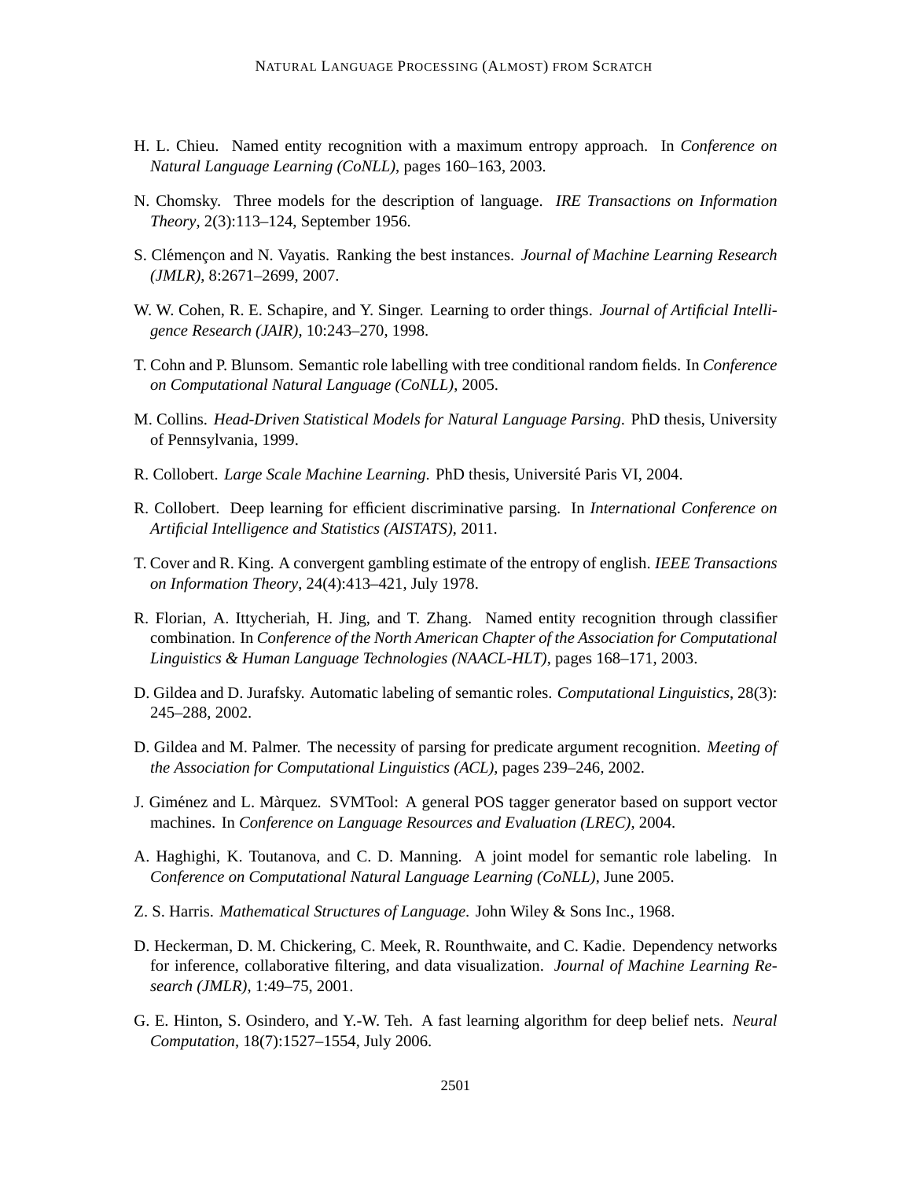H. L. Chieu. Named entity recognition with a maximum entropy approach. In *Conference on Natural Language Learning (CoNLL)*, pages 160–163, 2003.

N. Chomsky. Three models for the description of language. *IRE Transactions on Information Theory*, 2(3):113–124, September 1956.

S. Clémençon and N. Vayatis. Ranking the best instances. *Journal of Machine Learning Research (JMLR)*, 8:2671–2699, 2007.

W. W. Cohen, R. E. Schapire, and Y. Singer. Learning to order things. *Journal of Artificial Intelligence Research (JAIR)*, 10:243–270, 1998.

T. Cohn and P. Blunsom. Semantic role labelling with tree conditional random fields. In *Conference on Computational Natural Language (CoNLL)*, 2005.

M. Collins. *Head-Driven Statistical Models for Natural Language Parsing*. PhD thesis, University of Pennsylvania, 1999.

R. Collobert. *Large Scale Machine Learning*. PhD thesis, Université Paris VI, 2004.

R. Collobert. Deep learning for efficient discriminative parsing. In *International Conference on Artificial Intelligence and Statistics (AISTATS)*, 2011.

T. Cover and R. King. A convergent gambling estimate of the entropy of english. *IEEE Transactions on Information Theory*, 24(4):413–421, July 1978.

R. Florian, A. Ittycheriah, H. Jing, and T. Zhang. Named entity recognition through classifier combination. In *Conference of the North American Chapter of the Association for Computational Linguistics & Human Language Technologies (NAACL-HLT)*, pages 168–171, 2003.

D. Gildea and D. Jurafsky. Automatic labeling of semantic roles. *Computational Linguistics*, 28(3): 245–288, 2002.

D. Gildea and M. Palmer. The necessity of parsing for predicate argument recognition. *Meeting of the Association for Computational Linguistics (ACL)*, pages 239–246, 2002.

J. Giménez and L. Màrquez. SVMTool: A general POS tagger generator based on support vector machines. In *Conference on Language Resources and Evaluation (LREC)*, 2004.

A. Haghighi, K. Toutanova, and C. D. Manning. A joint model for semantic role labeling. In *Conference on Computational Natural Language Learning (CoNLL)*, June 2005.

Z. S. Harris. *Mathematical Structures of Language*. John Wiley & Sons Inc., 1968.

D. Heckerman, D. M. Chickering, C. Meek, R. Rounthwaite, and C. Kadie. Dependency networks for inference, collaborative filtering, and data visualization. *Journal of Machine Learning Research (JMLR)*, 1:49–75, 2001.

G. E. Hinton, S. Osindero, and Y.-W. Teh. A fast learning algorithm for deep belief nets. *Neural Computation*, 18(7):1527–1554, July 2006.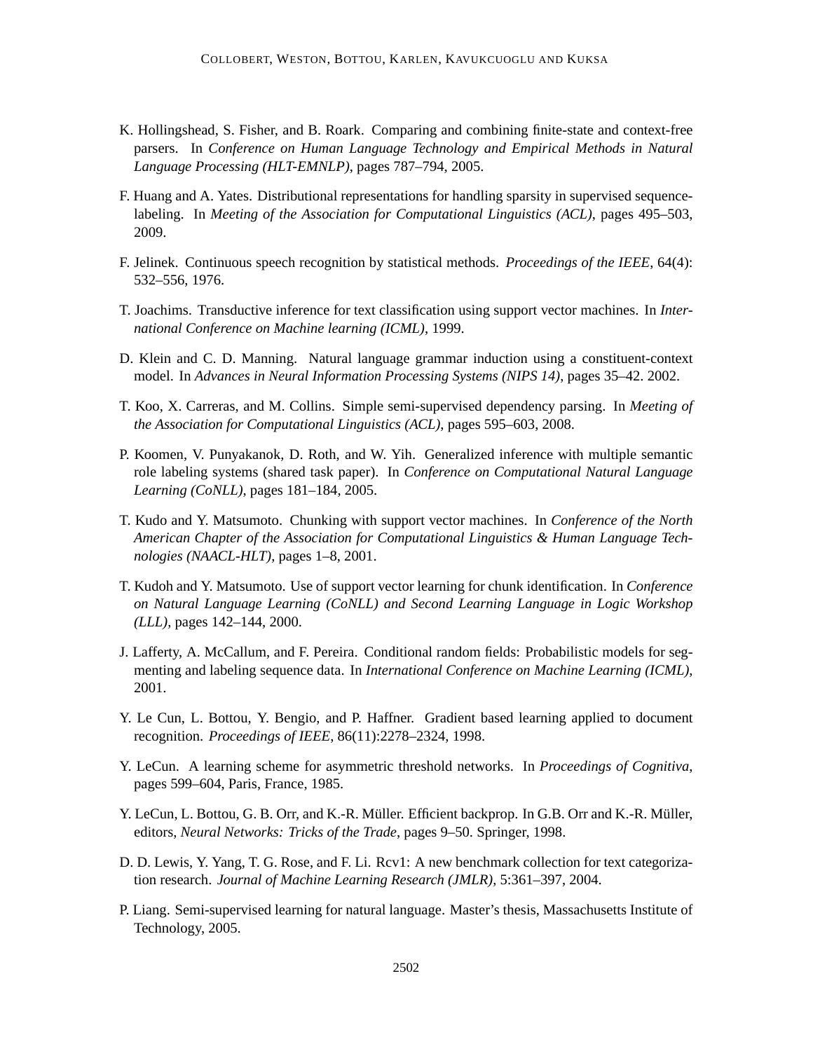K. Hollingshead, S. Fisher, and B. Roark. Comparing and combining finite-state and context-free parsers. In *Conference on Human Language Technology and Empirical Methods in Natural Language Processing (HLT-EMNLP)*, pages 787–794, 2005.

F. Huang and A. Yates. Distributional representations for handling sparsity in supervised sequence-labeling. In *Meeting of the Association for Computational Linguistics (ACL)*, pages 495–503, 2009.

F. Jelinek. Continuous speech recognition by statistical methods. *Proceedings of the IEEE*, 64(4): 532–556, 1976.

T. Joachims. Transductive inference for text classification using support vector machines. In *International Conference on Machine learning (ICML)*, 1999.

D. Klein and C. D. Manning. Natural language grammar induction using a constituent-context model. In *Advances in Neural Information Processing Systems (NIPS 14)*, pages 35–42. 2002.

T. Koo, X. Carreras, and M. Collins. Simple semi-supervised dependency parsing. In *Meeting of the Association for Computational Linguistics (ACL)*, pages 595–603, 2008.

P. Koomen, V. Punyakanok, D. Roth, and W. Yih. Generalized inference with multiple semantic role labeling systems (shared task paper). In *Conference on Computational Natural Language Learning (CoNLL)*, pages 181–184, 2005.

T. Kudo and Y. Matsumoto. Chunking with support vector machines. In *Conference of the North American Chapter of the Association for Computational Linguistics & Human Language Technologies (NAACL-HLT)*, pages 1–8, 2001.

T. Kudoh and Y. Matsumoto. Use of support vector learning for chunk identification. In *Conference on Natural Language Learning (CoNLL) and Second Learning Language in Logic Workshop (LLL)*, pages 142–144, 2000.

J. Lafferty, A. McCallum, and F. Pereira. Conditional random fields: Probabilistic models for segmenting and labeling sequence data. In *International Conference on Machine Learning (ICML)*, 2001.

Y. Le Cun, L. Bottou, Y. Bengio, and P. Haffner. Gradient based learning applied to document recognition. *Proceedings of IEEE*, 86(11):2278–2324, 1998.

Y. LeCun. A learning scheme for asymmetric threshold networks. In *Proceedings of Cognitiva*, pages 599–604, Paris, France, 1985.

Y. LeCun, L. Bottou, G. B. Orr, and K.-R. Müller. Efficient backprop. In G.B. Orr and K.-R. Müller, editors, *Neural Networks: Tricks of the Trade*, pages 9–50. Springer, 1998.

D. D. Lewis, Y. Yang, T. G. Rose, and F. Li. Rcv1: A new benchmark collection for text categorization research. *Journal of Machine Learning Research (JMLR)*, 5:361–397, 2004.

P. Liang. Semi-supervised learning for natural language. Master's thesis, Massachusetts Institute of Technology, 2005.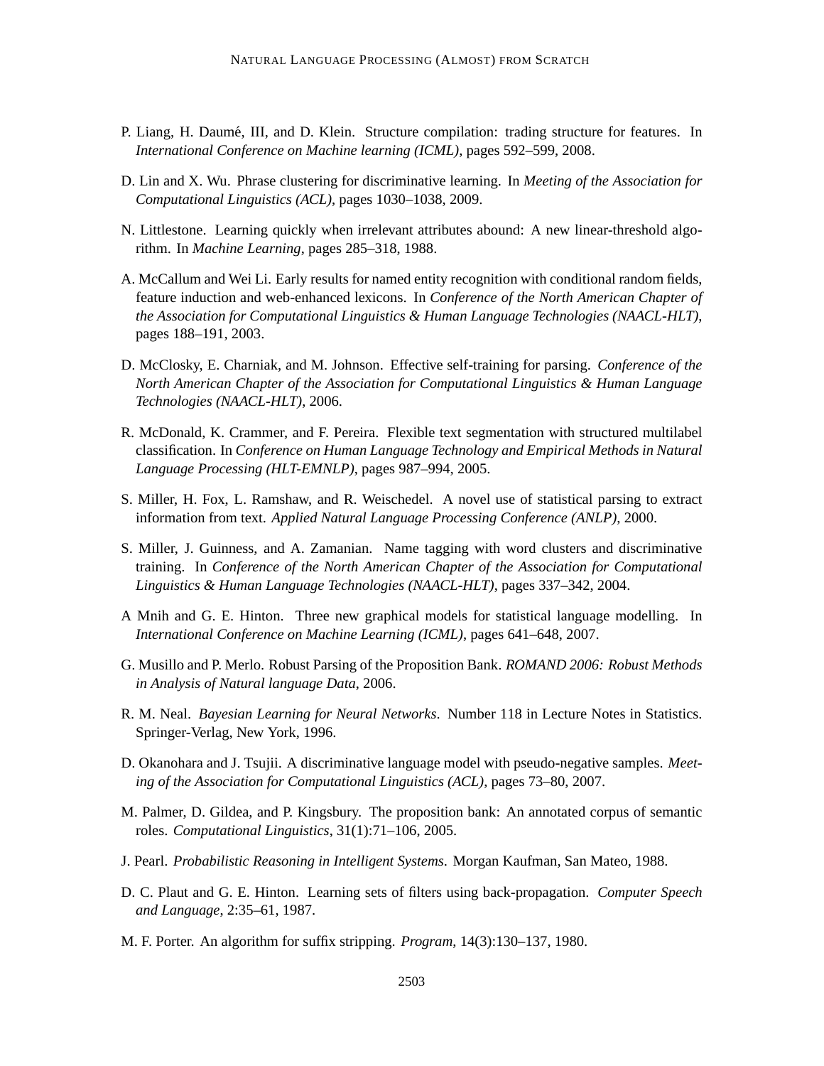P. Liang, H. Daumé, III, and D. Klein. Structure compilation: trading structure for features. In *International Conference on Machine learning (ICML)*, pages 592–599, 2008.

D. Lin and X. Wu. Phrase clustering for discriminative learning. In *Meeting of the Association for Computational Linguistics (ACL)*, pages 1030–1038, 2009.

N. Littlestone. Learning quickly when irrelevant attributes abound: A new linear-threshold algorithm. In *Machine Learning*, pages 285–318, 1988.

A. McCallum and Wei Li. Early results for named entity recognition with conditional random fields, feature induction and web-enhanced lexicons. In *Conference of the North American Chapter of the Association for Computational Linguistics & Human Language Technologies (NAACL-HLT)*, pages 188–191, 2003.

D. McClosky, E. Charniak, and M. Johnson. Effective self-training for parsing. *Conference of the North American Chapter of the Association for Computational Linguistics & Human Language Technologies (NAACL-HLT)*, 2006.

R. McDonald, K. Crammer, and F. Pereira. Flexible text segmentation with structured multilabel classification. In *Conference on Human Language Technology and Empirical Methods in Natural Language Processing (HLT-EMNLP)*, pages 987–994, 2005.

S. Miller, H. Fox, L. Ramshaw, and R. Weischedel. A novel use of statistical parsing to extract information from text. *Applied Natural Language Processing Conference (ANLP)*, 2000.

S. Miller, J. Guinness, and A. Zamanian. Name tagging with word clusters and discriminative training. In *Conference of the North American Chapter of the Association for Computational Linguistics & Human Language Technologies (NAACL-HLT)*, pages 337–342, 2004.

A Mnih and G. E. Hinton. Three new graphical models for statistical language modelling. In *International Conference on Machine Learning (ICML)*, pages 641–648, 2007.

G. Musillo and P. Merlo. Robust Parsing of the Proposition Bank. *ROMAND 2006: Robust Methods in Analysis of Natural language Data*, 2006.

R. M. Neal. *Bayesian Learning for Neural Networks*. Number 118 in Lecture Notes in Statistics. Springer-Verlag, New York, 1996.

D. Okanohara and J. Tsujii. A discriminative language model with pseudo-negative samples. *Meeting of the Association for Computational Linguistics (ACL)*, pages 73–80, 2007.

M. Palmer, D. Gildea, and P. Kingsbury. The proposition bank: An annotated corpus of semantic roles. *Computational Linguistics*, 31(1):71–106, 2005.

J. Pearl. *Probabilistic Reasoning in Intelligent Systems*. Morgan Kaufman, San Mateo, 1988.

D. C. Plaut and G. E. Hinton. Learning sets of filters using back-propagation. *Computer Speech and Language*, 2:35–61, 1987.

M. F. Porter. An algorithm for suffix stripping. *Program*, 14(3):130–137, 1980.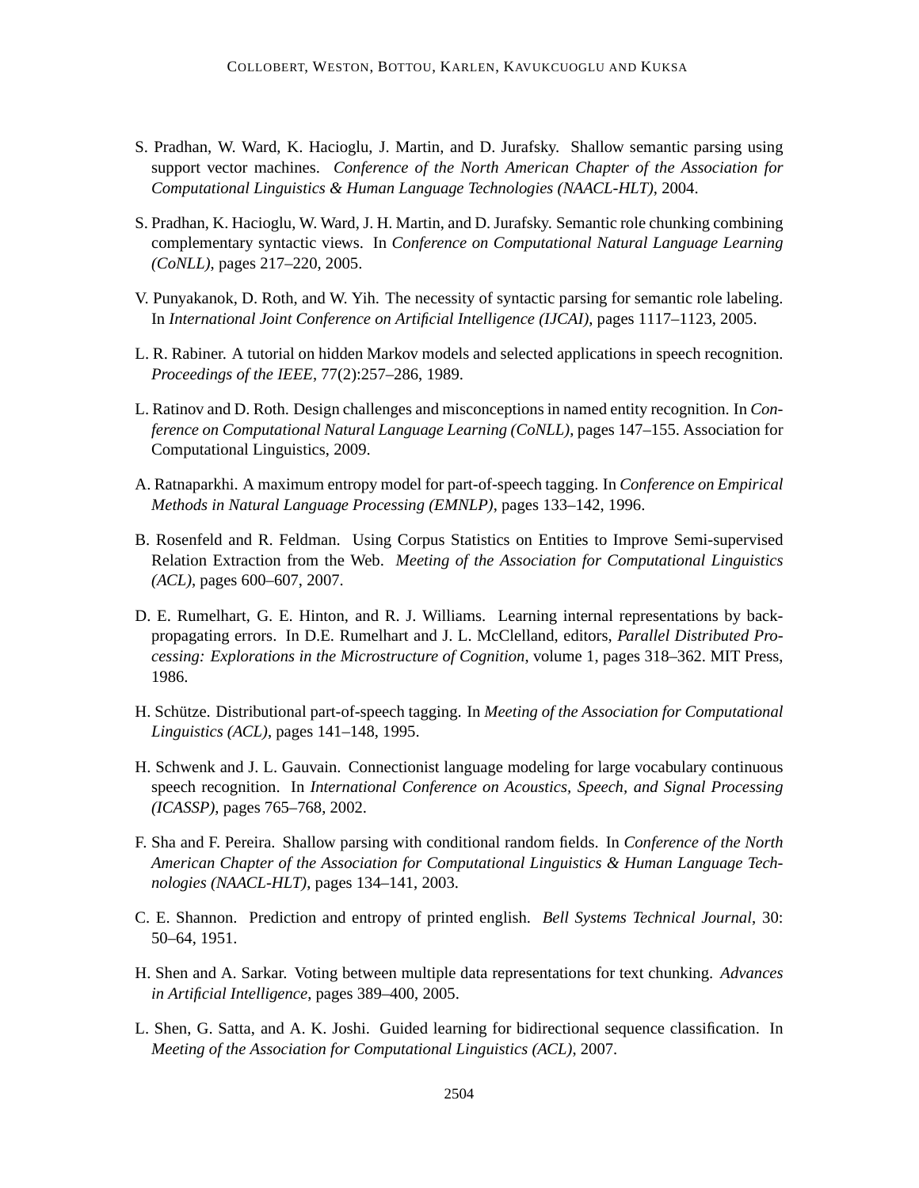S. Pradhan, W. Ward, K. Hacioglu, J. Martin, and D. Jurafsky. Shallow semantic parsing using support vector machines. *Conference of the North American Chapter of the Association for Computational Linguistics & Human Language Technologies (NAACL-HLT)*, 2004.

S. Pradhan, K. Hacioglu, W. Ward, J. H. Martin, and D. Jurafsky. Semantic role chunking combining complementary syntactic views. In *Conference on Computational Natural Language Learning (CoNLL)*, pages 217–220, 2005.

V. Punyakanok, D. Roth, and W. Yih. The necessity of syntactic parsing for semantic role labeling. In *International Joint Conference on Artificial Intelligence (IJCAI)*, pages 1117–1123, 2005.

L. R. Rabiner. A tutorial on hidden Markov models and selected applications in speech recognition. *Proceedings of the IEEE*, 77(2):257–286, 1989.

L. Ratinov and D. Roth. Design challenges and misconceptions in named entity recognition. In *Conference on Computational Natural Language Learning (CoNLL)*, pages 147–155. Association for Computational Linguistics, 2009.

A. Ratnaparkhi. A maximum entropy model for part-of-speech tagging. In *Conference on Empirical Methods in Natural Language Processing (EMNLP)*, pages 133–142, 1996.

B. Rosenfeld and R. Feldman. Using Corpus Statistics on Entities to Improve Semi-supervised Relation Extraction from the Web. *Meeting of the Association for Computational Linguistics (ACL)*, pages 600–607, 2007.

D. E. Rumelhart, G. E. Hinton, and R. J. Williams. Learning internal representations by back-propagating errors. In D.E. Rumelhart and J. L. McClelland, editors, *Parallel Distributed Processing: Explorations in the Microstructure of Cognition*, volume 1, pages 318–362. MIT Press, 1986.

H. Schütze. Distributional part-of-speech tagging. In *Meeting of the Association for Computational Linguistics (ACL)*, pages 141–148, 1995.

H. Schwenk and J. L. Gauvain. Connectionist language modeling for large vocabulary continuous speech recognition. In *International Conference on Acoustics, Speech, and Signal Processing (ICASSP)*, pages 765–768, 2002.

F. Sha and F. Pereira. Shallow parsing with conditional random fields. In *Conference of the North American Chapter of the Association for Computational Linguistics & Human Language Technologies (NAACL-HLT)*, pages 134–141, 2003.

C. E. Shannon. Prediction and entropy of printed english. *Bell Systems Technical Journal*, 30: 50–64, 1951.

H. Shen and A. Sarkar. Voting between multiple data representations for text chunking. *Advances in Artificial Intelligence*, pages 389–400, 2005.

L. Shen, G. Satta, and A. K. Joshi. Guided learning for bidirectional sequence classification. In *Meeting of the Association for Computational Linguistics (ACL)*, 2007.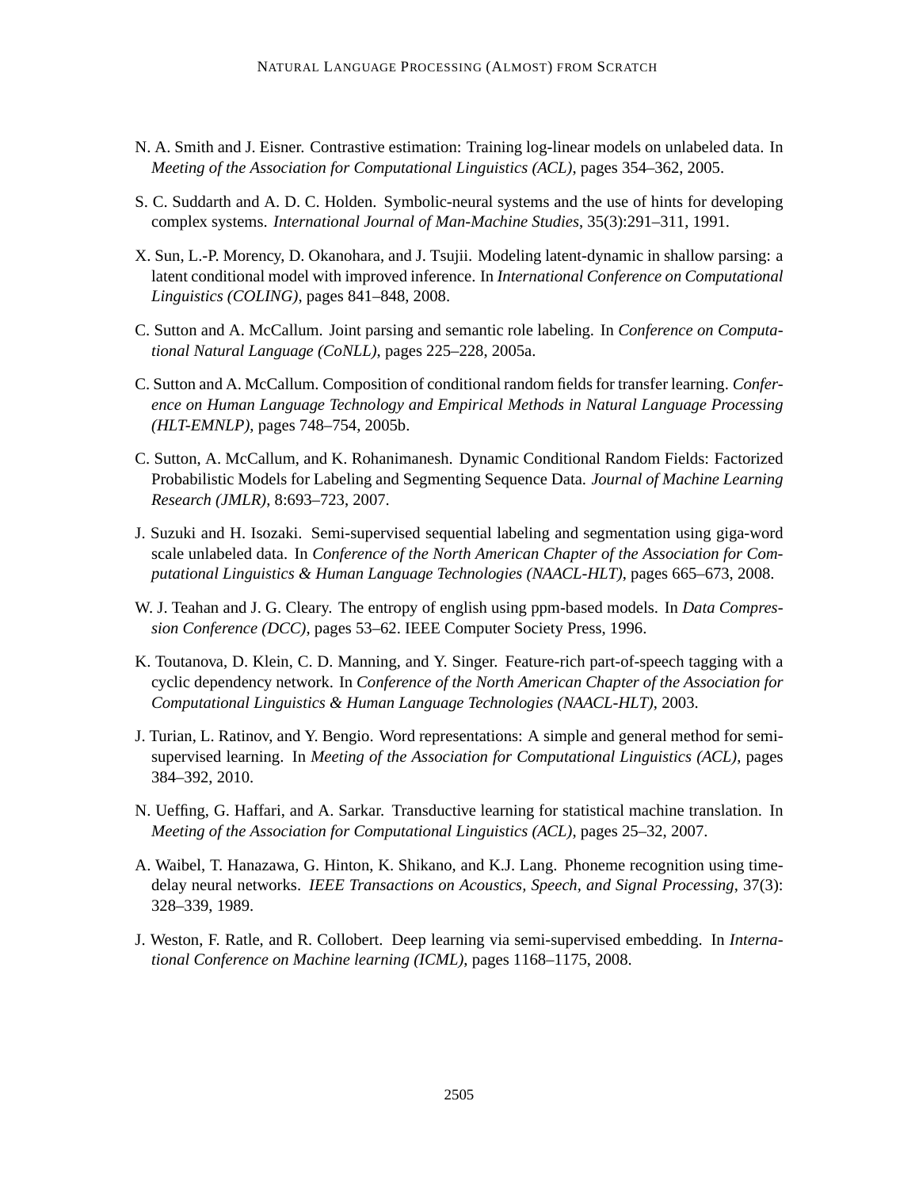N. A. Smith and J. Eisner. Contrastive estimation: Training log-linear models on unlabeled data. In *Meeting of the Association for Computational Linguistics (ACL)*, pages 354–362, 2005.

S. C. Suddarth and A. D. C. Holden. Symbolic-neural systems and the use of hints for developing complex systems. *International Journal of Man-Machine Studies*, 35(3):291–311, 1991.

X. Sun, L.-P. Morency, D. Okanohara, and J. Tsujii. Modeling latent-dynamic in shallow parsing: a latent conditional model with improved inference. In *International Conference on Computational Linguistics (COLING)*, pages 841–848, 2008.

C. Sutton and A. McCallum. Joint parsing and semantic role labeling. In *Conference on Computational Natural Language (CoNLL)*, pages 225–228, 2005a.

C. Sutton and A. McCallum. Composition of conditional random fields for transfer learning. *Conference on Human Language Technology and Empirical Methods in Natural Language Processing (HLT-EMNLP)*, pages 748–754, 2005b.

C. Sutton, A. McCallum, and K. Rohanimanesh. Dynamic Conditional Random Fields: Factorized Probabilistic Models for Labeling and Segmenting Sequence Data. *Journal of Machine Learning Research (JMLR)*, 8:693–723, 2007.

J. Suzuki and H. Isozaki. Semi-supervised sequential labeling and segmentation using giga-word scale unlabeled data. In *Conference of the North American Chapter of the Association for Computational Linguistics & Human Language Technologies (NAACL-HLT)*, pages 665–673, 2008.

W. J. Teahan and J. G. Cleary. The entropy of english using ppm-based models. In *Data Compression Conference (DCC)*, pages 53–62. IEEE Computer Society Press, 1996.

K. Toutanova, D. Klein, C. D. Manning, and Y. Singer. Feature-rich part-of-speech tagging with a cyclic dependency network. In *Conference of the North American Chapter of the Association for Computational Linguistics & Human Language Technologies (NAACL-HLT)*, 2003.

J. Turian, L. Ratinov, and Y. Bengio. Word representations: A simple and general method for semi-supervised learning. In *Meeting of the Association for Computational Linguistics (ACL)*, pages 384–392, 2010.

N. Ueffing, G. Haffari, and A. Sarkar. Transductive learning for statistical machine translation. In *Meeting of the Association for Computational Linguistics (ACL)*, pages 25–32, 2007.

A. Waibel, T. Hanazawa, G. Hinton, K. Shikano, and K.J. Lang. Phoneme recognition using time-delay neural networks. *IEEE Transactions on Acoustics, Speech, and Signal Processing*, 37(3): 328–339, 1989.

J. Weston, F. Ratle, and R. Collobert. Deep learning via semi-supervised embedding. In *International Conference on Machine learning (ICML)*, pages 1168–1175, 2008.